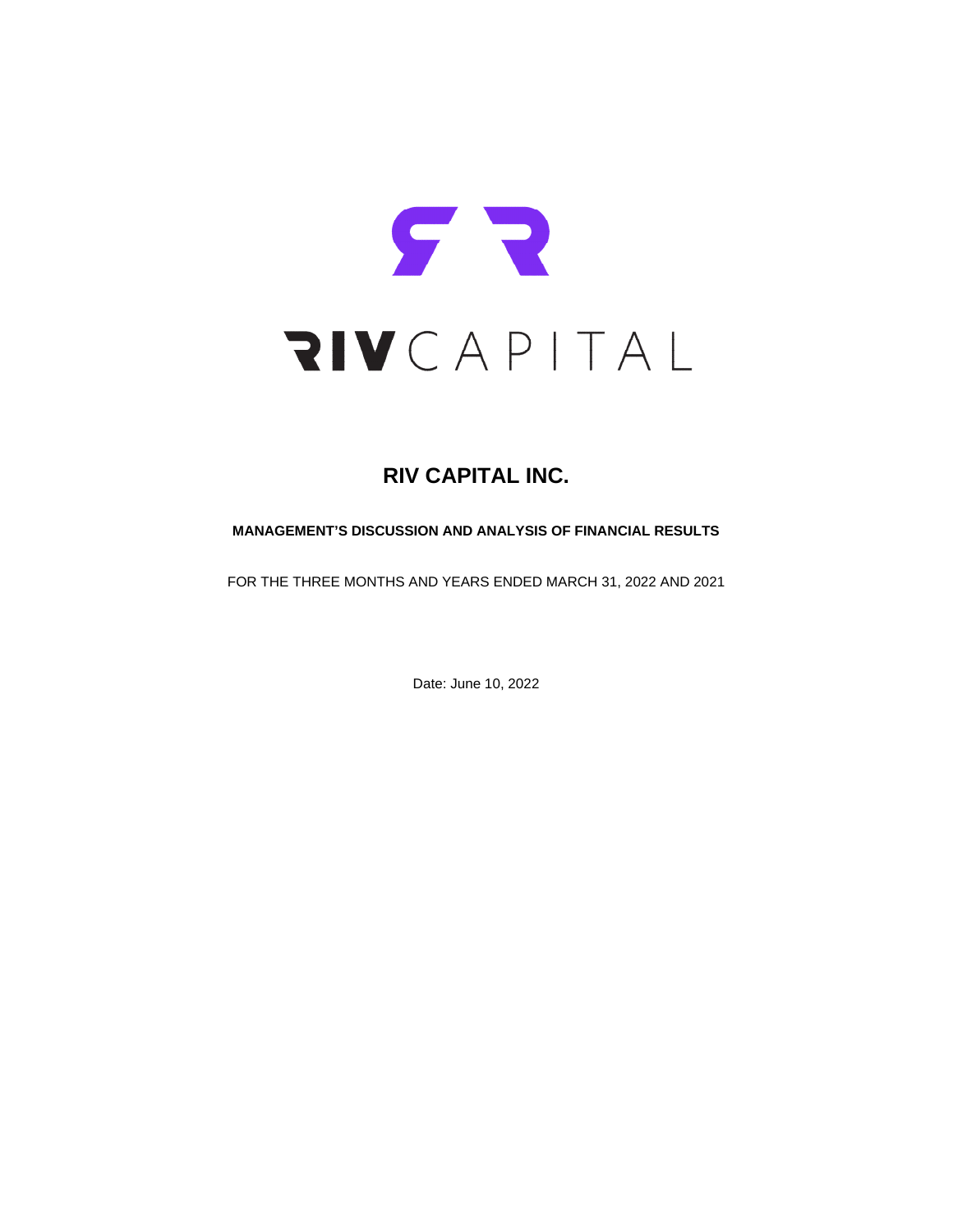# RIV CAPITAL INC.

**MANAGEMENT'S DISCUSSION AND ANALYSIS OF FINANCIAL RESULTS**

FOR THE THREE MONTHS AND YEARS ENDED MARCH 31, 2022 AND 2021

Date: June 10, 2022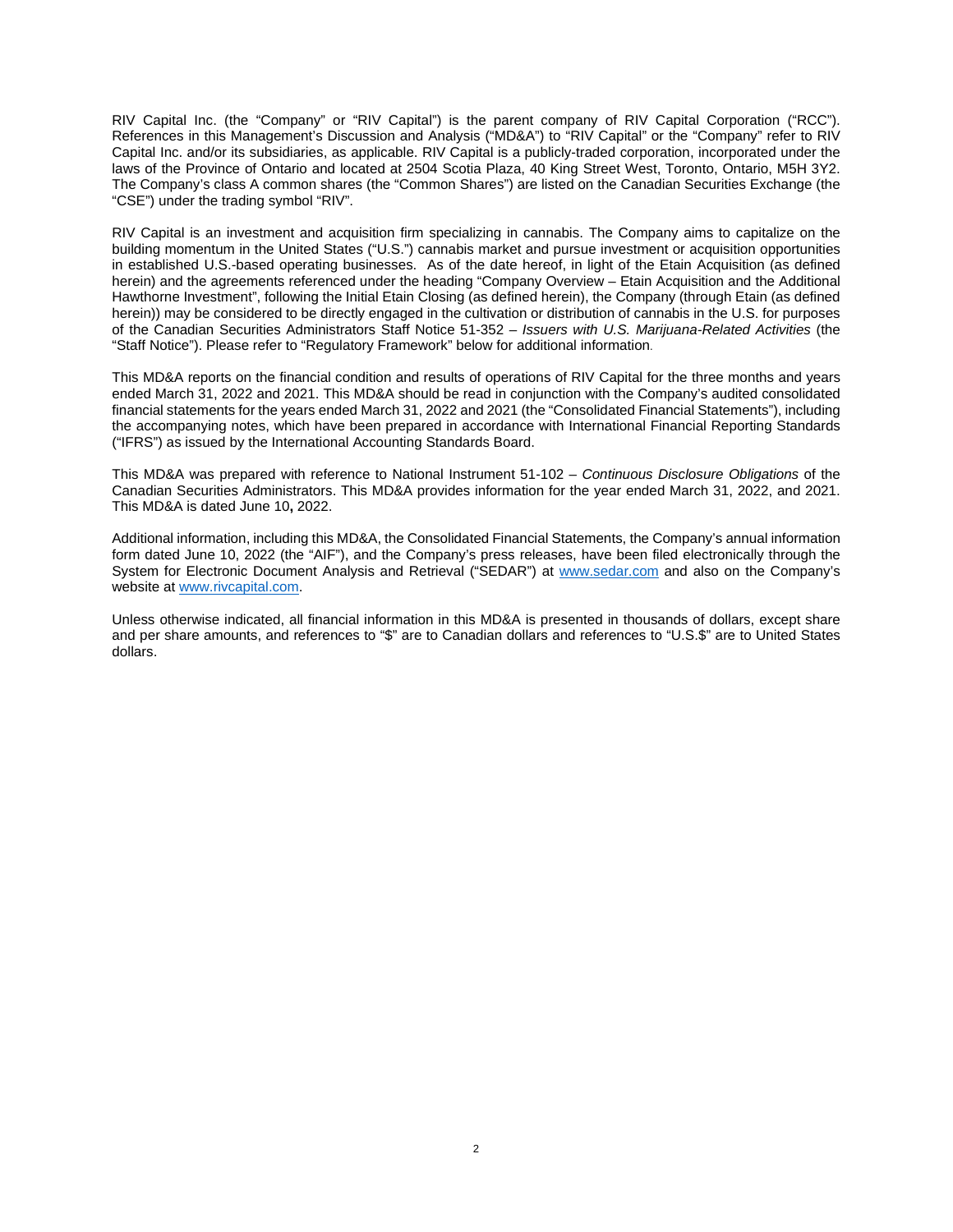RIV Capital Inc. (the "Company" or "RIV Capital") is the parent company of RIV Capital Corporation ("RCC"). References in this Management's Discussion and Analysis ("MD&A") to "RIV Capital" or the "Company" refer to RIV Capital Inc. and/or its subsidiaries, as applicable. RIV Capital is a publicly-traded corporation, incorporated under the laws of the Province of Ontario and located at 2504 Scotia Plaza, 40 King Street West, Toronto, Ontario, M5H 3Y2. The Company's class A common shares (the "Common Shares") are listed on the Canadian Securities Exchange (the "CSE") under the trading symbol "RIV".

RIV Capital is an investment and acquisition firm specializing in cannabis. The Company aims to capitalize on the building momentum in the United States ("U.S.") cannabis market and pursue investment or acquisition opportunities in established U.S.-based operating businesses. As of the date hereof, in light of the Etain Acquisition (as defined herein) and the agreements referenced under the heading "Company Overview – Etain Acquisition and the Additional Hawthorne Investment", following the Initial Etain Closing (as defined herein), the Company (through Etain (as defined herein)) may be considered to be directly engaged in the cultivation or distribution of cannabis in the U.S. for purposes of the Canadian Securities Administrators Staff Notice 51-352 – *Issuers with U.S. Marijuana-Related Activities* (the "Staff Notice"). Please refer to "Regulatory Framework" below for additional information.

This MD&A reports on the financial condition and results of operations of RIV Capital for the three months and years ended March 31, 2022 and 2021. This MD&A should be read in conjunction with the Company's audited consolidated financial statements for the years ended March 31, 2022 and 2021 (the "Consolidated Financial Statements"), including the accompanying notes, which have been prepared in accordance with International Financial Reporting Standards ("IFRS") as issued by the International Accounting Standards Board.

This MD&A was prepared with reference to National Instrument 51-102 – *Continuous Disclosure Obligations* of the Canadian Securities Administrators. This MD&A provides information for the year ended March 31, 2022, and 2021. This MD&A is dated June 10**,** 2022.

Additional information, including this MD&A, the Consolidated Financial Statements, the Company's annual information form dated June 10, 2022 (the "AIF"), and the Company's press releases, have been filed electronically through the System for Electronic Document Analysis and Retrieval ("SEDAR") at [www.sedar.com](http://www.sedar.com) and also on the Company's website at [www.rivcapital.com](http://www.rivcapital.com).

Unless otherwise indicated, all financial information in this MD&A is presented in thousands of dollars, except share and per share amounts, and references to "$" are to Canadian dollars and references to "U.S.$" are to United States dollars.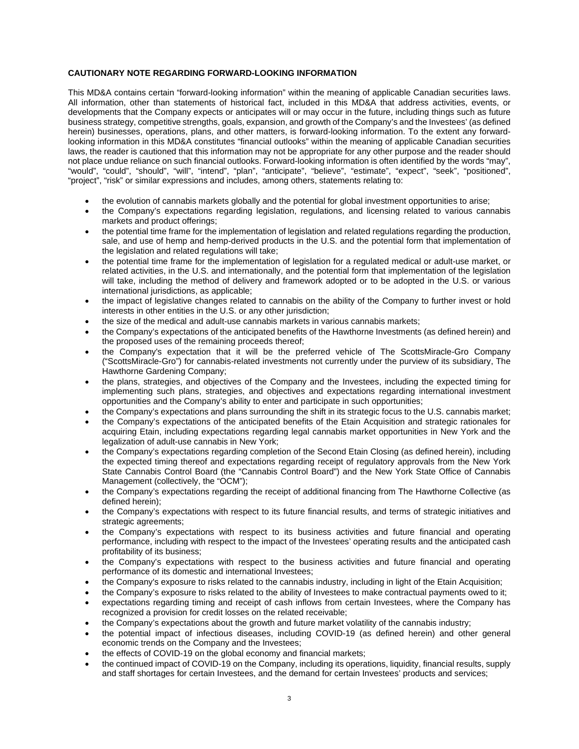**CAUTIONARY NOTE REGARDING FORWARD-LOOKING INFORMATION**

This MD&A contains certain "forward-looking information" within the meaning of applicable Canadian securities laws. All information, other than statements of historical fact, included in this MD&A that address activities, events, or developments that the Company expects or anticipates will or may occur in the future, including things such as future business strategy, competitive strengths, goals, expansion, and growth of the Company's and the Investees' (as defined herein) businesses, operations, plans, and other matters, is forward-looking information. To the extent any forward-looking information in this MD&A constitutes "financial outlooks" within the meaning of applicable Canadian securities laws, the reader is cautioned that this information may not be appropriate for any other purpose and the reader should not place undue reliance on such financial outlooks. Forward-looking information is often identified by the words "may", "would", "could", "should", "will", "intend", "plan", "anticipate", "believe", "estimate", "expect", "seek", "positioned", "project", "risk" or similar expressions and includes, among others, statements relating to:

- the evolution of cannabis markets globally and the potential for global investment opportunities to arise;
- the Company's expectations regarding legislation, regulations, and licensing related to various cannabis markets and product offerings;
- the potential time frame for the implementation of legislation and related regulations regarding the production, sale, and use of hemp and hemp-derived products in the U.S. and the potential form that implementation of the legislation and related regulations will take;
- the potential time frame for the implementation of legislation for a regulated medical or adult-use market, or related activities, in the U.S. and internationally, and the potential form that implementation of the legislation will take, including the method of delivery and framework adopted or to be adopted in the U.S. or various international jurisdictions, as applicable;
- the impact of legislative changes related to cannabis on the ability of the Company to further invest or hold interests in other entities in the U.S. or any other jurisdiction;
- the size of the medical and adult-use cannabis markets in various cannabis markets;
- the Company's expectations of the anticipated benefits of the Hawthorne Investments (as defined herein) and the proposed uses of the remaining proceeds thereof;
- the Company's expectation that it will be the preferred vehicle of The ScottsMiracle-Gro Company ("ScottsMiracle-Gro") for cannabis-related investments not currently under the purview of its subsidiary, The Hawthorne Gardening Company;
- the plans, strategies, and objectives of the Company and the Investees, including the expected timing for implementing such plans, strategies, and objectives and expectations regarding international investment opportunities and the Company's ability to enter and participate in such opportunities;
- the Company's expectations and plans surrounding the shift in its strategic focus to the U.S. cannabis market;
- the Company's expectations of the anticipated benefits of the Etain Acquisition and strategic rationales for acquiring Etain, including expectations regarding legal cannabis market opportunities in New York and the legalization of adult-use cannabis in New York;
- the Company's expectations regarding completion of the Second Etain Closing (as defined herein), including the expected timing thereof and expectations regarding receipt of regulatory approvals from the New York State Cannabis Control Board (the "Cannabis Control Board") and the New York State Office of Cannabis Management (collectively, the "OCM");
- the Company's expectations regarding the receipt of additional financing from The Hawthorne Collective (as defined herein);
- the Company's expectations with respect to its future financial results, and terms of strategic initiatives and strategic agreements;
- the Company's expectations with respect to its business activities and future financial and operating performance, including with respect to the impact of the Investees' operating results and the anticipated cash profitability of its business;
- the Company's expectations with respect to the business activities and future financial and operating performance of its domestic and international Investees;
- the Company's exposure to risks related to the cannabis industry, including in light of the Etain Acquisition;
- the Company's exposure to risks related to the ability of Investees to make contractual payments owed to it;
- expectations regarding timing and receipt of cash inflows from certain Investees, where the Company has recognized a provision for credit losses on the related receivable;
- the Company's expectations about the growth and future market volatility of the cannabis industry;
- the potential impact of infectious diseases, including COVID-19 (as defined herein) and other general economic trends on the Company and the Investees;
- the effects of COVID-19 on the global economy and financial markets;
- the continued impact of COVID-19 on the Company, including its operations, liquidity, financial results, supply and staff shortages for certain Investees, and the demand for certain Investees' products and services;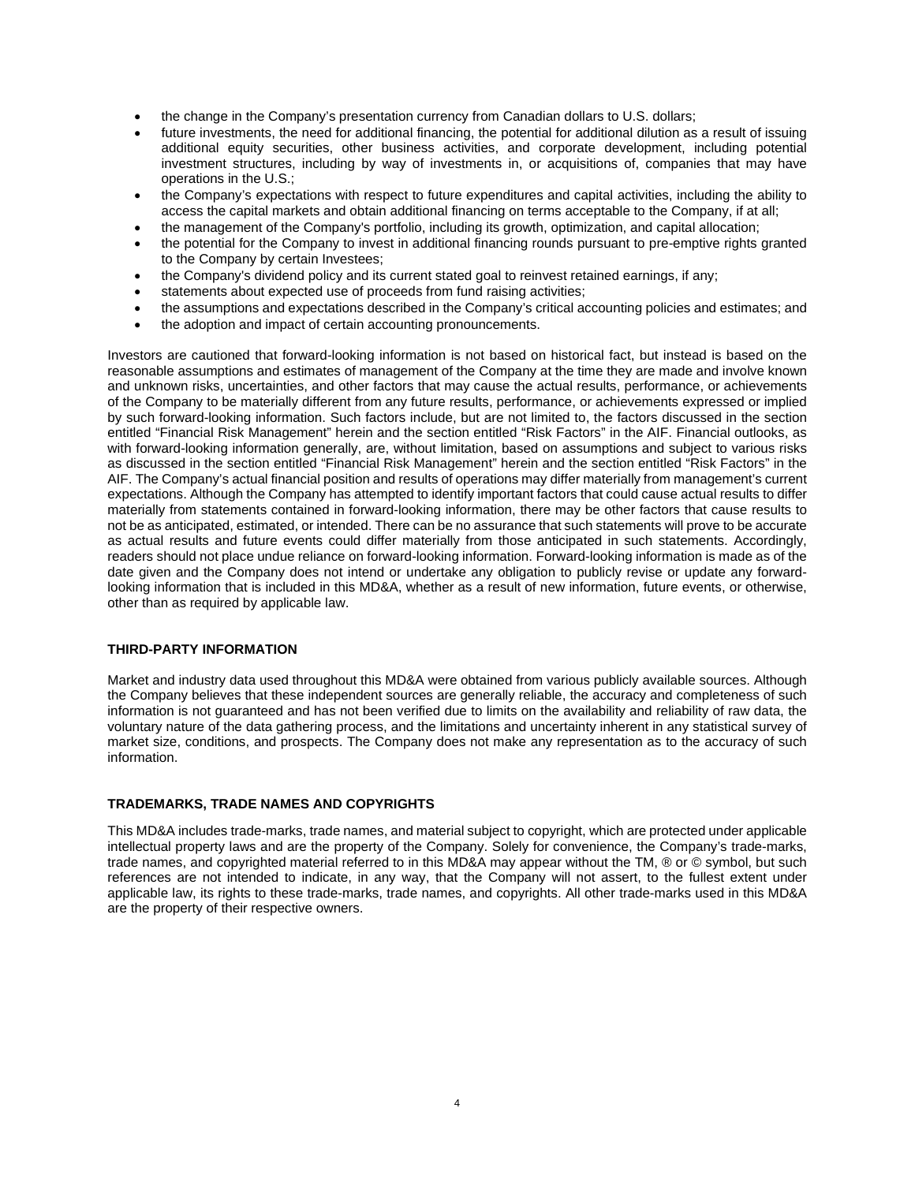- the change in the Company's presentation currency from Canadian dollars to U.S. dollars;
- future investments, the need for additional financing, the potential for additional dilution as a result of issuing additional equity securities, other business activities, and corporate development, including potential investment structures, including by way of investments in, or acquisitions of, companies that may have operations in the U.S.;
- the Company's expectations with respect to future expenditures and capital activities, including the ability to access the capital markets and obtain additional financing on terms acceptable to the Company, if at all;
- the management of the Company's portfolio, including its growth, optimization, and capital allocation;
- the potential for the Company to invest in additional financing rounds pursuant to pre-emptive rights granted to the Company by certain Investees;
- the Company's dividend policy and its current stated goal to reinvest retained earnings, if any;
- statements about expected use of proceeds from fund raising activities;
- the assumptions and expectations described in the Company's critical accounting policies and estimates; and
- the adoption and impact of certain accounting pronouncements.

Investors are cautioned that forward-looking information is not based on historical fact, but instead is based on the reasonable assumptions and estimates of management of the Company at the time they are made and involve known and unknown risks, uncertainties, and other factors that may cause the actual results, performance, or achievements of the Company to be materially different from any future results, performance, or achievements expressed or implied by such forward-looking information. Such factors include, but are not limited to, the factors discussed in the section entitled "Financial Risk Management" herein and the section entitled "Risk Factors" in the AIF. Financial outlooks, as with forward-looking information generally, are, without limitation, based on assumptions and subject to various risks as discussed in the section entitled "Financial Risk Management" herein and the section entitled "Risk Factors" in the AIF. The Company's actual financial position and results of operations may differ materially from management's current expectations. Although the Company has attempted to identify important factors that could cause actual results to differ materially from statements contained in forward-looking information, there may be other factors that cause results to not be as anticipated, estimated, or intended. There can be no assurance that such statements will prove to be accurate as actual results and future events could differ materially from those anticipated in such statements. Accordingly, readers should not place undue reliance on forward-looking information. Forward-looking information is made as of the date given and the Company does not intend or undertake any obligation to publicly revise or update any forward-looking information that is included in this MD&A, whether as a result of new information, future events, or otherwise, other than as required by applicable law.

## THIRD-PARTY INFORMATION

Market and industry data used throughout this MD&A were obtained from various publicly available sources. Although the Company believes that these independent sources are generally reliable, the accuracy and completeness of such information is not guaranteed and has not been verified due to limits on the availability and reliability of raw data, the voluntary nature of the data gathering process, and the limitations and uncertainty inherent in any statistical survey of market size, conditions, and prospects. The Company does not make any representation as to the accuracy of such information.

## TRADEMARKS, TRADE NAMES AND COPYRIGHTS

This MD&A includes trade-marks, trade names, and material subject to copyright, which are protected under applicable intellectual property laws and are the property of the Company. Solely for convenience, the Company's trade-marks, trade names, and copyrighted material referred to in this MD&A may appear without the TM, ® or © symbol, but such references are not intended to indicate, in any way, that the Company will not assert, to the fullest extent under applicable law, its rights to these trade-marks, trade names, and copyrights. All other trade-marks used in this MD&A are the property of their respective owners.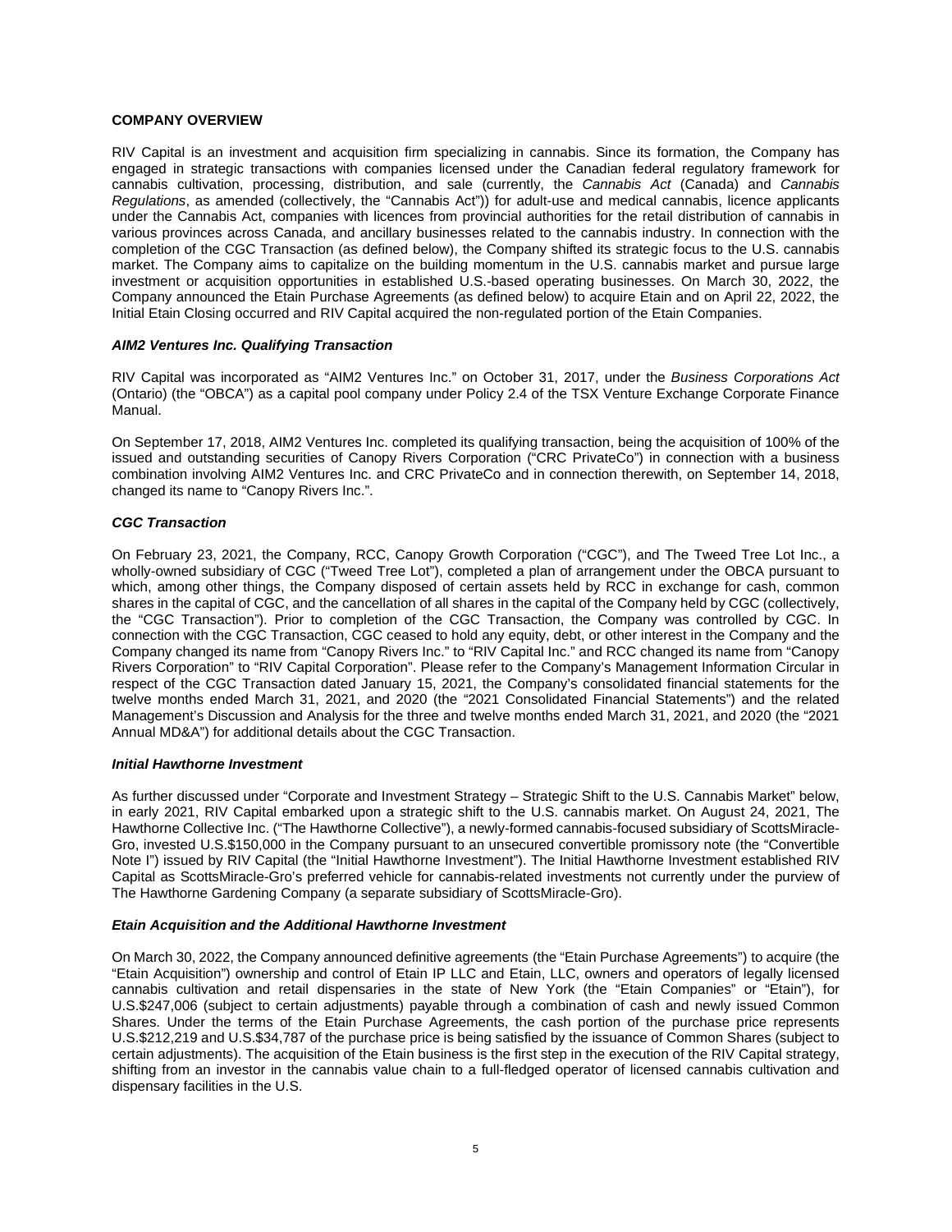## COMPANY OVERVIEW

RIV Capital is an investment and acquisition firm specializing in cannabis. Since its formation, the Company has engaged in strategic transactions with companies licensed under the Canadian federal regulatory framework for cannabis cultivation, processing, distribution, and sale (currently, the *Cannabis Act* (Canada) and *Cannabis Regulations*, as amended (collectively, the "Cannabis Act")) for adult-use and medical cannabis, licence applicants under the Cannabis Act, companies with licences from provincial authorities for the retail distribution of cannabis in various provinces across Canada, and ancillary businesses related to the cannabis industry. In connection with the completion of the CGC Transaction (as defined below), the Company shifted its strategic focus to the U.S. cannabis market. The Company aims to capitalize on the building momentum in the U.S. cannabis market and pursue large investment or acquisition opportunities in established U.S.-based operating businesses. On March 30, 2022, the Company announced the Etain Purchase Agreements (as defined below) to acquire Etain and on April 22, 2022, the Initial Etain Closing occurred and RIV Capital acquired the non-regulated portion of the Etain Companies.

### *AIM2 Ventures Inc. Qualifying Transaction*

RIV Capital was incorporated as "AIM2 Ventures Inc." on October 31, 2017, under the *Business Corporations Act* (Ontario) (the "OBCA") as a capital pool company under Policy 2.4 of the TSX Venture Exchange Corporate Finance Manual.

On September 17, 2018, AIM2 Ventures Inc. completed its qualifying transaction, being the acquisition of 100% of the issued and outstanding securities of Canopy Rivers Corporation ("CRC PrivateCo") in connection with a business combination involving AIM2 Ventures Inc. and CRC PrivateCo and in connection therewith, on September 14, 2018, changed its name to "Canopy Rivers Inc.".

### *CGC Transaction*

On February 23, 2021, the Company, RCC, Canopy Growth Corporation ("CGC"), and The Tweed Tree Lot Inc., a wholly-owned subsidiary of CGC ("Tweed Tree Lot"), completed a plan of arrangement under the OBCA pursuant to which, among other things, the Company disposed of certain assets held by RCC in exchange for cash, common shares in the capital of CGC, and the cancellation of all shares in the capital of the Company held by CGC (collectively, the "CGC Transaction"). Prior to completion of the CGC Transaction, the Company was controlled by CGC. In connection with the CGC Transaction, CGC ceased to hold any equity, debt, or other interest in the Company and the Company changed its name from "Canopy Rivers Inc." to "RIV Capital Inc." and RCC changed its name from "Canopy Rivers Corporation" to "RIV Capital Corporation". Please refer to the Company's Management Information Circular in respect of the CGC Transaction dated January 15, 2021, the Company's consolidated financial statements for the twelve months ended March 31, 2021, and 2020 (the "2021 Consolidated Financial Statements") and the related Management's Discussion and Analysis for the three and twelve months ended March 31, 2021, and 2020 (the "2021 Annual MD&A") for additional details about the CGC Transaction.

### *Initial Hawthorne Investment*

As further discussed under "Corporate and Investment Strategy – Strategic Shift to the U.S. Cannabis Market" below, in early 2021, RIV Capital embarked upon a strategic shift to the U.S. cannabis market. On August 24, 2021, The Hawthorne Collective Inc. ("The Hawthorne Collective"), a newly-formed cannabis-focused subsidiary of ScottsMiracle-Gro, invested U.S.$150,000 in the Company pursuant to an unsecured convertible promissory note (the "Convertible Note I") issued by RIV Capital (the "Initial Hawthorne Investment"). The Initial Hawthorne Investment established RIV Capital as ScottsMiracle-Gro's preferred vehicle for cannabis-related investments not currently under the purview of The Hawthorne Gardening Company (a separate subsidiary of ScottsMiracle-Gro).

### *Etain Acquisition and the Additional Hawthorne Investment*

On March 30, 2022, the Company announced definitive agreements (the "Etain Purchase Agreements") to acquire (the "Etain Acquisition") ownership and control of Etain IP LLC and Etain, LLC, owners and operators of legally licensed cannabis cultivation and retail dispensaries in the state of New York (the "Etain Companies" or "Etain"), for U.S.$247,006 (subject to certain adjustments) payable through a combination of cash and newly issued Common Shares. Under the terms of the Etain Purchase Agreements, the cash portion of the purchase price represents U.S.$212,219 and U.S.$34,787 of the purchase price is being satisfied by the issuance of Common Shares (subject to certain adjustments). The acquisition of the Etain business is the first step in the execution of the RIV Capital strategy, shifting from an investor in the cannabis value chain to a full-fledged operator of licensed cannabis cultivation and dispensary facilities in the U.S.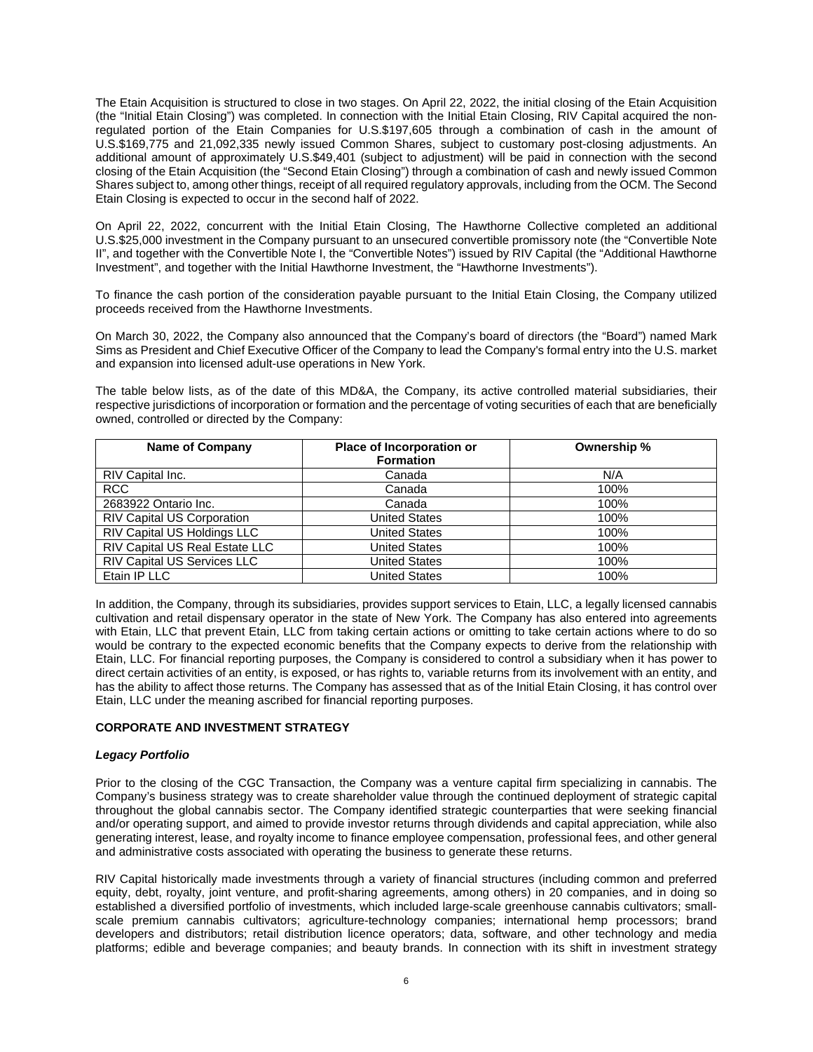The Etain Acquisition is structured to close in two stages. On April 22, 2022, the initial closing of the Etain Acquisition (the "Initial Etain Closing") was completed. In connection with the Initial Etain Closing, RIV Capital acquired the non-regulated portion of the Etain Companies for U.S.$197,605 through a combination of cash in the amount of U.S.$169,775 and 21,092,335 newly issued Common Shares, subject to customary post-closing adjustments. An additional amount of approximately U.S.$49,401 (subject to adjustment) will be paid in connection with the second closing of the Etain Acquisition (the "Second Etain Closing") through a combination of cash and newly issued Common Shares subject to, among other things, receipt of all required regulatory approvals, including from the OCM. The Second Etain Closing is expected to occur in the second half of 2022.

On April 22, 2022, concurrent with the Initial Etain Closing, The Hawthorne Collective completed an additional U.S.$25,000 investment in the Company pursuant to an unsecured convertible promissory note (the "Convertible Note II", and together with the Convertible Note I, the "Convertible Notes") issued by RIV Capital (the "Additional Hawthorne Investment", and together with the Initial Hawthorne Investment, the "Hawthorne Investments").

To finance the cash portion of the consideration payable pursuant to the Initial Etain Closing, the Company utilized proceeds received from the Hawthorne Investments.

On March 30, 2022, the Company also announced that the Company's board of directors (the "Board") named Mark Sims as President and Chief Executive Officer of the Company to lead the Company's formal entry into the U.S. market and expansion into licensed adult-use operations in New York.

The table below lists, as of the date of this MD&A, the Company, its active controlled material subsidiaries, their respective jurisdictions of incorporation or formation and the percentage of voting securities of each that are beneficially owned, controlled or directed by the Company:

| Name of Company | Place of Incorporation or Formation | Ownership % |
|---|---|---|
| RIV Capital Inc. | Canada | N/A |
| RCC | Canada | 100% |
| 2683922 Ontario Inc. | Canada | 100% |
| RIV Capital US Corporation | United States | 100% |
| RIV Capital US Holdings LLC | United States | 100% |
| RIV Capital US Real Estate LLC | United States | 100% |
| RIV Capital US Services LLC | United States | 100% |
| Etain IP LLC | United States | 100% |

In addition, the Company, through its subsidiaries, provides support services to Etain, LLC, a legally licensed cannabis cultivation and retail dispensary operator in the state of New York. The Company has also entered into agreements with Etain, LLC that prevent Etain, LLC from taking certain actions or omitting to take certain actions where to do so would be contrary to the expected economic benefits that the Company expects to derive from the relationship with Etain, LLC. For financial reporting purposes, the Company is considered to control a subsidiary when it has power to direct certain activities of an entity, is exposed, or has rights to, variable returns from its involvement with an entity, and has the ability to affect those returns. The Company has assessed that as of the Initial Etain Closing, it has control over Etain, LLC under the meaning ascribed for financial reporting purposes.

## CORPORATE AND INVESTMENT STRATEGY

### *Legacy Portfolio*

Prior to the closing of the CGC Transaction, the Company was a venture capital firm specializing in cannabis. The Company's business strategy was to create shareholder value through the continued deployment of strategic capital throughout the global cannabis sector. The Company identified strategic counterparties that were seeking financial and/or operating support, and aimed to provide investor returns through dividends and capital appreciation, while also generating interest, lease, and royalty income to finance employee compensation, professional fees, and other general and administrative costs associated with operating the business to generate these returns.

RIV Capital historically made investments through a variety of financial structures (including common and preferred equity, debt, royalty, joint venture, and profit-sharing agreements, among others) in 20 companies, and in doing so established a diversified portfolio of investments, which included large-scale greenhouse cannabis cultivators; small-scale premium cannabis cultivators; agriculture-technology companies; international hemp processors; brand developers and distributors; retail distribution licence operators; data, software, and other technology and media platforms; edible and beverage companies; and beauty brands. In connection with its shift in investment strategy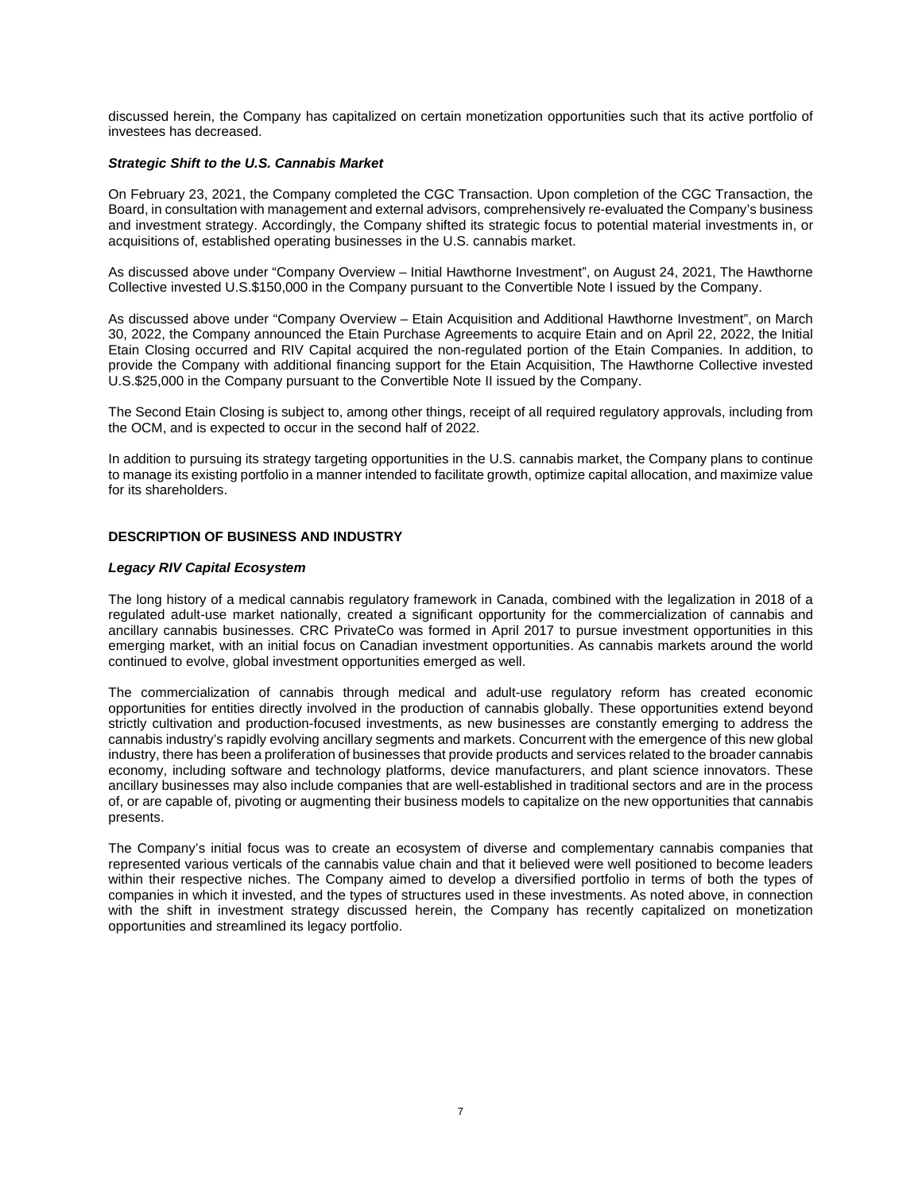discussed herein, the Company has capitalized on certain monetization opportunities such that its active portfolio of investees has decreased.

***Strategic Shift to the U.S. Cannabis Market***

On February 23, 2021, the Company completed the CGC Transaction. Upon completion of the CGC Transaction, the Board, in consultation with management and external advisors, comprehensively re-evaluated the Company's business and investment strategy. Accordingly, the Company shifted its strategic focus to potential material investments in, or acquisitions of, established operating businesses in the U.S. cannabis market.

As discussed above under "Company Overview – Initial Hawthorne Investment", on August 24, 2021, The Hawthorne Collective invested U.S.$150,000 in the Company pursuant to the Convertible Note I issued by the Company.

As discussed above under "Company Overview – Etain Acquisition and Additional Hawthorne Investment", on March 30, 2022, the Company announced the Etain Purchase Agreements to acquire Etain and on April 22, 2022, the Initial Etain Closing occurred and RIV Capital acquired the non-regulated portion of the Etain Companies. In addition, to provide the Company with additional financing support for the Etain Acquisition, The Hawthorne Collective invested U.S.$25,000 in the Company pursuant to the Convertible Note II issued by the Company.

The Second Etain Closing is subject to, among other things, receipt of all required regulatory approvals, including from the OCM, and is expected to occur in the second half of 2022.

In addition to pursuing its strategy targeting opportunities in the U.S. cannabis market, the Company plans to continue to manage its existing portfolio in a manner intended to facilitate growth, optimize capital allocation, and maximize value for its shareholders.

## DESCRIPTION OF BUSINESS AND INDUSTRY

***Legacy RIV Capital Ecosystem***

The long history of a medical cannabis regulatory framework in Canada, combined with the legalization in 2018 of a regulated adult-use market nationally, created a significant opportunity for the commercialization of cannabis and ancillary cannabis businesses. CRC PrivateCo was formed in April 2017 to pursue investment opportunities in this emerging market, with an initial focus on Canadian investment opportunities. As cannabis markets around the world continued to evolve, global investment opportunities emerged as well.

The commercialization of cannabis through medical and adult-use regulatory reform has created economic opportunities for entities directly involved in the production of cannabis globally. These opportunities extend beyond strictly cultivation and production-focused investments, as new businesses are constantly emerging to address the cannabis industry's rapidly evolving ancillary segments and markets. Concurrent with the emergence of this new global industry, there has been a proliferation of businesses that provide products and services related to the broader cannabis economy, including software and technology platforms, device manufacturers, and plant science innovators. These ancillary businesses may also include companies that are well-established in traditional sectors and are in the process of, or are capable of, pivoting or augmenting their business models to capitalize on the new opportunities that cannabis presents.

The Company's initial focus was to create an ecosystem of diverse and complementary cannabis companies that represented various verticals of the cannabis value chain and that it believed were well positioned to become leaders within their respective niches. The Company aimed to develop a diversified portfolio in terms of both the types of companies in which it invested, and the types of structures used in these investments. As noted above, in connection with the shift in investment strategy discussed herein, the Company has recently capitalized on monetization opportunities and streamlined its legacy portfolio.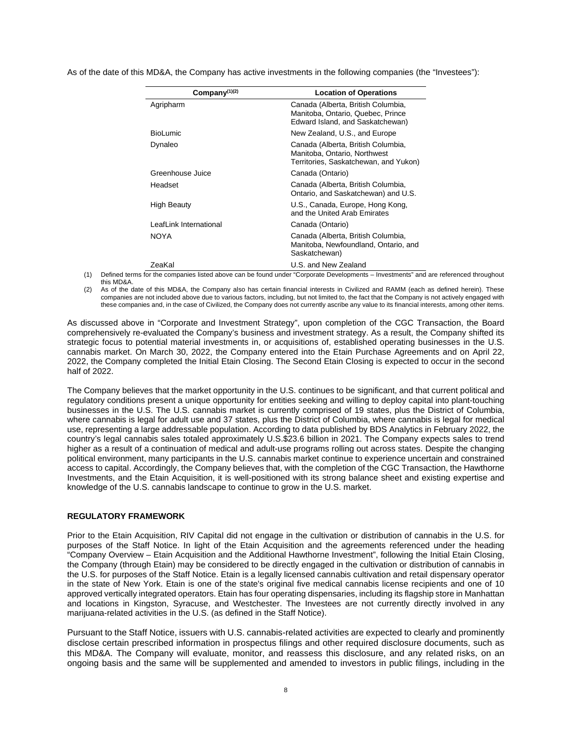As of the date of this MD&A, the Company has active investments in the following companies (the "Investees"):

| Company[(1)(2)] | Location of Operations |
|---|---|
| Agripharm | Canada (Alberta, British Columbia, Manitoba, Ontario, Quebec, Prince Edward Island, and Saskatchewan) |
| BioLumic | New Zealand, U.S., and Europe |
| Dynaleo | Canada (Alberta, British Columbia, Manitoba, Ontario, Northwest Territories, Saskatchewan, and Yukon) |
| Greenhouse Juice | Canada (Ontario) |
| Headset | Canada (Alberta, British Columbia, Ontario, and Saskatchewan) and U.S. |
| High Beauty | U.S., Canada, Europe, Hong Kong, and the United Arab Emirates |
| LeafLink International | Canada (Ontario) |
| NOYA | Canada (Alberta, British Columbia, Manitoba, Newfoundland, Ontario, and Saskatchewan) |
| ZeaKal | U.S. and New Zealand |

(1) Defined terms for the companies listed above can be found under "Corporate Developments – Investments" and are referenced throughout this MD&A.

(2) As of the date of this MD&A, the Company also has certain financial interests in Civilized and RAMM (each as defined herein). These companies are not included above due to various factors, including, but not limited to, the fact that the Company is not actively engaged with these companies and, in the case of Civilized, the Company does not currently ascribe any value to its financial interests, among other items.

As discussed above in "Corporate and Investment Strategy", upon completion of the CGC Transaction, the Board comprehensively re-evaluated the Company's business and investment strategy. As a result, the Company shifted its strategic focus to potential material investments in, or acquisitions of, established operating businesses in the U.S. cannabis market. On March 30, 2022, the Company entered into the Etain Purchase Agreements and on April 22, 2022, the Company completed the Initial Etain Closing. The Second Etain Closing is expected to occur in the second half of 2022.

The Company believes that the market opportunity in the U.S. continues to be significant, and that current political and regulatory conditions present a unique opportunity for entities seeking and willing to deploy capital into plant-touching businesses in the U.S. The U.S. cannabis market is currently comprised of 19 states, plus the District of Columbia, where cannabis is legal for adult use and 37 states, plus the District of Columbia, where cannabis is legal for medical use, representing a large addressable population. According to data published by BDS Analytics in February 2022, the country's legal cannabis sales totaled approximately U.S.$23.6 billion in 2021. The Company expects sales to trend higher as a result of a continuation of medical and adult-use programs rolling out across states. Despite the changing political environment, many participants in the U.S. cannabis market continue to experience uncertain and constrained access to capital. Accordingly, the Company believes that, with the completion of the CGC Transaction, the Hawthorne Investments, and the Etain Acquisition, it is well-positioned with its strong balance sheet and existing expertise and knowledge of the U.S. cannabis landscape to continue to grow in the U.S. market.

## REGULATORY FRAMEWORK

Prior to the Etain Acquisition, RIV Capital did not engage in the cultivation or distribution of cannabis in the U.S. for purposes of the Staff Notice. In light of the Etain Acquisition and the agreements referenced under the heading "Company Overview – Etain Acquisition and the Additional Hawthorne Investment", following the Initial Etain Closing, the Company (through Etain) may be considered to be directly engaged in the cultivation or distribution of cannabis in the U.S. for purposes of the Staff Notice. Etain is a legally licensed cannabis cultivation and retail dispensary operator in the state of New York. Etain is one of the state's original five medical cannabis license recipients and one of 10 approved vertically integrated operators. Etain has four operating dispensaries, including its flagship store in Manhattan and locations in Kingston, Syracuse, and Westchester. The Investees are not currently directly involved in any marijuana-related activities in the U.S. (as defined in the Staff Notice).

Pursuant to the Staff Notice, issuers with U.S. cannabis-related activities are expected to clearly and prominently disclose certain prescribed information in prospectus filings and other required disclosure documents, such as this MD&A. The Company will evaluate, monitor, and reassess this disclosure, and any related risks, on an ongoing basis and the same will be supplemented and amended to investors in public filings, including in the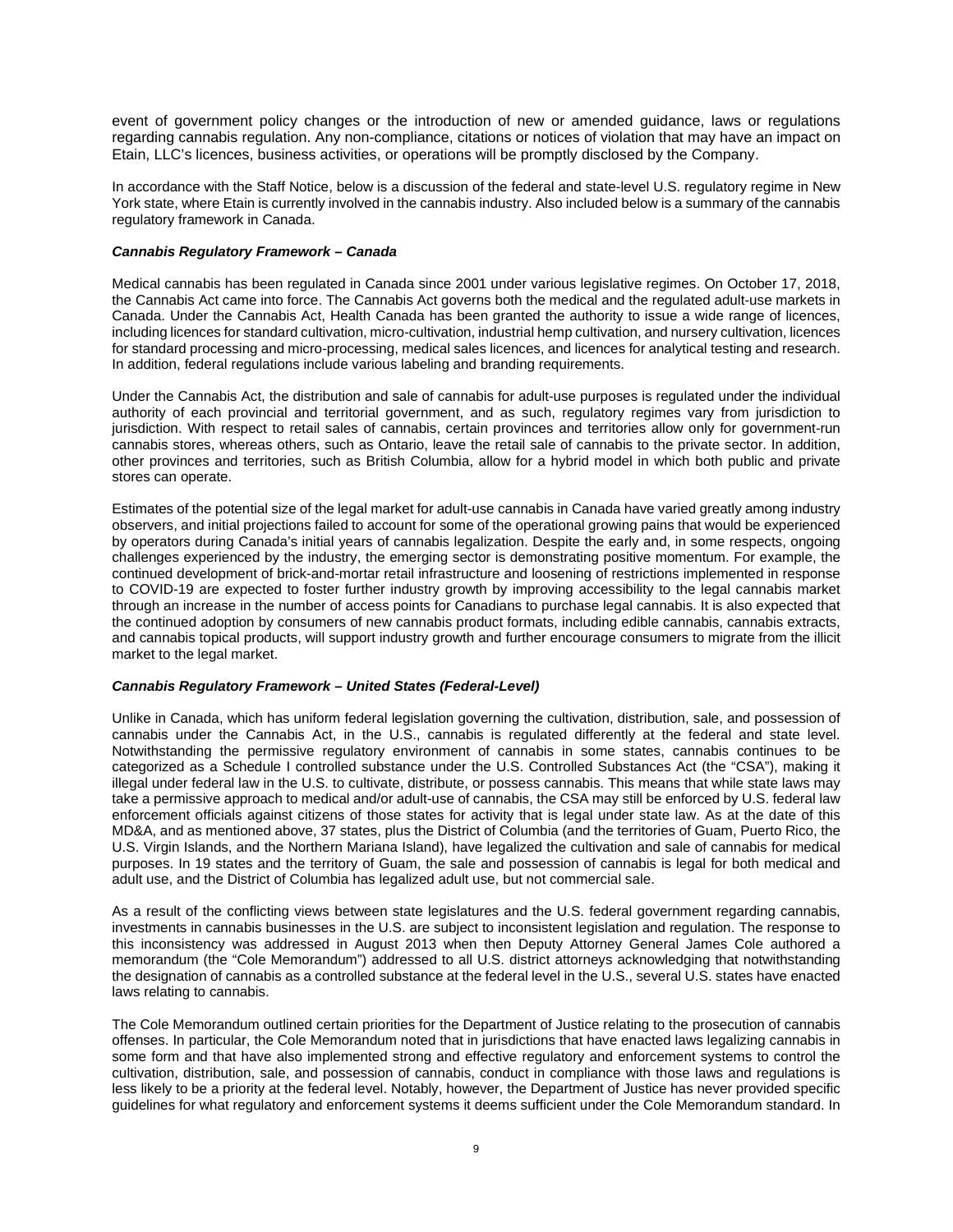event of government policy changes or the introduction of new or amended guidance, laws or regulations regarding cannabis regulation. Any non-compliance, citations or notices of violation that may have an impact on Etain, LLC's licences, business activities, or operations will be promptly disclosed by the Company.

In accordance with the Staff Notice, below is a discussion of the federal and state-level U.S. regulatory regime in New York state, where Etain is currently involved in the cannabis industry. Also included below is a summary of the cannabis regulatory framework in Canada.

***Cannabis Regulatory Framework – Canada***

Medical cannabis has been regulated in Canada since 2001 under various legislative regimes. On October 17, 2018, the Cannabis Act came into force. The Cannabis Act governs both the medical and the regulated adult-use markets in Canada. Under the Cannabis Act, Health Canada has been granted the authority to issue a wide range of licences, including licences for standard cultivation, micro-cultivation, industrial hemp cultivation, and nursery cultivation, licences for standard processing and micro-processing, medical sales licences, and licences for analytical testing and research. In addition, federal regulations include various labeling and branding requirements.

Under the Cannabis Act, the distribution and sale of cannabis for adult-use purposes is regulated under the individual authority of each provincial and territorial government, and as such, regulatory regimes vary from jurisdiction to jurisdiction. With respect to retail sales of cannabis, certain provinces and territories allow only for government-run cannabis stores, whereas others, such as Ontario, leave the retail sale of cannabis to the private sector. In addition, other provinces and territories, such as British Columbia, allow for a hybrid model in which both public and private stores can operate.

Estimates of the potential size of the legal market for adult-use cannabis in Canada have varied greatly among industry observers, and initial projections failed to account for some of the operational growing pains that would be experienced by operators during Canada's initial years of cannabis legalization. Despite the early and, in some respects, ongoing challenges experienced by the industry, the emerging sector is demonstrating positive momentum. For example, the continued development of brick-and-mortar retail infrastructure and loosening of restrictions implemented in response to COVID-19 are expected to foster further industry growth by improving accessibility to the legal cannabis market through an increase in the number of access points for Canadians to purchase legal cannabis. It is also expected that the continued adoption by consumers of new cannabis product formats, including edible cannabis, cannabis extracts, and cannabis topical products, will support industry growth and further encourage consumers to migrate from the illicit market to the legal market.

***Cannabis Regulatory Framework – United States (Federal-Level)***

Unlike in Canada, which has uniform federal legislation governing the cultivation, distribution, sale, and possession of cannabis under the Cannabis Act, in the U.S., cannabis is regulated differently at the federal and state level. Notwithstanding the permissive regulatory environment of cannabis in some states, cannabis continues to be categorized as a Schedule I controlled substance under the U.S. Controlled Substances Act (the "CSA"), making it illegal under federal law in the U.S. to cultivate, distribute, or possess cannabis. This means that while state laws may take a permissive approach to medical and/or adult-use of cannabis, the CSA may still be enforced by U.S. federal law enforcement officials against citizens of those states for activity that is legal under state law. As at the date of this MD&A, and as mentioned above, 37 states, plus the District of Columbia (and the territories of Guam, Puerto Rico, the U.S. Virgin Islands, and the Northern Mariana Island), have legalized the cultivation and sale of cannabis for medical purposes. In 19 states and the territory of Guam, the sale and possession of cannabis is legal for both medical and adult use, and the District of Columbia has legalized adult use, but not commercial sale.

As a result of the conflicting views between state legislatures and the U.S. federal government regarding cannabis, investments in cannabis businesses in the U.S. are subject to inconsistent legislation and regulation. The response to this inconsistency was addressed in August 2013 when then Deputy Attorney General James Cole authored a memorandum (the "Cole Memorandum") addressed to all U.S. district attorneys acknowledging that notwithstanding the designation of cannabis as a controlled substance at the federal level in the U.S., several U.S. states have enacted laws relating to cannabis.

The Cole Memorandum outlined certain priorities for the Department of Justice relating to the prosecution of cannabis offenses. In particular, the Cole Memorandum noted that in jurisdictions that have enacted laws legalizing cannabis in some form and that have also implemented strong and effective regulatory and enforcement systems to control the cultivation, distribution, sale, and possession of cannabis, conduct in compliance with those laws and regulations is less likely to be a priority at the federal level. Notably, however, the Department of Justice has never provided specific guidelines for what regulatory and enforcement systems it deems sufficient under the Cole Memorandum standard. In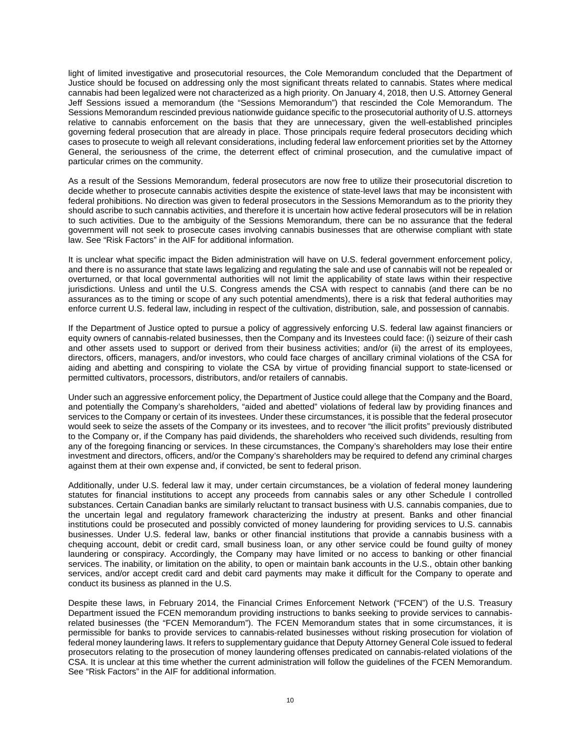light of limited investigative and prosecutorial resources, the Cole Memorandum concluded that the Department of Justice should be focused on addressing only the most significant threats related to cannabis. States where medical cannabis had been legalized were not characterized as a high priority. On January 4, 2018, then U.S. Attorney General Jeff Sessions issued a memorandum (the "Sessions Memorandum") that rescinded the Cole Memorandum. The Sessions Memorandum rescinded previous nationwide guidance specific to the prosecutorial authority of U.S. attorneys relative to cannabis enforcement on the basis that they are unnecessary, given the well-established principles governing federal prosecution that are already in place. Those principals require federal prosecutors deciding which cases to prosecute to weigh all relevant considerations, including federal law enforcement priorities set by the Attorney General, the seriousness of the crime, the deterrent effect of criminal prosecution, and the cumulative impact of particular crimes on the community.

As a result of the Sessions Memorandum, federal prosecutors are now free to utilize their prosecutorial discretion to decide whether to prosecute cannabis activities despite the existence of state-level laws that may be inconsistent with federal prohibitions. No direction was given to federal prosecutors in the Sessions Memorandum as to the priority they should ascribe to such cannabis activities, and therefore it is uncertain how active federal prosecutors will be in relation to such activities. Due to the ambiguity of the Sessions Memorandum, there can be no assurance that the federal government will not seek to prosecute cases involving cannabis businesses that are otherwise compliant with state law. See "Risk Factors" in the AIF for additional information.

It is unclear what specific impact the Biden administration will have on U.S. federal government enforcement policy, and there is no assurance that state laws legalizing and regulating the sale and use of cannabis will not be repealed or overturned, or that local governmental authorities will not limit the applicability of state laws within their respective jurisdictions. Unless and until the U.S. Congress amends the CSA with respect to cannabis (and there can be no assurances as to the timing or scope of any such potential amendments), there is a risk that federal authorities may enforce current U.S. federal law, including in respect of the cultivation, distribution, sale, and possession of cannabis.

If the Department of Justice opted to pursue a policy of aggressively enforcing U.S. federal law against financiers or equity owners of cannabis-related businesses, then the Company and its Investees could face: (i) seizure of their cash and other assets used to support or derived from their business activities; and/or (ii) the arrest of its employees, directors, officers, managers, and/or investors, who could face charges of ancillary criminal violations of the CSA for aiding and abetting and conspiring to violate the CSA by virtue of providing financial support to state-licensed or permitted cultivators, processors, distributors, and/or retailers of cannabis.

Under such an aggressive enforcement policy, the Department of Justice could allege that the Company and the Board, and potentially the Company's shareholders, "aided and abetted" violations of federal law by providing finances and services to the Company or certain of its investees. Under these circumstances, it is possible that the federal prosecutor would seek to seize the assets of the Company or its investees, and to recover "the illicit profits" previously distributed to the Company or, if the Company has paid dividends, the shareholders who received such dividends, resulting from any of the foregoing financing or services. In these circumstances, the Company's shareholders may lose their entire investment and directors, officers, and/or the Company's shareholders may be required to defend any criminal charges against them at their own expense and, if convicted, be sent to federal prison.

Additionally, under U.S. federal law it may, under certain circumstances, be a violation of federal money laundering statutes for financial institutions to accept any proceeds from cannabis sales or any other Schedule I controlled substances. Certain Canadian banks are similarly reluctant to transact business with U.S. cannabis companies, due to the uncertain legal and regulatory framework characterizing the industry at present. Banks and other financial institutions could be prosecuted and possibly convicted of money laundering for providing services to U.S. cannabis businesses. Under U.S. federal law, banks or other financial institutions that provide a cannabis business with a chequing account, debit or credit card, small business loan, or any other service could be found guilty of money laundering or conspiracy. Accordingly, the Company may have limited or no access to banking or other financial services. The inability, or limitation on the ability, to open or maintain bank accounts in the U.S., obtain other banking services, and/or accept credit card and debit card payments may make it difficult for the Company to operate and conduct its business as planned in the U.S.

Despite these laws, in February 2014, the Financial Crimes Enforcement Network ("FCEN") of the U.S. Treasury Department issued the FCEN memorandum providing instructions to banks seeking to provide services to cannabis-related businesses (the "FCEN Memorandum"). The FCEN Memorandum states that in some circumstances, it is permissible for banks to provide services to cannabis-related businesses without risking prosecution for violation of federal money laundering laws. It refers to supplementary guidance that Deputy Attorney General Cole issued to federal prosecutors relating to the prosecution of money laundering offenses predicated on cannabis-related violations of the CSA. It is unclear at this time whether the current administration will follow the guidelines of the FCEN Memorandum. See "Risk Factors" in the AIF for additional information.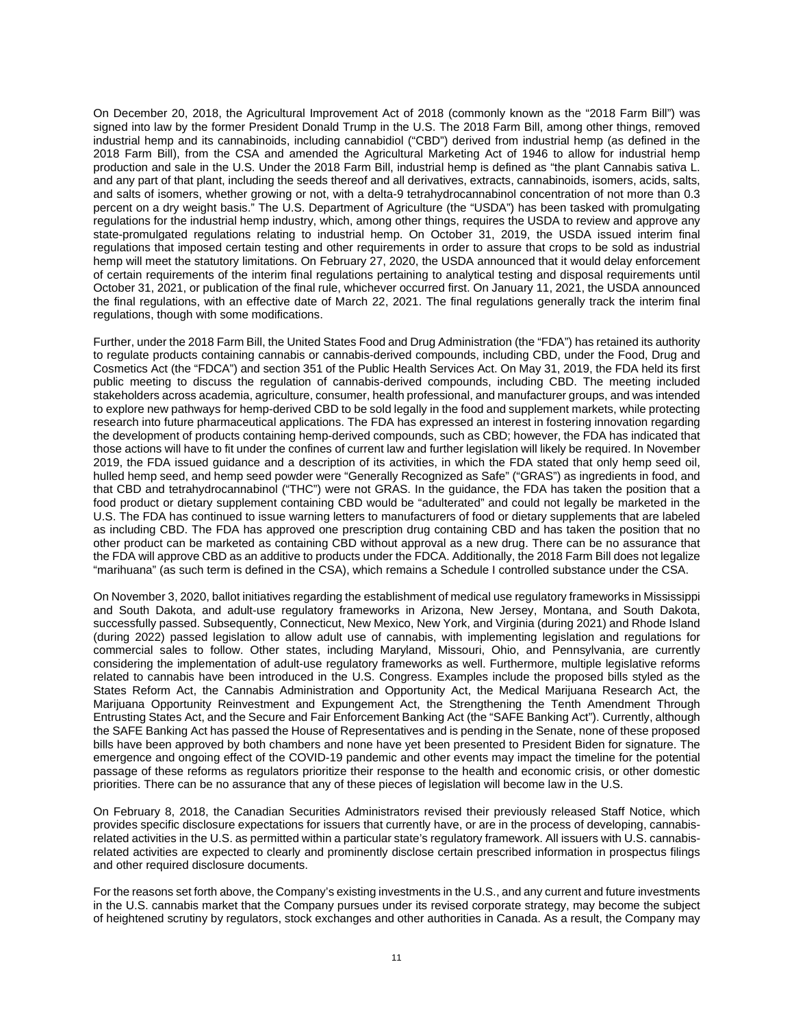On December 20, 2018, the Agricultural Improvement Act of 2018 (commonly known as the "2018 Farm Bill") was signed into law by the former President Donald Trump in the U.S. The 2018 Farm Bill, among other things, removed industrial hemp and its cannabinoids, including cannabidiol ("CBD") derived from industrial hemp (as defined in the 2018 Farm Bill), from the CSA and amended the Agricultural Marketing Act of 1946 to allow for industrial hemp production and sale in the U.S. Under the 2018 Farm Bill, industrial hemp is defined as "the plant Cannabis sativa L. and any part of that plant, including the seeds thereof and all derivatives, extracts, cannabinoids, isomers, acids, salts, and salts of isomers, whether growing or not, with a delta-9 tetrahydrocannabinol concentration of not more than 0.3 percent on a dry weight basis." The U.S. Department of Agriculture (the "USDA") has been tasked with promulgating regulations for the industrial hemp industry, which, among other things, requires the USDA to review and approve any state-promulgated regulations relating to industrial hemp. On October 31, 2019, the USDA issued interim final regulations that imposed certain testing and other requirements in order to assure that crops to be sold as industrial hemp will meet the statutory limitations. On February 27, 2020, the USDA announced that it would delay enforcement of certain requirements of the interim final regulations pertaining to analytical testing and disposal requirements until October 31, 2021, or publication of the final rule, whichever occurred first. On January 11, 2021, the USDA announced the final regulations, with an effective date of March 22, 2021. The final regulations generally track the interim final regulations, though with some modifications.

Further, under the 2018 Farm Bill, the United States Food and Drug Administration (the "FDA") has retained its authority to regulate products containing cannabis or cannabis-derived compounds, including CBD, under the Food, Drug and Cosmetics Act (the "FDCA") and section 351 of the Public Health Services Act. On May 31, 2019, the FDA held its first public meeting to discuss the regulation of cannabis-derived compounds, including CBD. The meeting included stakeholders across academia, agriculture, consumer, health professional, and manufacturer groups, and was intended to explore new pathways for hemp-derived CBD to be sold legally in the food and supplement markets, while protecting research into future pharmaceutical applications. The FDA has expressed an interest in fostering innovation regarding the development of products containing hemp-derived compounds, such as CBD; however, the FDA has indicated that those actions will have to fit under the confines of current law and further legislation will likely be required. In November 2019, the FDA issued guidance and a description of its activities, in which the FDA stated that only hemp seed oil, hulled hemp seed, and hemp seed powder were "Generally Recognized as Safe" ("GRAS") as ingredients in food, and that CBD and tetrahydrocannabinol ("THC") were not GRAS. In the guidance, the FDA has taken the position that a food product or dietary supplement containing CBD would be "adulterated" and could not legally be marketed in the U.S. The FDA has continued to issue warning letters to manufacturers of food or dietary supplements that are labeled as including CBD. The FDA has approved one prescription drug containing CBD and has taken the position that no other product can be marketed as containing CBD without approval as a new drug. There can be no assurance that the FDA will approve CBD as an additive to products under the FDCA. Additionally, the 2018 Farm Bill does not legalize "marihuana" (as such term is defined in the CSA), which remains a Schedule I controlled substance under the CSA.

On November 3, 2020, ballot initiatives regarding the establishment of medical use regulatory frameworks in Mississippi and South Dakota, and adult-use regulatory frameworks in Arizona, New Jersey, Montana, and South Dakota, successfully passed. Subsequently, Connecticut, New Mexico, New York, and Virginia (during 2021) and Rhode Island (during 2022) passed legislation to allow adult use of cannabis, with implementing legislation and regulations for commercial sales to follow. Other states, including Maryland, Missouri, Ohio, and Pennsylvania, are currently considering the implementation of adult-use regulatory frameworks as well. Furthermore, multiple legislative reforms related to cannabis have been introduced in the U.S. Congress. Examples include the proposed bills styled as the States Reform Act, the Cannabis Administration and Opportunity Act, the Medical Marijuana Research Act, the Marijuana Opportunity Reinvestment and Expungement Act, the Strengthening the Tenth Amendment Through Entrusting States Act, and the Secure and Fair Enforcement Banking Act (the "SAFE Banking Act"). Currently, although the SAFE Banking Act has passed the House of Representatives and is pending in the Senate, none of these proposed bills have been approved by both chambers and none have yet been presented to President Biden for signature. The emergence and ongoing effect of the COVID-19 pandemic and other events may impact the timeline for the potential passage of these reforms as regulators prioritize their response to the health and economic crisis, or other domestic priorities. There can be no assurance that any of these pieces of legislation will become law in the U.S.

On February 8, 2018, the Canadian Securities Administrators revised their previously released Staff Notice, which provides specific disclosure expectations for issuers that currently have, or are in the process of developing, cannabis-related activities in the U.S. as permitted within a particular state's regulatory framework. All issuers with U.S. cannabis-related activities are expected to clearly and prominently disclose certain prescribed information in prospectus filings and other required disclosure documents.

For the reasons set forth above, the Company's existing investments in the U.S., and any current and future investments in the U.S. cannabis market that the Company pursues under its revised corporate strategy, may become the subject of heightened scrutiny by regulators, stock exchanges and other authorities in Canada. As a result, the Company may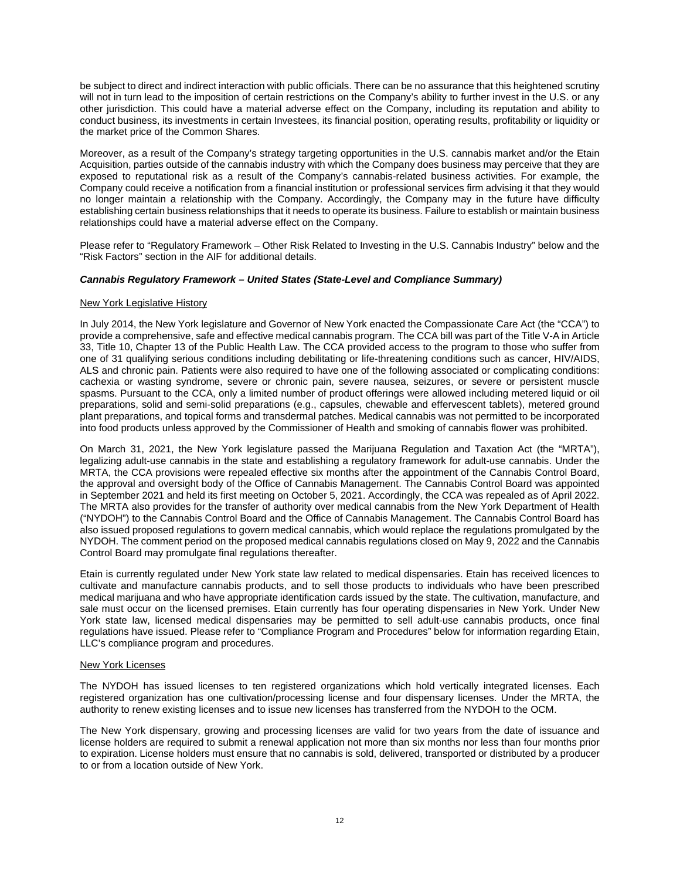be subject to direct and indirect interaction with public officials. There can be no assurance that this heightened scrutiny will not in turn lead to the imposition of certain restrictions on the Company's ability to further invest in the U.S. or any other jurisdiction. This could have a material adverse effect on the Company, including its reputation and ability to conduct business, its investments in certain Investees, its financial position, operating results, profitability or liquidity or the market price of the Common Shares.

Moreover, as a result of the Company's strategy targeting opportunities in the U.S. cannabis market and/or the Etain Acquisition, parties outside of the cannabis industry with which the Company does business may perceive that they are exposed to reputational risk as a result of the Company's cannabis-related business activities. For example, the Company could receive a notification from a financial institution or professional services firm advising it that they would no longer maintain a relationship with the Company. Accordingly, the Company may in the future have difficulty establishing certain business relationships that it needs to operate its business. Failure to establish or maintain business relationships could have a material adverse effect on the Company.

Please refer to "Regulatory Framework – Other Risk Related to Investing in the U.S. Cannabis Industry" below and the "Risk Factors" section in the AIF for additional details.

### *Cannabis Regulatory Framework – United States (State-Level and Compliance Summary)*

New York Legislative History

In July 2014, the New York legislature and Governor of New York enacted the Compassionate Care Act (the "CCA") to provide a comprehensive, safe and effective medical cannabis program. The CCA bill was part of the Title V-A in Article 33, Title 10, Chapter 13 of the Public Health Law. The CCA provided access to the program to those who suffer from one of 31 qualifying serious conditions including debilitating or life-threatening conditions such as cancer, HIV/AIDS, ALS and chronic pain. Patients were also required to have one of the following associated or complicating conditions: cachexia or wasting syndrome, severe or chronic pain, severe nausea, seizures, or severe or persistent muscle spasms. Pursuant to the CCA, only a limited number of product offerings were allowed including metered liquid or oil preparations, solid and semi-solid preparations (e.g., capsules, chewable and effervescent tablets), metered ground plant preparations, and topical forms and transdermal patches. Medical cannabis was not permitted to be incorporated into food products unless approved by the Commissioner of Health and smoking of cannabis flower was prohibited.

On March 31, 2021, the New York legislature passed the Marijuana Regulation and Taxation Act (the "MRTA"), legalizing adult-use cannabis in the state and establishing a regulatory framework for adult-use cannabis. Under the MRTA, the CCA provisions were repealed effective six months after the appointment of the Cannabis Control Board, the approval and oversight body of the Office of Cannabis Management. The Cannabis Control Board was appointed in September 2021 and held its first meeting on October 5, 2021. Accordingly, the CCA was repealed as of April 2022. The MRTA also provides for the transfer of authority over medical cannabis from the New York Department of Health ("NYDOH") to the Cannabis Control Board and the Office of Cannabis Management. The Cannabis Control Board has also issued proposed regulations to govern medical cannabis, which would replace the regulations promulgated by the NYDOH. The comment period on the proposed medical cannabis regulations closed on May 9, 2022 and the Cannabis Control Board may promulgate final regulations thereafter.

Etain is currently regulated under New York state law related to medical dispensaries. Etain has received licences to cultivate and manufacture cannabis products, and to sell those products to individuals who have been prescribed medical marijuana and who have appropriate identification cards issued by the state. The cultivation, manufacture, and sale must occur on the licensed premises. Etain currently has four operating dispensaries in New York. Under New York state law, licensed medical dispensaries may be permitted to sell adult-use cannabis products, once final regulations have issued. Please refer to "Compliance Program and Procedures" below for information regarding Etain, LLC's compliance program and procedures.

New York Licenses

The NYDOH has issued licenses to ten registered organizations which hold vertically integrated licenses. Each registered organization has one cultivation/processing license and four dispensary licenses. Under the MRTA, the authority to renew existing licenses and to issue new licenses has transferred from the NYDOH to the OCM.

The New York dispensary, growing and processing licenses are valid for two years from the date of issuance and license holders are required to submit a renewal application not more than six months nor less than four months prior to expiration. License holders must ensure that no cannabis is sold, delivered, transported or distributed by a producer to or from a location outside of New York.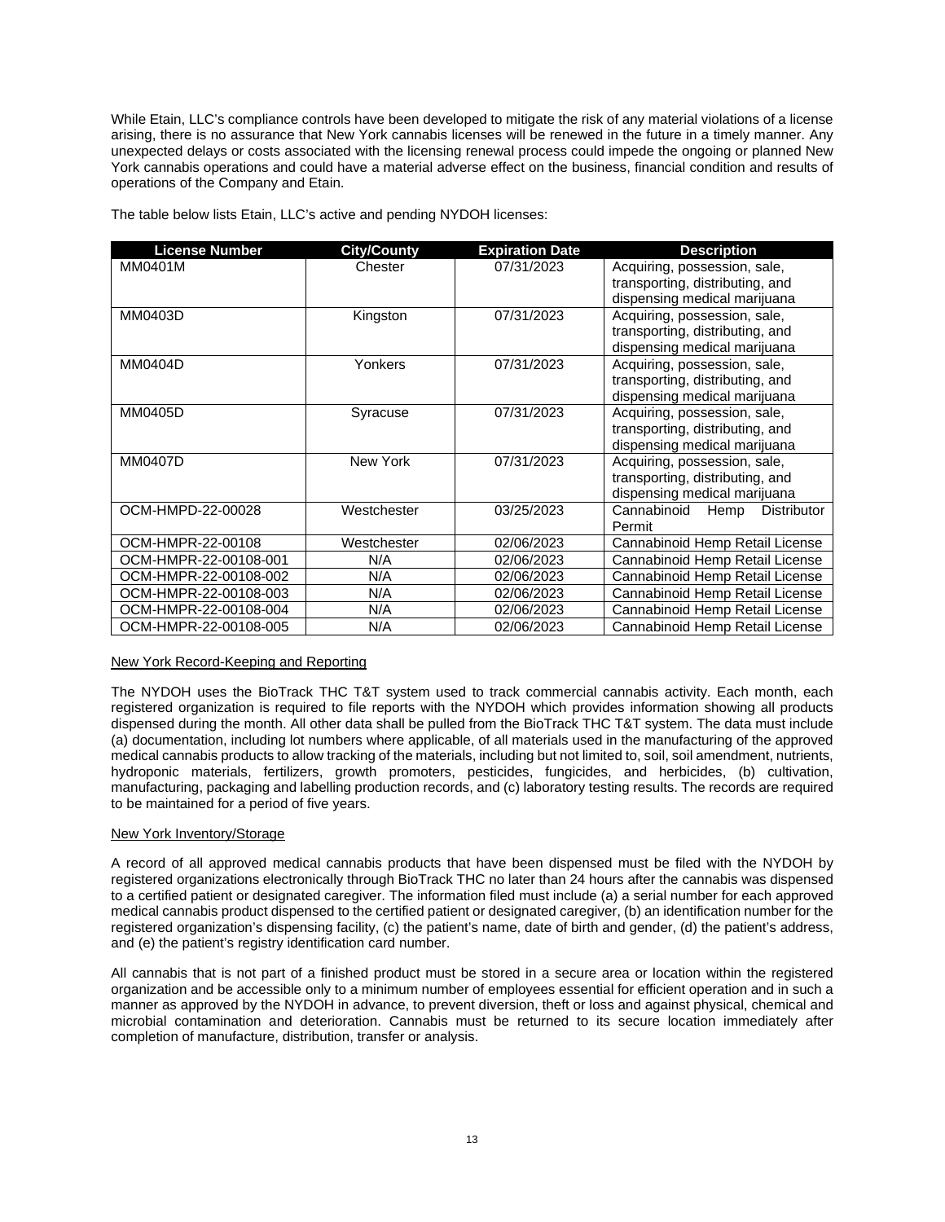While Etain, LLC's compliance controls have been developed to mitigate the risk of any material violations of a license arising, there is no assurance that New York cannabis licenses will be renewed in the future in a timely manner. Any unexpected delays or costs associated with the licensing renewal process could impede the ongoing or planned New York cannabis operations and could have a material adverse effect on the business, financial condition and results of operations of the Company and Etain.

The table below lists Etain, LLC's active and pending NYDOH licenses:

| License Number | City/County | Expiration Date | Description |
|---|---|---|---|
| MM0401M | Chester | 07/31/2023 | Acquiring, possession, sale, transporting, distributing, and dispensing medical marijuana |
| MM0403D | Kingston | 07/31/2023 | Acquiring, possession, sale, transporting, distributing, and dispensing medical marijuana |
| MM0404D | Yonkers | 07/31/2023 | Acquiring, possession, sale, transporting, distributing, and dispensing medical marijuana |
| MM0405D | Syracuse | 07/31/2023 | Acquiring, possession, sale, transporting, distributing, and dispensing medical marijuana |
| MM0407D | New York | 07/31/2023 | Acquiring, possession, sale, transporting, distributing, and dispensing medical marijuana |
| OCM-HMPD-22-00028 | Westchester | 03/25/2023 | Cannabinoid Hemp Distributor Permit |
| OCM-HMPR-22-00108 | Westchester | 02/06/2023 | Cannabinoid Hemp Retail License |
| OCM-HMPR-22-00108-001 | N/A | 02/06/2023 | Cannabinoid Hemp Retail License |
| OCM-HMPR-22-00108-002 | N/A | 02/06/2023 | Cannabinoid Hemp Retail License |
| OCM-HMPR-22-00108-003 | N/A | 02/06/2023 | Cannabinoid Hemp Retail License |
| OCM-HMPR-22-00108-004 | N/A | 02/06/2023 | Cannabinoid Hemp Retail License |
| OCM-HMPR-22-00108-005 | N/A | 02/06/2023 | Cannabinoid Hemp Retail License |

New York Record-Keeping and Reporting

The NYDOH uses the BioTrack THC T&T system used to track commercial cannabis activity. Each month, each registered organization is required to file reports with the NYDOH which provides information showing all products dispensed during the month. All other data shall be pulled from the BioTrack THC T&T system. The data must include (a) documentation, including lot numbers where applicable, of all materials used in the manufacturing of the approved medical cannabis products to allow tracking of the materials, including but not limited to, soil, soil amendment, nutrients, hydroponic materials, fertilizers, growth promoters, pesticides, fungicides, and herbicides, (b) cultivation, manufacturing, packaging and labelling production records, and (c) laboratory testing results. The records are required to be maintained for a period of five years.

New York Inventory/Storage

A record of all approved medical cannabis products that have been dispensed must be filed with the NYDOH by registered organizations electronically through BioTrack THC no later than 24 hours after the cannabis was dispensed to a certified patient or designated caregiver. The information filed must include (a) a serial number for each approved medical cannabis product dispensed to the certified patient or designated caregiver, (b) an identification number for the registered organization's dispensing facility, (c) the patient's name, date of birth and gender, (d) the patient's address, and (e) the patient's registry identification card number.

All cannabis that is not part of a finished product must be stored in a secure area or location within the registered organization and be accessible only to a minimum number of employees essential for efficient operation and in such a manner as approved by the NYDOH in advance, to prevent diversion, theft or loss and against physical, chemical and microbial contamination and deterioration. Cannabis must be returned to its secure location immediately after completion of manufacture, distribution, transfer or analysis.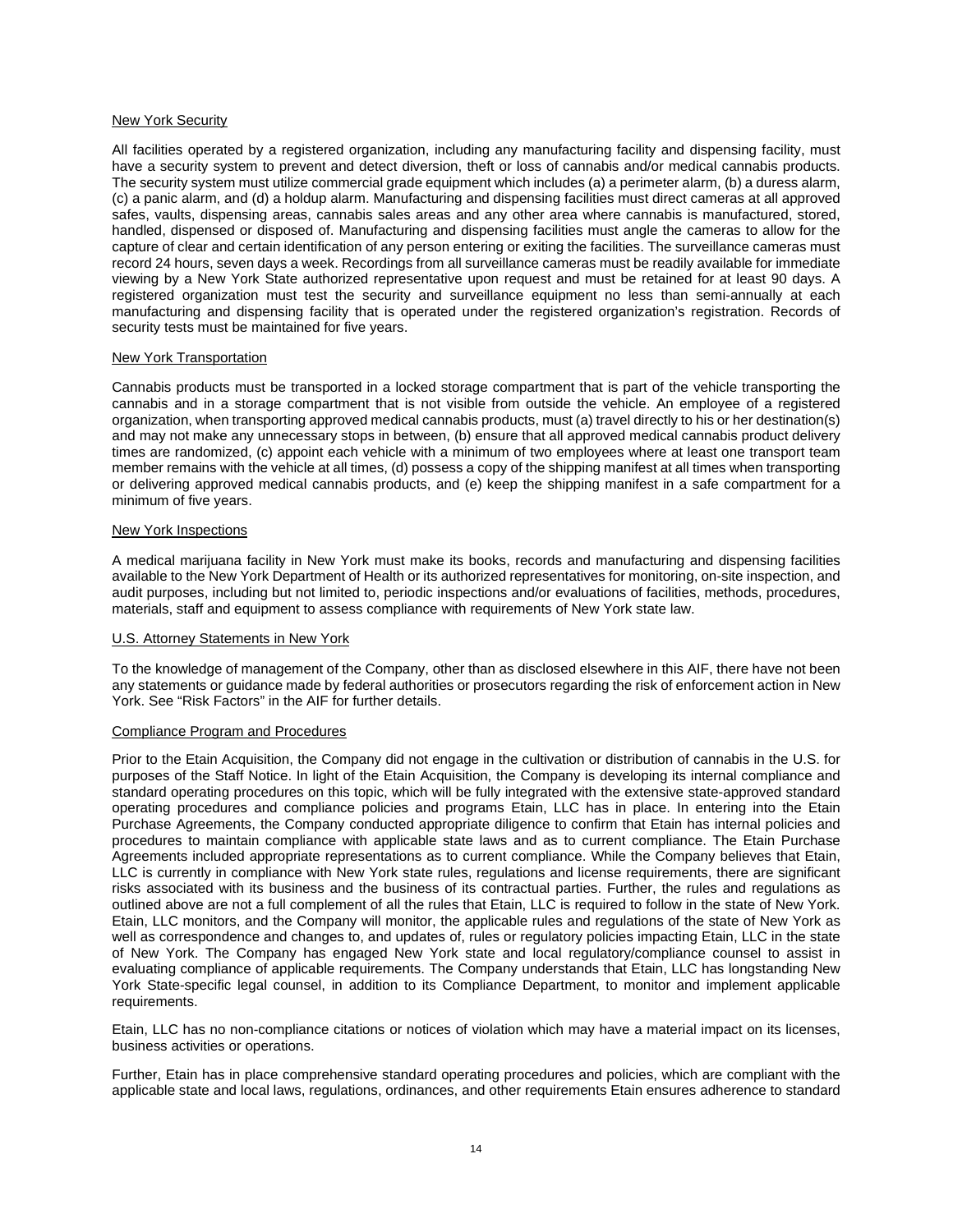New York Security

All facilities operated by a registered organization, including any manufacturing facility and dispensing facility, must have a security system to prevent and detect diversion, theft or loss of cannabis and/or medical cannabis products. The security system must utilize commercial grade equipment which includes (a) a perimeter alarm, (b) a duress alarm, (c) a panic alarm, and (d) a holdup alarm. Manufacturing and dispensing facilities must direct cameras at all approved safes, vaults, dispensing areas, cannabis sales areas and any other area where cannabis is manufactured, stored, handled, dispensed or disposed of. Manufacturing and dispensing facilities must angle the cameras to allow for the capture of clear and certain identification of any person entering or exiting the facilities. The surveillance cameras must record 24 hours, seven days a week. Recordings from all surveillance cameras must be readily available for immediate viewing by a New York State authorized representative upon request and must be retained for at least 90 days. A registered organization must test the security and surveillance equipment no less than semi-annually at each manufacturing and dispensing facility that is operated under the registered organization's registration. Records of security tests must be maintained for five years.

New York Transportation

Cannabis products must be transported in a locked storage compartment that is part of the vehicle transporting the cannabis and in a storage compartment that is not visible from outside the vehicle. An employee of a registered organization, when transporting approved medical cannabis products, must (a) travel directly to his or her destination(s) and may not make any unnecessary stops in between, (b) ensure that all approved medical cannabis product delivery times are randomized, (c) appoint each vehicle with a minimum of two employees where at least one transport team member remains with the vehicle at all times, (d) possess a copy of the shipping manifest at all times when transporting or delivering approved medical cannabis products, and (e) keep the shipping manifest in a safe compartment for a minimum of five years.

New York Inspections

A medical marijuana facility in New York must make its books, records and manufacturing and dispensing facilities available to the New York Department of Health or its authorized representatives for monitoring, on-site inspection, and audit purposes, including but not limited to, periodic inspections and/or evaluations of facilities, methods, procedures, materials, staff and equipment to assess compliance with requirements of New York state law.

U.S. Attorney Statements in New York

To the knowledge of management of the Company, other than as disclosed elsewhere in this AIF, there have not been any statements or guidance made by federal authorities or prosecutors regarding the risk of enforcement action in New York. See "Risk Factors" in the AIF for further details.

Compliance Program and Procedures

Prior to the Etain Acquisition, the Company did not engage in the cultivation or distribution of cannabis in the U.S. for purposes of the Staff Notice. In light of the Etain Acquisition, the Company is developing its internal compliance and standard operating procedures on this topic, which will be fully integrated with the extensive state-approved standard operating procedures and compliance policies and programs Etain, LLC has in place. In entering into the Etain Purchase Agreements, the Company conducted appropriate diligence to confirm that Etain has internal policies and procedures to maintain compliance with applicable state laws and as to current compliance. The Etain Purchase Agreements included appropriate representations as to current compliance. While the Company believes that Etain, LLC is currently in compliance with New York state rules, regulations and license requirements, there are significant risks associated with its business and the business of its contractual parties. Further, the rules and regulations as outlined above are not a full complement of all the rules that Etain, LLC is required to follow in the state of New York. Etain, LLC monitors, and the Company will monitor, the applicable rules and regulations of the state of New York as well as correspondence and changes to, and updates of, rules or regulatory policies impacting Etain, LLC in the state of New York. The Company has engaged New York state and local regulatory/compliance counsel to assist in evaluating compliance of applicable requirements. The Company understands that Etain, LLC has longstanding New York State-specific legal counsel, in addition to its Compliance Department, to monitor and implement applicable requirements.

Etain, LLC has no non-compliance citations or notices of violation which may have a material impact on its licenses, business activities or operations.

Further, Etain has in place comprehensive standard operating procedures and policies, which are compliant with the applicable state and local laws, regulations, ordinances, and other requirements Etain ensures adherence to standard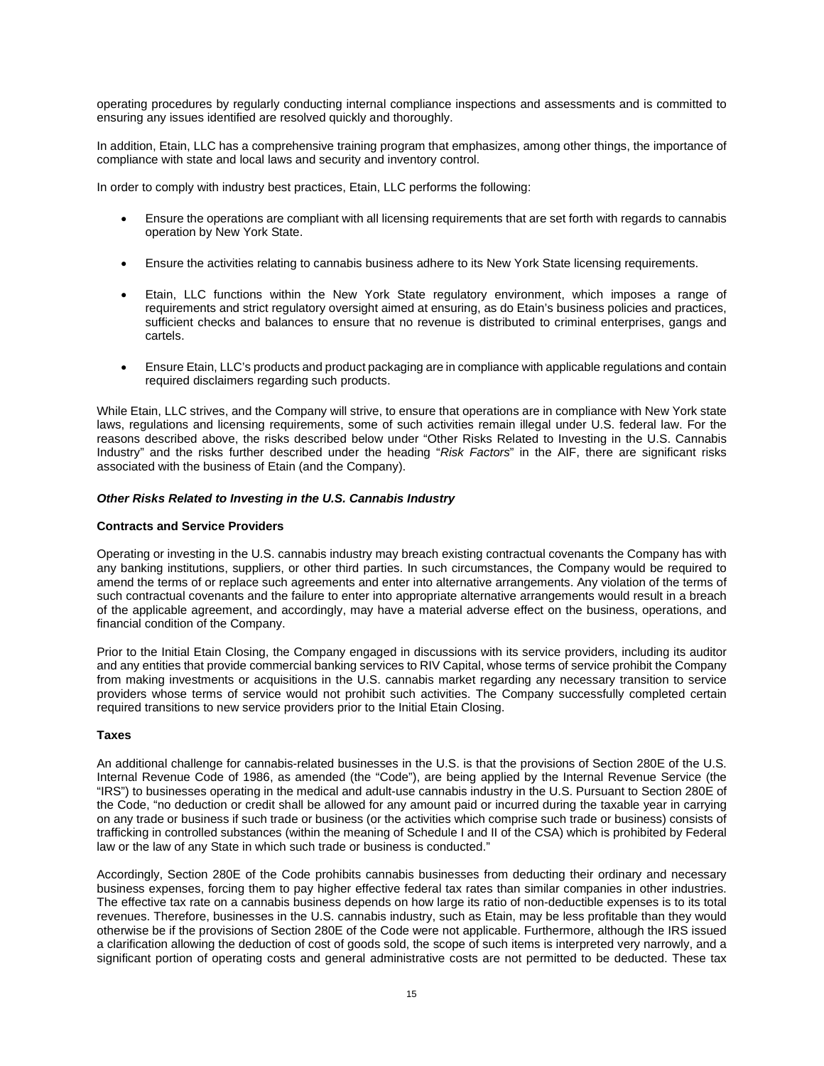operating procedures by regularly conducting internal compliance inspections and assessments and is committed to ensuring any issues identified are resolved quickly and thoroughly.

In addition, Etain, LLC has a comprehensive training program that emphasizes, among other things, the importance of compliance with state and local laws and security and inventory control.

In order to comply with industry best practices, Etain, LLC performs the following:

- Ensure the operations are compliant with all licensing requirements that are set forth with regards to cannabis operation by New York State.
- Ensure the activities relating to cannabis business adhere to its New York State licensing requirements.
- Etain, LLC functions within the New York State regulatory environment, which imposes a range of requirements and strict regulatory oversight aimed at ensuring, as do Etain's business policies and practices, sufficient checks and balances to ensure that no revenue is distributed to criminal enterprises, gangs and cartels.
- Ensure Etain, LLC's products and product packaging are in compliance with applicable regulations and contain required disclaimers regarding such products.

While Etain, LLC strives, and the Company will strive, to ensure that operations are in compliance with New York state laws, regulations and licensing requirements, some of such activities remain illegal under U.S. federal law. For the reasons described above, the risks described below under "Other Risks Related to Investing in the U.S. Cannabis Industry" and the risks further described under the heading "*Risk Factors*" in the AIF, there are significant risks associated with the business of Etain (and the Company).

***Other Risks Related to Investing in the U.S. Cannabis Industry***

**Contracts and Service Providers**

Operating or investing in the U.S. cannabis industry may breach existing contractual covenants the Company has with any banking institutions, suppliers, or other third parties. In such circumstances, the Company would be required to amend the terms of or replace such agreements and enter into alternative arrangements. Any violation of the terms of such contractual covenants and the failure to enter into appropriate alternative arrangements would result in a breach of the applicable agreement, and accordingly, may have a material adverse effect on the business, operations, and financial condition of the Company.

Prior to the Initial Etain Closing, the Company engaged in discussions with its service providers, including its auditor and any entities that provide commercial banking services to RIV Capital, whose terms of service prohibit the Company from making investments or acquisitions in the U.S. cannabis market regarding any necessary transition to service providers whose terms of service would not prohibit such activities. The Company successfully completed certain required transitions to new service providers prior to the Initial Etain Closing.

**Taxes**

An additional challenge for cannabis-related businesses in the U.S. is that the provisions of Section 280E of the U.S. Internal Revenue Code of 1986, as amended (the "Code"), are being applied by the Internal Revenue Service (the "IRS") to businesses operating in the medical and adult-use cannabis industry in the U.S. Pursuant to Section 280E of the Code, "no deduction or credit shall be allowed for any amount paid or incurred during the taxable year in carrying on any trade or business if such trade or business (or the activities which comprise such trade or business) consists of trafficking in controlled substances (within the meaning of Schedule I and II of the CSA) which is prohibited by Federal law or the law of any State in which such trade or business is conducted."

Accordingly, Section 280E of the Code prohibits cannabis businesses from deducting their ordinary and necessary business expenses, forcing them to pay higher effective federal tax rates than similar companies in other industries. The effective tax rate on a cannabis business depends on how large its ratio of non-deductible expenses is to its total revenues. Therefore, businesses in the U.S. cannabis industry, such as Etain, may be less profitable than they would otherwise be if the provisions of Section 280E of the Code were not applicable. Furthermore, although the IRS issued a clarification allowing the deduction of cost of goods sold, the scope of such items is interpreted very narrowly, and a significant portion of operating costs and general administrative costs are not permitted to be deducted. These tax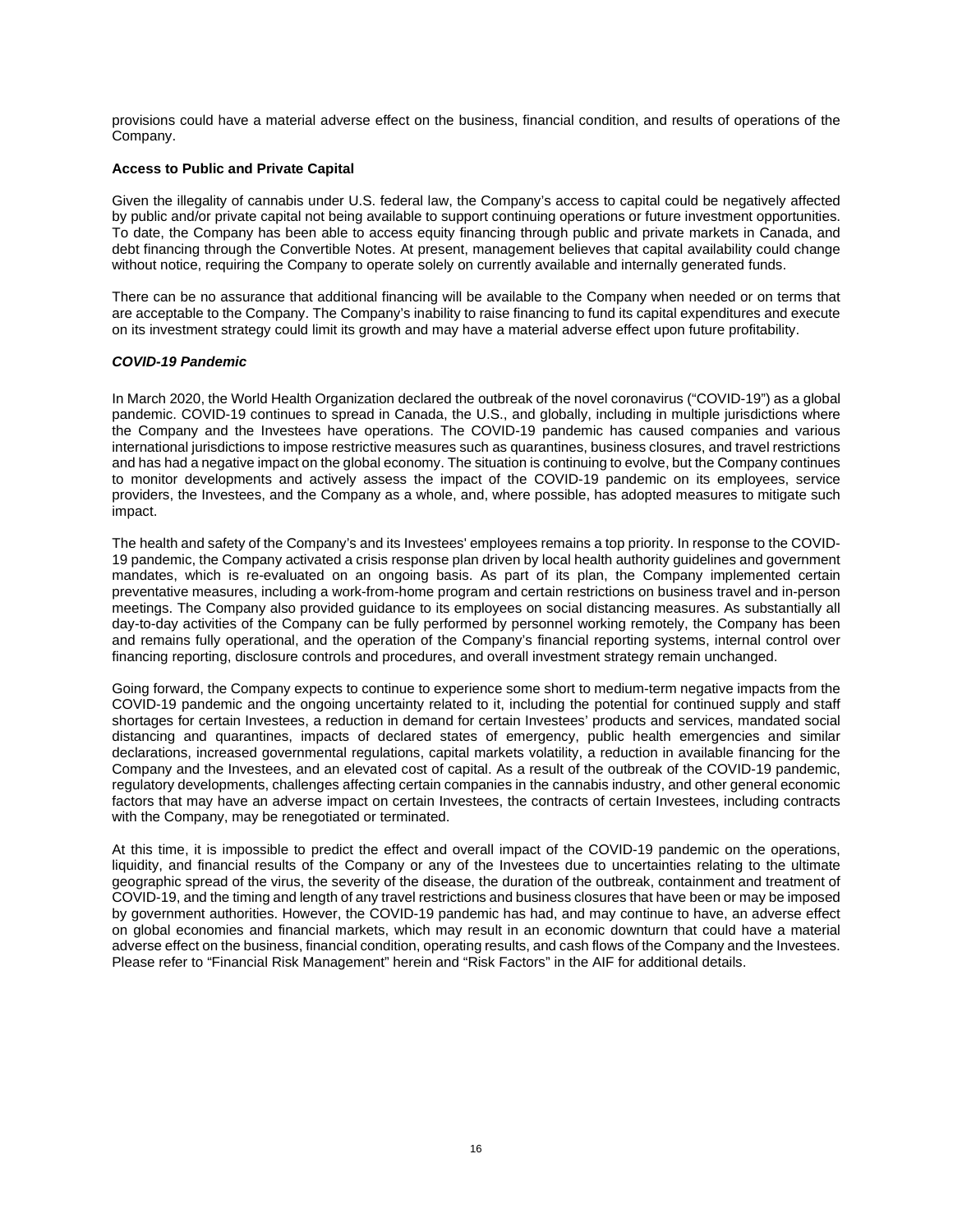provisions could have a material adverse effect on the business, financial condition, and results of operations of the Company.

**Access to Public and Private Capital**

Given the illegality of cannabis under U.S. federal law, the Company's access to capital could be negatively affected by public and/or private capital not being available to support continuing operations or future investment opportunities. To date, the Company has been able to access equity financing through public and private markets in Canada, and debt financing through the Convertible Notes. At present, management believes that capital availability could change without notice, requiring the Company to operate solely on currently available and internally generated funds.

There can be no assurance that additional financing will be available to the Company when needed or on terms that are acceptable to the Company. The Company's inability to raise financing to fund its capital expenditures and execute on its investment strategy could limit its growth and may have a material adverse effect upon future profitability.

***COVID-19 Pandemic***

In March 2020, the World Health Organization declared the outbreak of the novel coronavirus ("COVID-19") as a global pandemic. COVID-19 continues to spread in Canada, the U.S., and globally, including in multiple jurisdictions where the Company and the Investees have operations. The COVID-19 pandemic has caused companies and various international jurisdictions to impose restrictive measures such as quarantines, business closures, and travel restrictions and has had a negative impact on the global economy. The situation is continuing to evolve, but the Company continues to monitor developments and actively assess the impact of the COVID-19 pandemic on its employees, service providers, the Investees, and the Company as a whole, and, where possible, has adopted measures to mitigate such impact.

The health and safety of the Company's and its Investees' employees remains a top priority. In response to the COVID-19 pandemic, the Company activated a crisis response plan driven by local health authority guidelines and government mandates, which is re-evaluated on an ongoing basis. As part of its plan, the Company implemented certain preventative measures, including a work-from-home program and certain restrictions on business travel and in-person meetings. The Company also provided guidance to its employees on social distancing measures. As substantially all day-to-day activities of the Company can be fully performed by personnel working remotely, the Company has been and remains fully operational, and the operation of the Company's financial reporting systems, internal control over financing reporting, disclosure controls and procedures, and overall investment strategy remain unchanged.

Going forward, the Company expects to continue to experience some short to medium-term negative impacts from the COVID-19 pandemic and the ongoing uncertainty related to it, including the potential for continued supply and staff shortages for certain Investees, a reduction in demand for certain Investees' products and services, mandated social distancing and quarantines, impacts of declared states of emergency, public health emergencies and similar declarations, increased governmental regulations, capital markets volatility, a reduction in available financing for the Company and the Investees, and an elevated cost of capital. As a result of the outbreak of the COVID-19 pandemic, regulatory developments, challenges affecting certain companies in the cannabis industry, and other general economic factors that may have an adverse impact on certain Investees, the contracts of certain Investees, including contracts with the Company, may be renegotiated or terminated.

At this time, it is impossible to predict the effect and overall impact of the COVID-19 pandemic on the operations, liquidity, and financial results of the Company or any of the Investees due to uncertainties relating to the ultimate geographic spread of the virus, the severity of the disease, the duration of the outbreak, containment and treatment of COVID-19, and the timing and length of any travel restrictions and business closures that have been or may be imposed by government authorities. However, the COVID-19 pandemic has had, and may continue to have, an adverse effect on global economies and financial markets, which may result in an economic downturn that could have a material adverse effect on the business, financial condition, operating results, and cash flows of the Company and the Investees. Please refer to "Financial Risk Management" herein and "Risk Factors" in the AIF for additional details.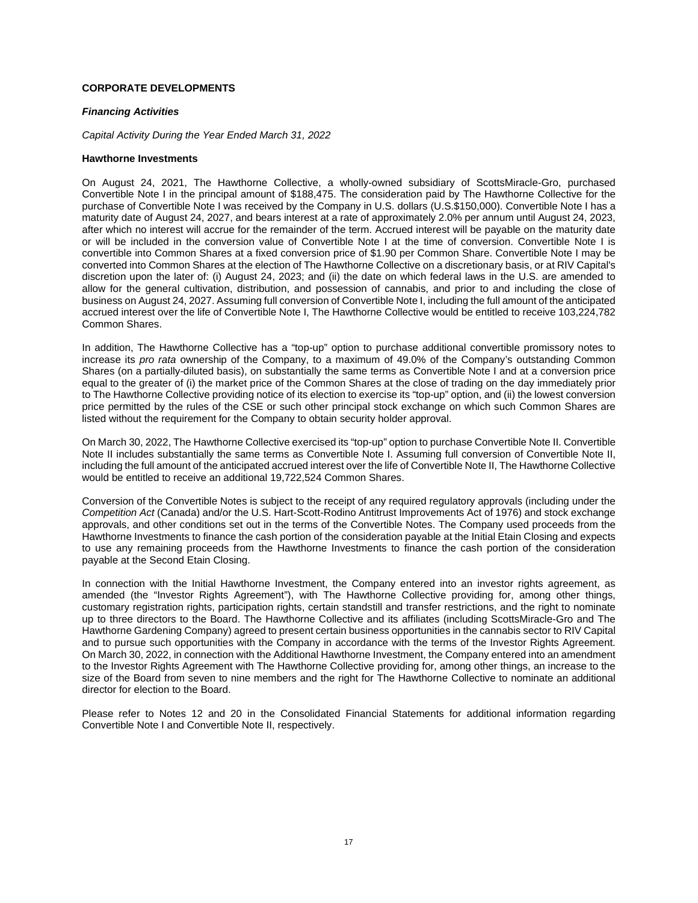## CORPORATE DEVELOPMENTS

### *Financing Activities*

*Capital Activity During the Year Ended March 31, 2022*

**Hawthorne Investments**

On August 24, 2021, The Hawthorne Collective, a wholly-owned subsidiary of ScottsMiracle-Gro, purchased Convertible Note I in the principal amount of $188,475. The consideration paid by The Hawthorne Collective for the purchase of Convertible Note I was received by the Company in U.S. dollars (U.S.$150,000). Convertible Note I has a maturity date of August 24, 2027, and bears interest at a rate of approximately 2.0% per annum until August 24, 2023, after which no interest will accrue for the remainder of the term. Accrued interest will be payable on the maturity date or will be included in the conversion value of Convertible Note I at the time of conversion. Convertible Note I is convertible into Common Shares at a fixed conversion price of $1.90 per Common Share. Convertible Note I may be converted into Common Shares at the election of The Hawthorne Collective on a discretionary basis, or at RIV Capital's discretion upon the later of: (i) August 24, 2023; and (ii) the date on which federal laws in the U.S. are amended to allow for the general cultivation, distribution, and possession of cannabis, and prior to and including the close of business on August 24, 2027. Assuming full conversion of Convertible Note I, including the full amount of the anticipated accrued interest over the life of Convertible Note I, The Hawthorne Collective would be entitled to receive 103,224,782 Common Shares.

In addition, The Hawthorne Collective has a "top-up" option to purchase additional convertible promissory notes to increase its *pro rata* ownership of the Company, to a maximum of 49.0% of the Company's outstanding Common Shares (on a partially-diluted basis), on substantially the same terms as Convertible Note I and at a conversion price equal to the greater of (i) the market price of the Common Shares at the close of trading on the day immediately prior to The Hawthorne Collective providing notice of its election to exercise its "top-up" option, and (ii) the lowest conversion price permitted by the rules of the CSE or such other principal stock exchange on which such Common Shares are listed without the requirement for the Company to obtain security holder approval.

On March 30, 2022, The Hawthorne Collective exercised its "top-up" option to purchase Convertible Note II. Convertible Note II includes substantially the same terms as Convertible Note I. Assuming full conversion of Convertible Note II, including the full amount of the anticipated accrued interest over the life of Convertible Note II, The Hawthorne Collective would be entitled to receive an additional 19,722,524 Common Shares.

Conversion of the Convertible Notes is subject to the receipt of any required regulatory approvals (including under the *Competition Act* (Canada) and/or the U.S. Hart-Scott-Rodino Antitrust Improvements Act of 1976) and stock exchange approvals, and other conditions set out in the terms of the Convertible Notes. The Company used proceeds from the Hawthorne Investments to finance the cash portion of the consideration payable at the Initial Etain Closing and expects to use any remaining proceeds from the Hawthorne Investments to finance the cash portion of the consideration payable at the Second Etain Closing.

In connection with the Initial Hawthorne Investment, the Company entered into an investor rights agreement, as amended (the "Investor Rights Agreement"), with The Hawthorne Collective providing for, among other things, customary registration rights, participation rights, certain standstill and transfer restrictions, and the right to nominate up to three directors to the Board. The Hawthorne Collective and its affiliates (including ScottsMiracle-Gro and The Hawthorne Gardening Company) agreed to present certain business opportunities in the cannabis sector to RIV Capital and to pursue such opportunities with the Company in accordance with the terms of the Investor Rights Agreement. On March 30, 2022, in connection with the Additional Hawthorne Investment, the Company entered into an amendment to the Investor Rights Agreement with The Hawthorne Collective providing for, among other things, an increase to the size of the Board from seven to nine members and the right for The Hawthorne Collective to nominate an additional director for election to the Board.

Please refer to Notes 12 and 20 in the Consolidated Financial Statements for additional information regarding Convertible Note I and Convertible Note II, respectively.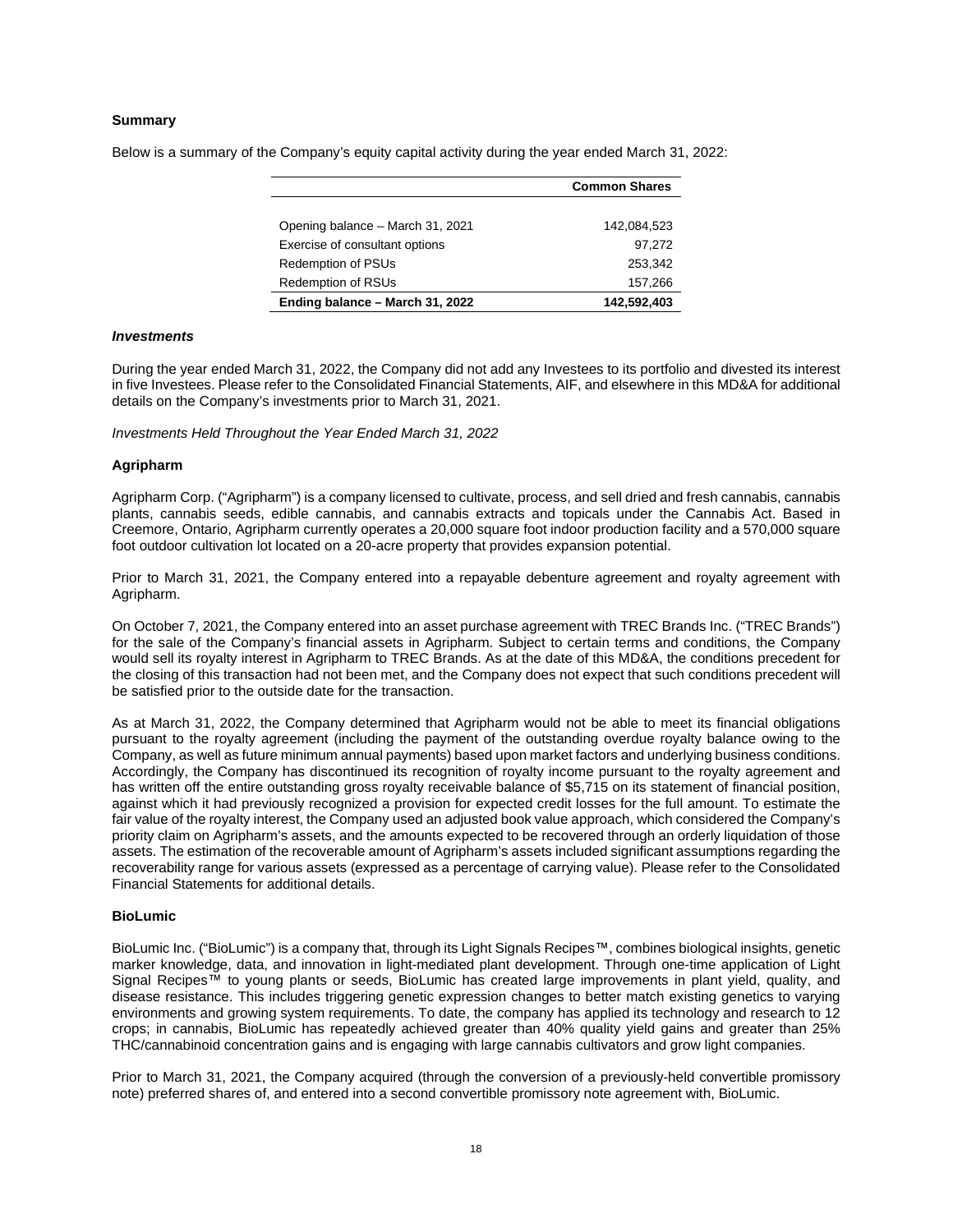**Summary**

Below is a summary of the Company's equity capital activity during the year ended March 31, 2022:

| | Common Shares |
|---|---|
| Opening balance – March 31, 2021 | 142,084,523 |
| Exercise of consultant options | 97,272 |
| Redemption of PSUs | 253,342 |
| Redemption of RSUs | 157,266 |
| **Ending balance – March 31, 2022** | **142,592,403** |

***Investments***

During the year ended March 31, 2022, the Company did not add any Investees to its portfolio and divested its interest in five Investees. Please refer to the Consolidated Financial Statements, AIF, and elsewhere in this MD&A for additional details on the Company's investments prior to March 31, 2021.

*Investments Held Throughout the Year Ended March 31, 2022*

**Agripharm**

Agripharm Corp. ("Agripharm") is a company licensed to cultivate, process, and sell dried and fresh cannabis, cannabis plants, cannabis seeds, edible cannabis, and cannabis extracts and topicals under the Cannabis Act. Based in Creemore, Ontario, Agripharm currently operates a 20,000 square foot indoor production facility and a 570,000 square foot outdoor cultivation lot located on a 20-acre property that provides expansion potential.

Prior to March 31, 2021, the Company entered into a repayable debenture agreement and royalty agreement with Agripharm.

On October 7, 2021, the Company entered into an asset purchase agreement with TREC Brands Inc. ("TREC Brands") for the sale of the Company's financial assets in Agripharm. Subject to certain terms and conditions, the Company would sell its royalty interest in Agripharm to TREC Brands. As at the date of this MD&A, the conditions precedent for the closing of this transaction had not been met, and the Company does not expect that such conditions precedent will be satisfied prior to the outside date for the transaction.

As at March 31, 2022, the Company determined that Agripharm would not be able to meet its financial obligations pursuant to the royalty agreement (including the payment of the outstanding overdue royalty balance owing to the Company, as well as future minimum annual payments) based upon market factors and underlying business conditions. Accordingly, the Company has discontinued its recognition of royalty income pursuant to the royalty agreement and has written off the entire outstanding gross royalty receivable balance of $5,715 on its statement of financial position, against which it had previously recognized a provision for expected credit losses for the full amount. To estimate the fair value of the royalty interest, the Company used an adjusted book value approach, which considered the Company's priority claim on Agripharm's assets, and the amounts expected to be recovered through an orderly liquidation of those assets. The estimation of the recoverable amount of Agripharm's assets included significant assumptions regarding the recoverability range for various assets (expressed as a percentage of carrying value). Please refer to the Consolidated Financial Statements for additional details.

**BioLumic**

BioLumic Inc. ("BioLumic") is a company that, through its Light Signals Recipes™, combines biological insights, genetic marker knowledge, data, and innovation in light-mediated plant development. Through one-time application of Light Signal Recipes™ to young plants or seeds, BioLumic has created large improvements in plant yield, quality, and disease resistance. This includes triggering genetic expression changes to better match existing genetics to varying environments and growing system requirements. To date, the company has applied its technology and research to 12 crops; in cannabis, BioLumic has repeatedly achieved greater than 40% quality yield gains and greater than 25% THC/cannabinoid concentration gains and is engaging with large cannabis cultivators and grow light companies.

Prior to March 31, 2021, the Company acquired (through the conversion of a previously-held convertible promissory note) preferred shares of, and entered into a second convertible promissory note agreement with, BioLumic.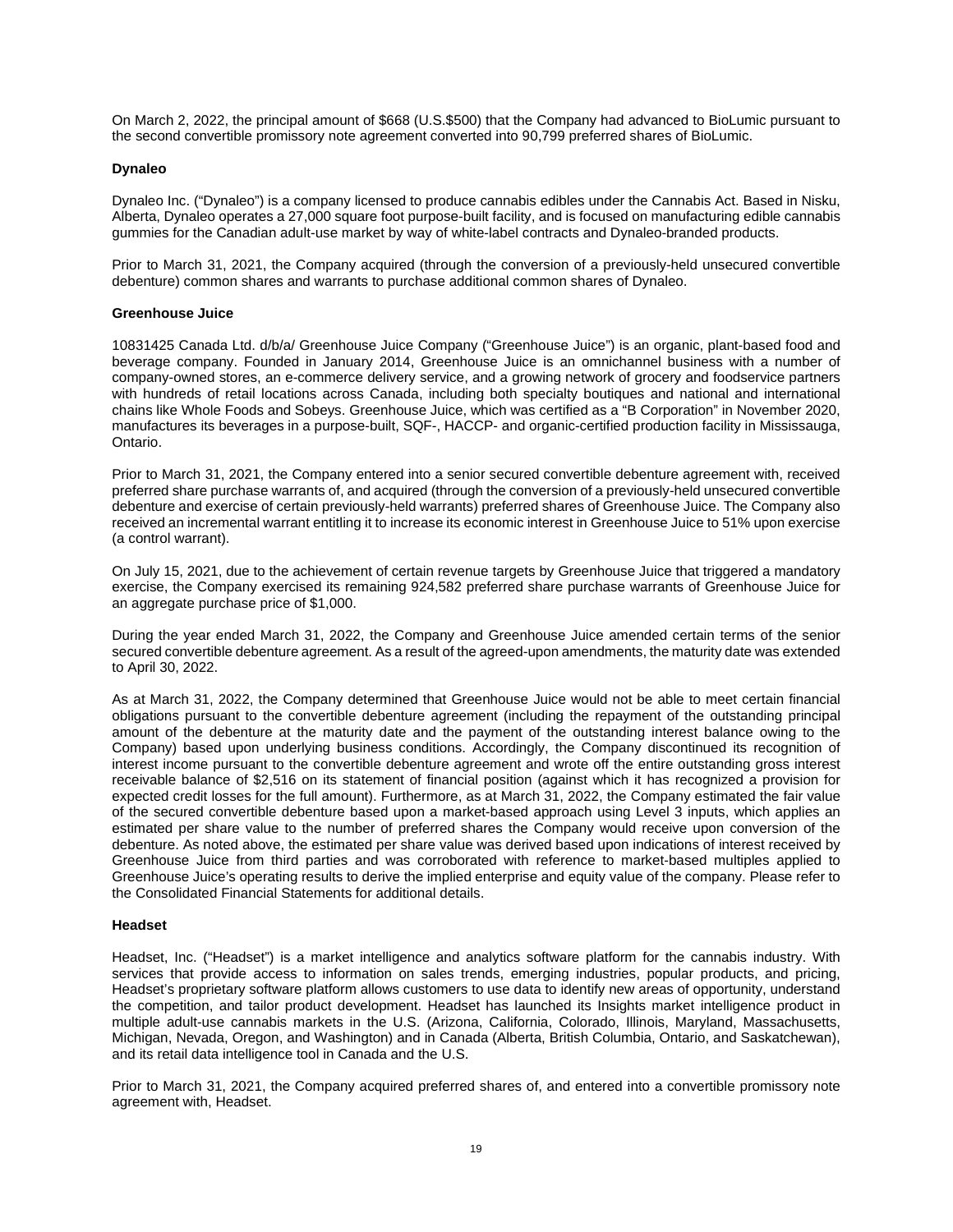On March 2, 2022, the principal amount of $668 (U.S.$500) that the Company had advanced to BioLumic pursuant to the second convertible promissory note agreement converted into 90,799 preferred shares of BioLumic.

**Dynaleo**

Dynaleo Inc. ("Dynaleo") is a company licensed to produce cannabis edibles under the Cannabis Act. Based in Nisku, Alberta, Dynaleo operates a 27,000 square foot purpose-built facility, and is focused on manufacturing edible cannabis gummies for the Canadian adult-use market by way of white-label contracts and Dynaleo-branded products.

Prior to March 31, 2021, the Company acquired (through the conversion of a previously-held unsecured convertible debenture) common shares and warrants to purchase additional common shares of Dynaleo.

**Greenhouse Juice**

10831425 Canada Ltd. d/b/a/ Greenhouse Juice Company ("Greenhouse Juice") is an organic, plant-based food and beverage company. Founded in January 2014, Greenhouse Juice is an omnichannel business with a number of company-owned stores, an e-commerce delivery service, and a growing network of grocery and foodservice partners with hundreds of retail locations across Canada, including both specialty boutiques and national and international chains like Whole Foods and Sobeys. Greenhouse Juice, which was certified as a "B Corporation" in November 2020, manufactures its beverages in a purpose-built, SQF-, HACCP- and organic-certified production facility in Mississauga, Ontario.

Prior to March 31, 2021, the Company entered into a senior secured convertible debenture agreement with, received preferred share purchase warrants of, and acquired (through the conversion of a previously-held unsecured convertible debenture and exercise of certain previously-held warrants) preferred shares of Greenhouse Juice. The Company also received an incremental warrant entitling it to increase its economic interest in Greenhouse Juice to 51% upon exercise (a control warrant).

On July 15, 2021, due to the achievement of certain revenue targets by Greenhouse Juice that triggered a mandatory exercise, the Company exercised its remaining 924,582 preferred share purchase warrants of Greenhouse Juice for an aggregate purchase price of $1,000.

During the year ended March 31, 2022, the Company and Greenhouse Juice amended certain terms of the senior secured convertible debenture agreement. As a result of the agreed-upon amendments, the maturity date was extended to April 30, 2022.

As at March 31, 2022, the Company determined that Greenhouse Juice would not be able to meet certain financial obligations pursuant to the convertible debenture agreement (including the repayment of the outstanding principal amount of the debenture at the maturity date and the payment of the outstanding interest balance owing to the Company) based upon underlying business conditions. Accordingly, the Company discontinued its recognition of interest income pursuant to the convertible debenture agreement and wrote off the entire outstanding gross interest receivable balance of $2,516 on its statement of financial position (against which it has recognized a provision for expected credit losses for the full amount). Furthermore, as at March 31, 2022, the Company estimated the fair value of the secured convertible debenture based upon a market-based approach using Level 3 inputs, which applies an estimated per share value to the number of preferred shares the Company would receive upon conversion of the debenture. As noted above, the estimated per share value was derived based upon indications of interest received by Greenhouse Juice from third parties and was corroborated with reference to market-based multiples applied to Greenhouse Juice's operating results to derive the implied enterprise and equity value of the company. Please refer to the Consolidated Financial Statements for additional details.

**Headset**

Headset, Inc. ("Headset") is a market intelligence and analytics software platform for the cannabis industry. With services that provide access to information on sales trends, emerging industries, popular products, and pricing, Headset's proprietary software platform allows customers to use data to identify new areas of opportunity, understand the competition, and tailor product development. Headset has launched its Insights market intelligence product in multiple adult-use cannabis markets in the U.S. (Arizona, California, Colorado, Illinois, Maryland, Massachusetts, Michigan, Nevada, Oregon, and Washington) and in Canada (Alberta, British Columbia, Ontario, and Saskatchewan), and its retail data intelligence tool in Canada and the U.S.

Prior to March 31, 2021, the Company acquired preferred shares of, and entered into a convertible promissory note agreement with, Headset.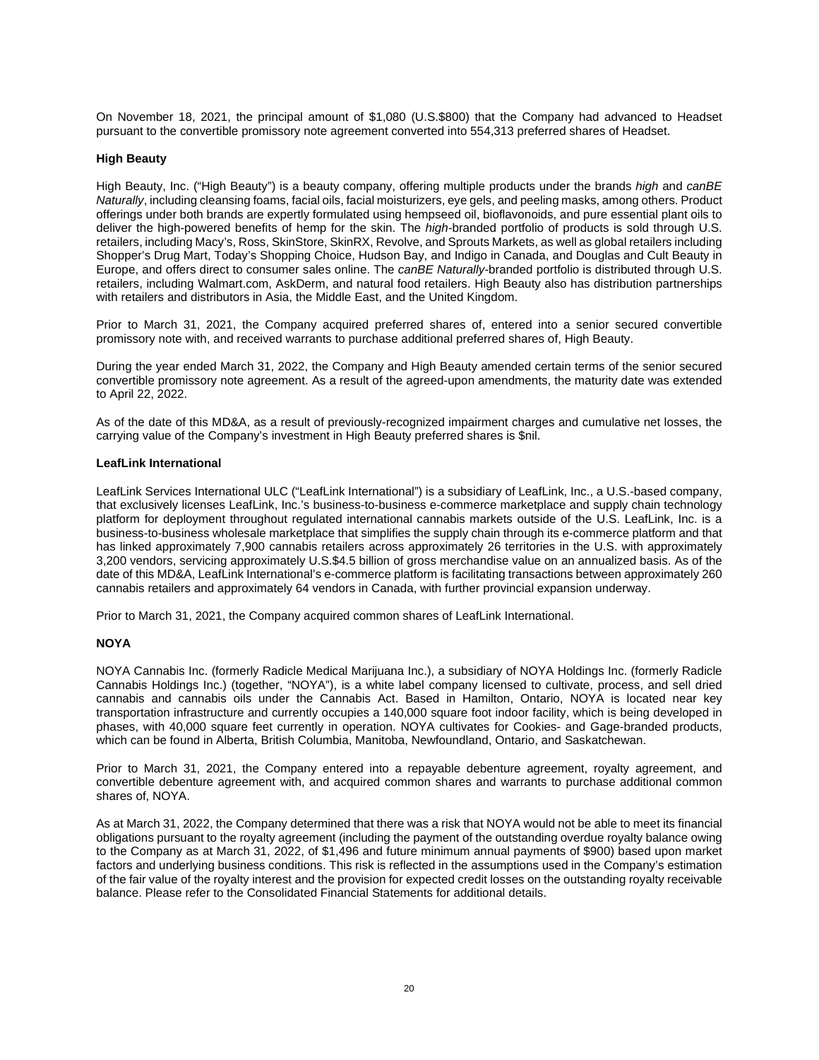On November 18, 2021, the principal amount of $1,080 (U.S.$800) that the Company had advanced to Headset pursuant to the convertible promissory note agreement converted into 554,313 preferred shares of Headset.

**High Beauty**

High Beauty, Inc. ("High Beauty") is a beauty company, offering multiple products under the brands *high* and *canBE Naturally*, including cleansing foams, facial oils, facial moisturizers, eye gels, and peeling masks, among others. Product offerings under both brands are expertly formulated using hempseed oil, bioflavonoids, and pure essential plant oils to deliver the high-powered benefits of hemp for the skin. The *high*-branded portfolio of products is sold through U.S. retailers, including Macy's, Ross, SkinStore, SkinRX, Revolve, and Sprouts Markets, as well as global retailers including Shopper's Drug Mart, Today's Shopping Choice, Hudson Bay, and Indigo in Canada, and Douglas and Cult Beauty in Europe, and offers direct to consumer sales online. The *canBE Naturally*-branded portfolio is distributed through U.S. retailers, including Walmart.com, AskDerm, and natural food retailers. High Beauty also has distribution partnerships with retailers and distributors in Asia, the Middle East, and the United Kingdom.

Prior to March 31, 2021, the Company acquired preferred shares of, entered into a senior secured convertible promissory note with, and received warrants to purchase additional preferred shares of, High Beauty.

During the year ended March 31, 2022, the Company and High Beauty amended certain terms of the senior secured convertible promissory note agreement. As a result of the agreed-upon amendments, the maturity date was extended to April 22, 2022.

As of the date of this MD&A, as a result of previously-recognized impairment charges and cumulative net losses, the carrying value of the Company's investment in High Beauty preferred shares is $nil.

**LeafLink International**

LeafLink Services International ULC ("LeafLink International") is a subsidiary of LeafLink, Inc., a U.S.-based company, that exclusively licenses LeafLink, Inc.'s business-to-business e-commerce marketplace and supply chain technology platform for deployment throughout regulated international cannabis markets outside of the U.S. LeafLink, Inc. is a business-to-business wholesale marketplace that simplifies the supply chain through its e-commerce platform and that has linked approximately 7,900 cannabis retailers across approximately 26 territories in the U.S. with approximately 3,200 vendors, servicing approximately U.S.$4.5 billion of gross merchandise value on an annualized basis. As of the date of this MD&A, LeafLink International's e-commerce platform is facilitating transactions between approximately 260 cannabis retailers and approximately 64 vendors in Canada, with further provincial expansion underway.

Prior to March 31, 2021, the Company acquired common shares of LeafLink International.

**NOYA**

NOYA Cannabis Inc. (formerly Radicle Medical Marijuana Inc.), a subsidiary of NOYA Holdings Inc. (formerly Radicle Cannabis Holdings Inc.) (together, "NOYA"), is a white label company licensed to cultivate, process, and sell dried cannabis and cannabis oils under the Cannabis Act. Based in Hamilton, Ontario, NOYA is located near key transportation infrastructure and currently occupies a 140,000 square foot indoor facility, which is being developed in phases, with 40,000 square feet currently in operation. NOYA cultivates for Cookies- and Gage-branded products, which can be found in Alberta, British Columbia, Manitoba, Newfoundland, Ontario, and Saskatchewan.

Prior to March 31, 2021, the Company entered into a repayable debenture agreement, royalty agreement, and convertible debenture agreement with, and acquired common shares and warrants to purchase additional common shares of, NOYA.

As at March 31, 2022, the Company determined that there was a risk that NOYA would not be able to meet its financial obligations pursuant to the royalty agreement (including the payment of the outstanding overdue royalty balance owing to the Company as at March 31, 2022, of $1,496 and future minimum annual payments of $900) based upon market factors and underlying business conditions. This risk is reflected in the assumptions used in the Company's estimation of the fair value of the royalty interest and the provision for expected credit losses on the outstanding royalty receivable balance. Please refer to the Consolidated Financial Statements for additional details.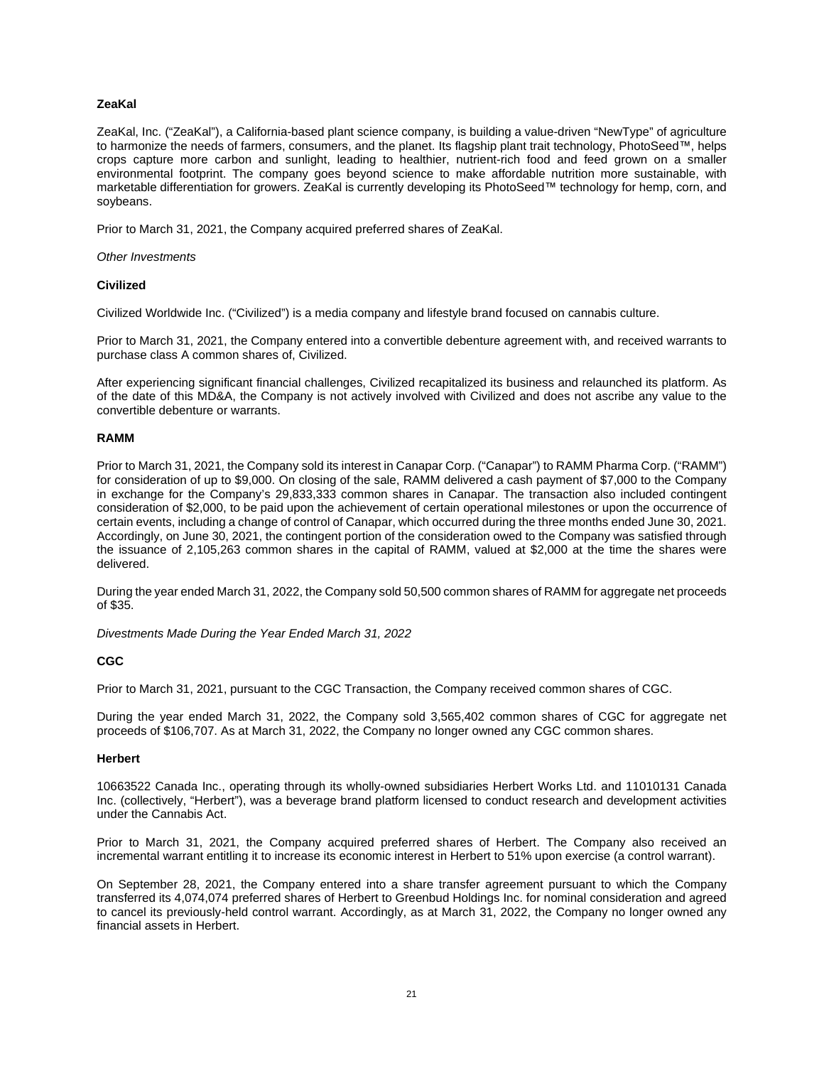**ZeaKal**

ZeaKal, Inc. ("ZeaKal"), a California-based plant science company, is building a value-driven "NewType" of agriculture to harmonize the needs of farmers, consumers, and the planet. Its flagship plant trait technology, PhotoSeed™, helps crops capture more carbon and sunlight, leading to healthier, nutrient-rich food and feed grown on a smaller environmental footprint. The company goes beyond science to make affordable nutrition more sustainable, with marketable differentiation for growers. ZeaKal is currently developing its PhotoSeed™ technology for hemp, corn, and soybeans.

Prior to March 31, 2021, the Company acquired preferred shares of ZeaKal.

*Other Investments*

**Civilized**

Civilized Worldwide Inc. ("Civilized") is a media company and lifestyle brand focused on cannabis culture.

Prior to March 31, 2021, the Company entered into a convertible debenture agreement with, and received warrants to purchase class A common shares of, Civilized.

After experiencing significant financial challenges, Civilized recapitalized its business and relaunched its platform. As of the date of this MD&A, the Company is not actively involved with Civilized and does not ascribe any value to the convertible debenture or warrants.

**RAMM**

Prior to March 31, 2021, the Company sold its interest in Canapar Corp. ("Canapar") to RAMM Pharma Corp. ("RAMM") for consideration of up to $9,000. On closing of the sale, RAMM delivered a cash payment of $7,000 to the Company in exchange for the Company's 29,833,333 common shares in Canapar. The transaction also included contingent consideration of $2,000, to be paid upon the achievement of certain operational milestones or upon the occurrence of certain events, including a change of control of Canapar, which occurred during the three months ended June 30, 2021. Accordingly, on June 30, 2021, the contingent portion of the consideration owed to the Company was satisfied through the issuance of 2,105,263 common shares in the capital of RAMM, valued at $2,000 at the time the shares were delivered.

During the year ended March 31, 2022, the Company sold 50,500 common shares of RAMM for aggregate net proceeds of $35.

*Divestments Made During the Year Ended March 31, 2022*

**CGC**

Prior to March 31, 2021, pursuant to the CGC Transaction, the Company received common shares of CGC.

During the year ended March 31, 2022, the Company sold 3,565,402 common shares of CGC for aggregate net proceeds of $106,707. As at March 31, 2022, the Company no longer owned any CGC common shares.

**Herbert**

10663522 Canada Inc., operating through its wholly-owned subsidiaries Herbert Works Ltd. and 11010131 Canada Inc. (collectively, "Herbert"), was a beverage brand platform licensed to conduct research and development activities under the Cannabis Act.

Prior to March 31, 2021, the Company acquired preferred shares of Herbert. The Company also received an incremental warrant entitling it to increase its economic interest in Herbert to 51% upon exercise (a control warrant).

On September 28, 2021, the Company entered into a share transfer agreement pursuant to which the Company transferred its 4,074,074 preferred shares of Herbert to Greenbud Holdings Inc. for nominal consideration and agreed to cancel its previously-held control warrant. Accordingly, as at March 31, 2022, the Company no longer owned any financial assets in Herbert.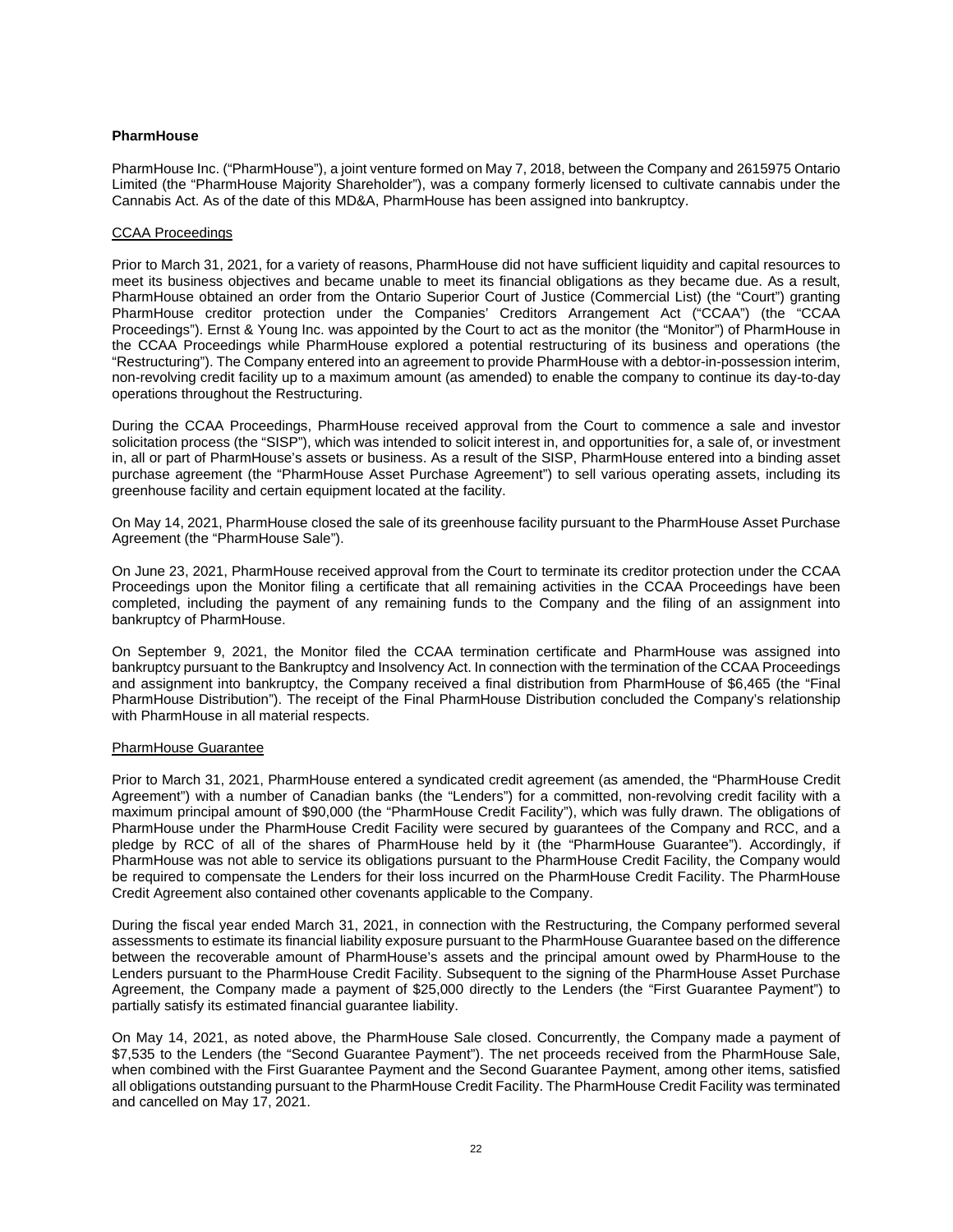**PharmHouse**

PharmHouse Inc. ("PharmHouse"), a joint venture formed on May 7, 2018, between the Company and 2615975 Ontario Limited (the "PharmHouse Majority Shareholder"), was a company formerly licensed to cultivate cannabis under the Cannabis Act. As of the date of this MD&A, PharmHouse has been assigned into bankruptcy.

<u>CCAA Proceedings</u>

Prior to March 31, 2021, for a variety of reasons, PharmHouse did not have sufficient liquidity and capital resources to meet its business objectives and became unable to meet its financial obligations as they became due. As a result, PharmHouse obtained an order from the Ontario Superior Court of Justice (Commercial List) (the "Court") granting PharmHouse creditor protection under the Companies' Creditors Arrangement Act ("CCAA") (the "CCAA Proceedings"). Ernst & Young Inc. was appointed by the Court to act as the monitor (the "Monitor") of PharmHouse in the CCAA Proceedings while PharmHouse explored a potential restructuring of its business and operations (the "Restructuring"). The Company entered into an agreement to provide PharmHouse with a debtor-in-possession interim, non-revolving credit facility up to a maximum amount (as amended) to enable the company to continue its day-to-day operations throughout the Restructuring.

During the CCAA Proceedings, PharmHouse received approval from the Court to commence a sale and investor solicitation process (the "SISP"), which was intended to solicit interest in, and opportunities for, a sale of, or investment in, all or part of PharmHouse's assets or business. As a result of the SISP, PharmHouse entered into a binding asset purchase agreement (the "PharmHouse Asset Purchase Agreement") to sell various operating assets, including its greenhouse facility and certain equipment located at the facility.

On May 14, 2021, PharmHouse closed the sale of its greenhouse facility pursuant to the PharmHouse Asset Purchase Agreement (the "PharmHouse Sale").

On June 23, 2021, PharmHouse received approval from the Court to terminate its creditor protection under the CCAA Proceedings upon the Monitor filing a certificate that all remaining activities in the CCAA Proceedings have been completed, including the payment of any remaining funds to the Company and the filing of an assignment into bankruptcy of PharmHouse.

On September 9, 2021, the Monitor filed the CCAA termination certificate and PharmHouse was assigned into bankruptcy pursuant to the Bankruptcy and Insolvency Act. In connection with the termination of the CCAA Proceedings and assignment into bankruptcy, the Company received a final distribution from PharmHouse of $6,465 (the "Final PharmHouse Distribution"). The receipt of the Final PharmHouse Distribution concluded the Company's relationship with PharmHouse in all material respects.

<u>PharmHouse Guarantee</u>

Prior to March 31, 2021, PharmHouse entered a syndicated credit agreement (as amended, the "PharmHouse Credit Agreement") with a number of Canadian banks (the "Lenders") for a committed, non-revolving credit facility with a maximum principal amount of $90,000 (the "PharmHouse Credit Facility"), which was fully drawn. The obligations of PharmHouse under the PharmHouse Credit Facility were secured by guarantees of the Company and RCC, and a pledge by RCC of all of the shares of PharmHouse held by it (the "PharmHouse Guarantee"). Accordingly, if PharmHouse was not able to service its obligations pursuant to the PharmHouse Credit Facility, the Company would be required to compensate the Lenders for their loss incurred on the PharmHouse Credit Facility. The PharmHouse Credit Agreement also contained other covenants applicable to the Company.

During the fiscal year ended March 31, 2021, in connection with the Restructuring, the Company performed several assessments to estimate its financial liability exposure pursuant to the PharmHouse Guarantee based on the difference between the recoverable amount of PharmHouse's assets and the principal amount owed by PharmHouse to the Lenders pursuant to the PharmHouse Credit Facility. Subsequent to the signing of the PharmHouse Asset Purchase Agreement, the Company made a payment of $25,000 directly to the Lenders (the "First Guarantee Payment") to partially satisfy its estimated financial guarantee liability.

On May 14, 2021, as noted above, the PharmHouse Sale closed. Concurrently, the Company made a payment of $7,535 to the Lenders (the "Second Guarantee Payment"). The net proceeds received from the PharmHouse Sale, when combined with the First Guarantee Payment and the Second Guarantee Payment, among other items, satisfied all obligations outstanding pursuant to the PharmHouse Credit Facility. The PharmHouse Credit Facility was terminated and cancelled on May 17, 2021.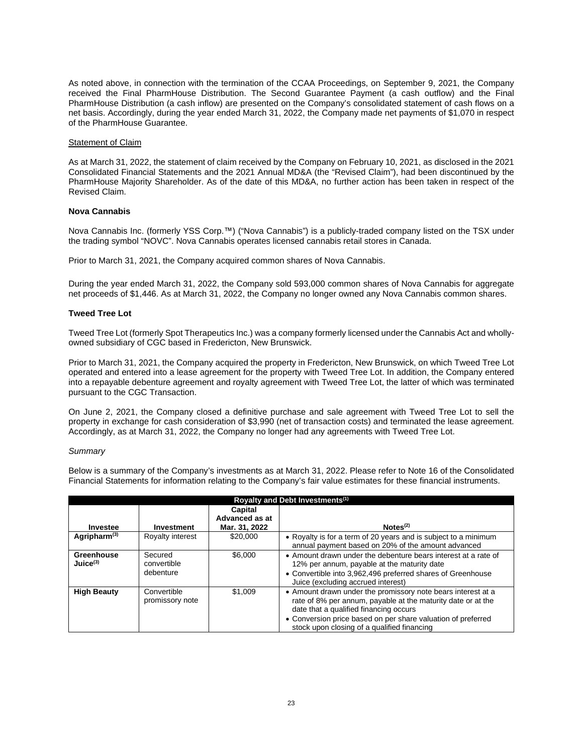As noted above, in connection with the termination of the CCAA Proceedings, on September 9, 2021, the Company received the Final PharmHouse Distribution. The Second Guarantee Payment (a cash outflow) and the Final PharmHouse Distribution (a cash inflow) are presented on the Company's consolidated statement of cash flows on a net basis. Accordingly, during the year ended March 31, 2022, the Company made net payments of $1,070 in respect of the PharmHouse Guarantee.

Statement of Claim

As at March 31, 2022, the statement of claim received by the Company on February 10, 2021, as disclosed in the 2021 Consolidated Financial Statements and the 2021 Annual MD&A (the "Revised Claim"), had been discontinued by the PharmHouse Majority Shareholder. As of the date of this MD&A, no further action has been taken in respect of the Revised Claim.

**Nova Cannabis**

Nova Cannabis Inc. (formerly YSS Corp.™) ("Nova Cannabis") is a publicly-traded company listed on the TSX under the trading symbol "NOVC". Nova Cannabis operates licensed cannabis retail stores in Canada.

Prior to March 31, 2021, the Company acquired common shares of Nova Cannabis.

During the year ended March 31, 2022, the Company sold 593,000 common shares of Nova Cannabis for aggregate net proceeds of $1,446. As at March 31, 2022, the Company no longer owned any Nova Cannabis common shares.

**Tweed Tree Lot**

Tweed Tree Lot (formerly Spot Therapeutics Inc.) was a company formerly licensed under the Cannabis Act and wholly-owned subsidiary of CGC based in Fredericton, New Brunswick.

Prior to March 31, 2021, the Company acquired the property in Fredericton, New Brunswick, on which Tweed Tree Lot operated and entered into a lease agreement for the property with Tweed Tree Lot. In addition, the Company entered into a repayable debenture agreement and royalty agreement with Tweed Tree Lot, the latter of which was terminated pursuant to the CGC Transaction.

On June 2, 2021, the Company closed a definitive purchase and sale agreement with Tweed Tree Lot to sell the property in exchange for cash consideration of $3,990 (net of transaction costs) and terminated the lease agreement. Accordingly, as at March 31, 2022, the Company no longer had any agreements with Tweed Tree Lot.

*Summary*

Below is a summary of the Company's investments as at March 31, 2022. Please refer to Note 16 of the Consolidated Financial Statements for information relating to the Company's fair value estimates for these financial instruments.

| Royalty and Debt Investments[1] | | | |
|---|---|---|---|
| **Investee** | **Investment** | **Capital Advanced as at Mar. 31, 2022** | **Notes[2]** |
| **Agripharm[3]** | Royalty interest | $20,000 | • Royalty is for a term of 20 years and is subject to a minimum annual payment based on 20% of the amount advanced |
| **Greenhouse Juice[3]** | Secured convertible debenture | $6,000 | • Amount drawn under the debenture bears interest at a rate of 12% per annum, payable at the maturity date<br>• Convertible into 3,962,496 preferred shares of Greenhouse Juice (excluding accrued interest) |
| **High Beauty** | Convertible promissory note | $1,009 | • Amount drawn under the promissory note bears interest at a rate of 8% per annum, payable at the maturity date or at the date that a qualified financing occurs<br>• Conversion price based on per share valuation of preferred stock upon closing of a qualified financing |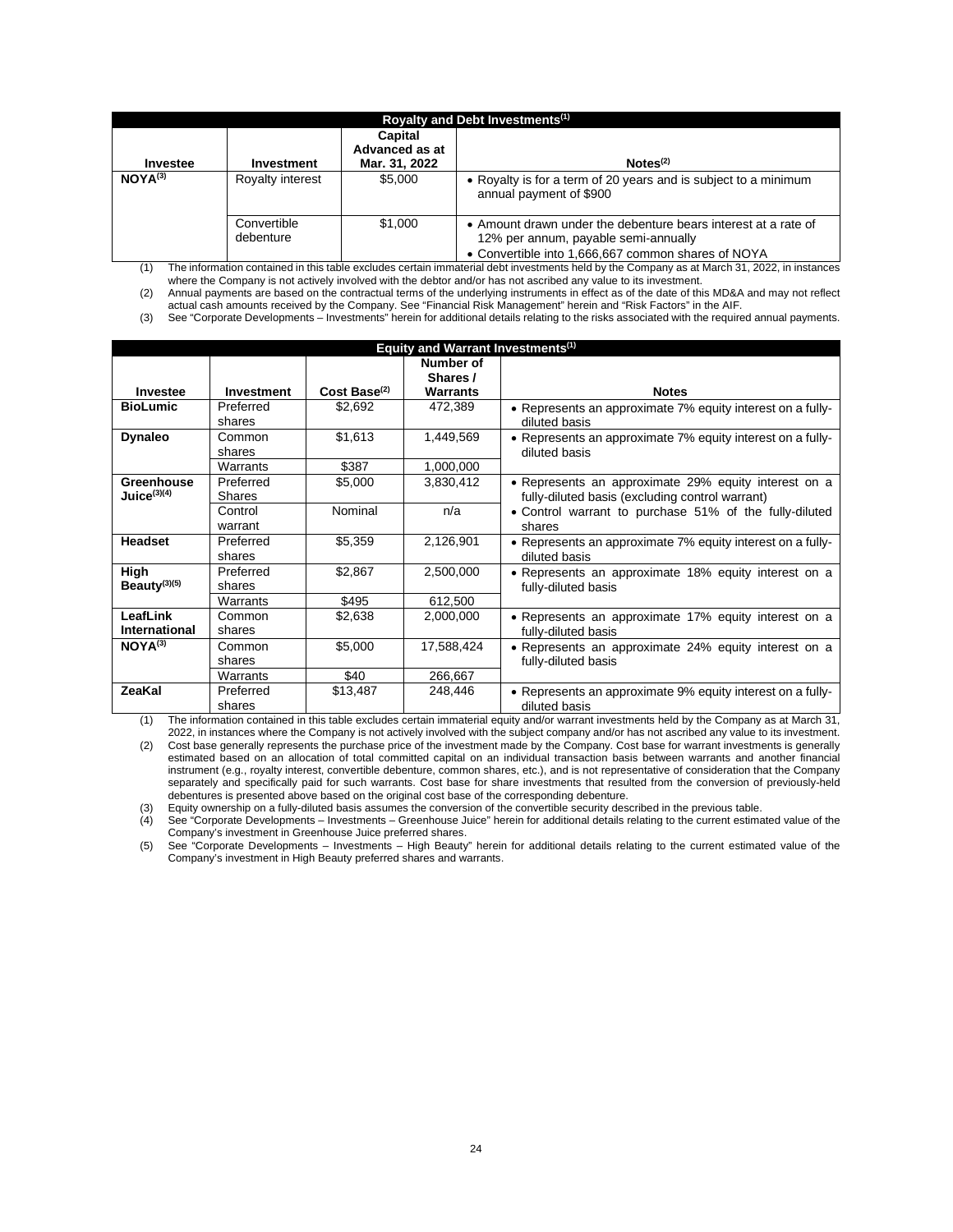| Royalty and Debt Investments[(1)] | | | |
|---|---|---|---|
| **Investee** | **Investment** | **Capital Advanced as at Mar. 31, 2022** | **Notes[(2)]** |
| **NOYA[(3)]** | Royalty interest | $5,000 | • Royalty is for a term of 20 years and is subject to a minimum annual payment of $900 |
| | Convertible debenture | $1,000 | • Amount drawn under the debenture bears interest at a rate of 12% per annum, payable semi-annually<br>• Convertible into 1,666,667 common shares of NOYA |

(1) The information contained in this table excludes certain immaterial debt investments held by the Company as at March 31, 2022, in instances where the Company is not actively involved with the debtor and/or has not ascribed any value to its investment.

(2) Annual payments are based on the contractual terms of the underlying instruments in effect as of the date of this MD&A and may not reflect actual cash amounts received by the Company. See "Financial Risk Management" herein and "Risk Factors" in the AIF.

(3) See "Corporate Developments – Investments" herein for additional details relating to the risks associated with the required annual payments.

| Equity and Warrant Investments[(1)] | | | | |
|---|---|---|---|---|
| **Investee** | **Investment** | **Cost Base[(2)]** | **Number of Shares / Warrants** | **Notes** |
| **BioLumic** | Preferred shares | $2,692 | 472,389 | • Represents an approximate 7% equity interest on a fully-diluted basis |
| **Dynaleo** | Common shares | $1,613 | 1,449,569 | • Represents an approximate 7% equity interest on a fully-diluted basis |
| | Warrants | $387 | 1,000,000 | |
| **Greenhouse Juice[(3)(4)]** | Preferred Shares | $5,000 | 3,830,412 | • Represents an approximate 29% equity interest on a fully-diluted basis (excluding control warrant) |
| | Control warrant | Nominal | n/a | • Control warrant to purchase 51% of the fully-diluted shares |
| **Headset** | Preferred shares | $5,359 | 2,126,901 | • Represents an approximate 7% equity interest on a fully-diluted basis |
| **High Beauty[(3)(5)]** | Preferred shares | $2,867 | 2,500,000 | • Represents an approximate 18% equity interest on a fully-diluted basis |
| | Warrants | $495 | 612,500 | |
| **LeafLink International** | Common shares | $2,638 | 2,000,000 | • Represents an approximate 17% equity interest on a fully-diluted basis |
| **NOYA[(3)]** | Common shares | $5,000 | 17,588,424 | • Represents an approximate 24% equity interest on a fully-diluted basis |
| | Warrants | $40 | 266,667 | |
| **ZeaKal** | Preferred shares | $13,487 | 248,446 | • Represents an approximate 9% equity interest on a fully-diluted basis |

(1) The information contained in this table excludes certain immaterial equity and/or warrant investments held by the Company as at March 31, 2022, in instances where the Company is not actively involved with the subject company and/or has not ascribed any value to its investment.

(2) Cost base generally represents the purchase price of the investment made by the Company. Cost base for warrant investments is generally estimated based on an allocation of total committed capital on an individual transaction basis between warrants and another financial instrument (e.g., royalty interest, convertible debenture, common shares, etc.), and is not representative of consideration that the Company separately and specifically paid for such warrants. Cost base for share investments that resulted from the conversion of previously-held debentures is presented above based on the original cost base of the corresponding debenture.

(3) Equity ownership on a fully-diluted basis assumes the conversion of the convertible security described in the previous table.

(4) See "Corporate Developments – Investments – Greenhouse Juice" herein for additional details relating to the current estimated value of the Company's investment in Greenhouse Juice preferred shares.

(5) See "Corporate Developments – Investments – High Beauty" herein for additional details relating to the current estimated value of the Company's investment in High Beauty preferred shares and warrants.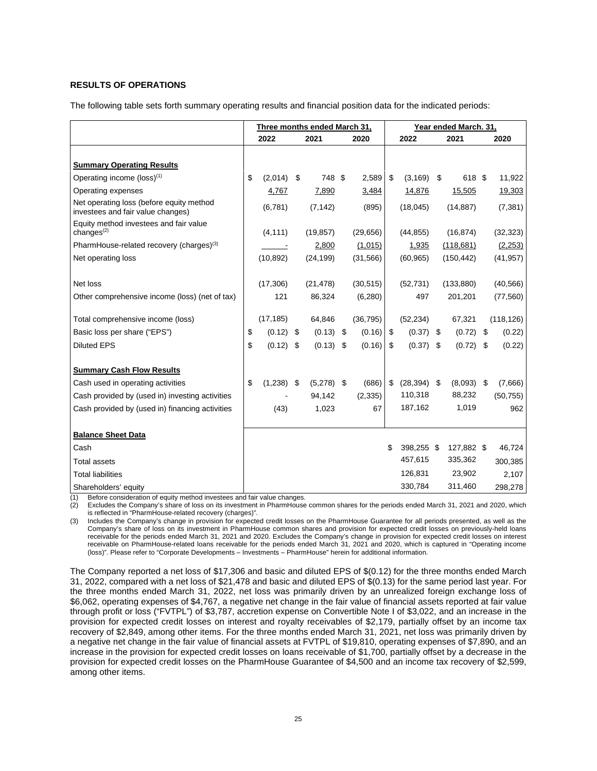## RESULTS OF OPERATIONS

The following table sets forth summary operating results and financial position data for the indicated periods:

| | Three months ended March 31, | | | Year ended March. 31, | | |
|---|---|---|---|---|---|---|
| | 2022 | 2021 | 2020 | 2022 | 2021 | 2020 |
| **Summary Operating Results** | | | | | | |
| Operating income (loss)[(1)] | $ (2,014) | $ 748 | $ 2,589 | $ (3,169) | $ 618 | $ 11,922 |
| Operating expenses | 4,767 | 7,890 | 3,484 | 14,876 | 15,505 | 19,303 |
| Net operating loss (before equity method investees and fair value changes) | (6,781) | (7,142) | (895) | (18,045) | (14,887) | (7,381) |
| Equity method investees and fair value changes[(2)] | (4,111) | (19,857) | (29,656) | (44,855) | (16,874) | (32,323) |
| PharmHouse-related recovery (charges)[(3)] | - | 2,800 | (1,015) | 1,935 | (118,681) | (2,253) |
| Net operating loss | (10,892) | (24,199) | (31,566) | (60,965) | (150,442) | (41,957) |
| Net loss | (17,306) | (21,478) | (30,515) | (52,731) | (133,880) | (40,566) |
| Other comprehensive income (loss) (net of tax) | 121 | 86,324 | (6,280) | 497 | 201,201 | (77,560) |
| Total comprehensive income (loss) | (17,185) | 64,846 | (36,795) | (52,234) | 67,321 | (118,126) |
| Basic loss per share ("EPS") | $ (0.12) | $ (0.13) | $ (0.16) | $ (0.37) | $ (0.72) | $ (0.22) |
| Diluted EPS | $ (0.12) | $ (0.13) | $ (0.16) | $ (0.37) | $ (0.72) | $ (0.22) |
| **Summary Cash Flow Results** | | | | | | |
| Cash used in operating activities | $ (1,238) | $ (5,278) | $ (686) | $ (28,394) | $ (8,093) | $ (7,666) |
| Cash provided by (used in) investing activities | - | 94,142 | (2,335) | 110,318 | 88,232 | (50,755) |
| Cash provided by (used in) financing activities | (43) | 1,023 | 67 | 187,162 | 1,019 | 962 |
| **Balance Sheet Data** | | | | | | |
| Cash | | | | $ 398,255 | $ 127,882 | $ 46,724 |
| Total assets | | | | 457,615 | 335,362 | 300,385 |
| Total liabilities | | | | 126,831 | 23,902 | 2,107 |
| Shareholders' equity | | | | 330,784 | 311,460 | 298,278 |

(1) Before consideration of equity method investees and fair value changes.
(2) Excludes the Company's share of loss on its investment in PharmHouse common shares for the periods ended March 31, 2021 and 2020, which is reflected in "PharmHouse-related recovery (charges)".
(3) Includes the Company's change in provision for expected credit losses on the PharmHouse Guarantee for all periods presented, as well as the Company's share of loss on its investment in PharmHouse common shares and provision for expected credit losses on previously-held loans receivable for the periods ended March 31, 2021 and 2020. Excludes the Company's change in provision for expected credit losses on interest receivable on PharmHouse-related loans receivable for the periods ended March 31, 2021 and 2020, which is captured in "Operating income (loss)". Please refer to "Corporate Developments – Investments – PharmHouse" herein for additional information.

The Company reported a net loss of $17,306 and basic and diluted EPS of $(0.12) for the three months ended March 31, 2022, compared with a net loss of $21,478 and basic and diluted EPS of $(0.13) for the same period last year. For the three months ended March 31, 2022, net loss was primarily driven by an unrealized foreign exchange loss of $6,062, operating expenses of $4,767, a negative net change in the fair value of financial assets reported at fair value through profit or loss ("FVTPL") of $3,787, accretion expense on Convertible Note I of $3,022, and an increase in the provision for expected credit losses on interest and royalty receivables of $2,179, partially offset by an income tax recovery of $2,849, among other items. For the three months ended March 31, 2021, net loss was primarily driven by a negative net change in the fair value of financial assets at FVTPL of $19,810, operating expenses of $7,890, and an increase in the provision for expected credit losses on loans receivable of $1,700, partially offset by a decrease in the provision for expected credit losses on the PharmHouse Guarantee of $4,500 and an income tax recovery of $2,599, among other items.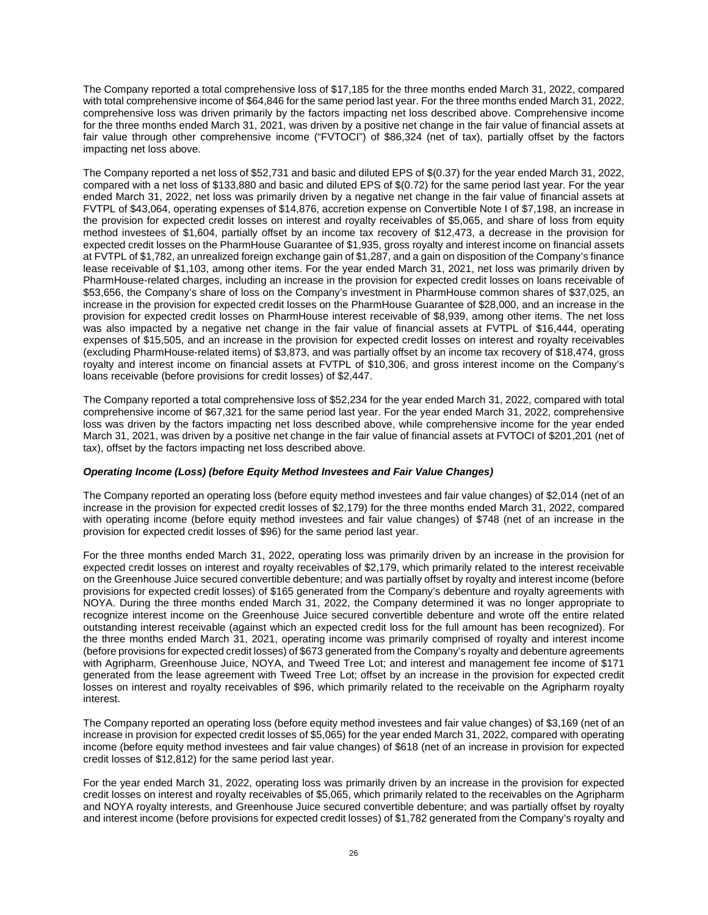The Company reported a total comprehensive loss of $17,185 for the three months ended March 31, 2022, compared with total comprehensive income of $64,846 for the same period last year. For the three months ended March 31, 2022, comprehensive loss was driven primarily by the factors impacting net loss described above. Comprehensive income for the three months ended March 31, 2021, was driven by a positive net change in the fair value of financial assets at fair value through other comprehensive income ("FVTOCI") of $86,324 (net of tax), partially offset by the factors impacting net loss above.

The Company reported a net loss of $52,731 and basic and diluted EPS of $(0.37) for the year ended March 31, 2022, compared with a net loss of $133,880 and basic and diluted EPS of $(0.72) for the same period last year. For the year ended March 31, 2022, net loss was primarily driven by a negative net change in the fair value of financial assets at FVTPL of $43,064, operating expenses of $14,876, accretion expense on Convertible Note I of $7,198, an increase in the provision for expected credit losses on interest and royalty receivables of $5,065, and share of loss from equity method investees of $1,604, partially offset by an income tax recovery of $12,473, a decrease in the provision for expected credit losses on the PharmHouse Guarantee of $1,935, gross royalty and interest income on financial assets at FVTPL of $1,782, an unrealized foreign exchange gain of $1,287, and a gain on disposition of the Company's finance lease receivable of $1,103, among other items. For the year ended March 31, 2021, net loss was primarily driven by PharmHouse-related charges, including an increase in the provision for expected credit losses on loans receivable of $53,656, the Company's share of loss on the Company's investment in PharmHouse common shares of $37,025, an increase in the provision for expected credit losses on the PharmHouse Guarantee of $28,000, and an increase in the provision for expected credit losses on PharmHouse interest receivable of $8,939, among other items. The net loss was also impacted by a negative net change in the fair value of financial assets at FVTPL of $16,444, operating expenses of $15,505, and an increase in the provision for expected credit losses on interest and royalty receivables (excluding PharmHouse-related items) of $3,873, and was partially offset by an income tax recovery of $18,474, gross royalty and interest income on financial assets at FVTPL of $10,306, and gross interest income on the Company's loans receivable (before provisions for credit losses) of $2,447.

The Company reported a total comprehensive loss of $52,234 for the year ended March 31, 2022, compared with total comprehensive income of $67,321 for the same period last year. For the year ended March 31, 2022, comprehensive loss was driven by the factors impacting net loss described above, while comprehensive income for the year ended March 31, 2021, was driven by a positive net change in the fair value of financial assets at FVTOCI of $201,201 (net of tax), offset by the factors impacting net loss described above.

***Operating Income (Loss) (before Equity Method Investees and Fair Value Changes)***

The Company reported an operating loss (before equity method investees and fair value changes) of $2,014 (net of an increase in the provision for expected credit losses of $2,179) for the three months ended March 31, 2022, compared with operating income (before equity method investees and fair value changes) of $748 (net of an increase in the provision for expected credit losses of $96) for the same period last year.

For the three months ended March 31, 2022, operating loss was primarily driven by an increase in the provision for expected credit losses on interest and royalty receivables of $2,179, which primarily related to the interest receivable on the Greenhouse Juice secured convertible debenture; and was partially offset by royalty and interest income (before provisions for expected credit losses) of $165 generated from the Company's debenture and royalty agreements with NOYA. During the three months ended March 31, 2022, the Company determined it was no longer appropriate to recognize interest income on the Greenhouse Juice secured convertible debenture and wrote off the entire related outstanding interest receivable (against which an expected credit loss for the full amount has been recognized). For the three months ended March 31, 2021, operating income was primarily comprised of royalty and interest income (before provisions for expected credit losses) of $673 generated from the Company's royalty and debenture agreements with Agripharm, Greenhouse Juice, NOYA, and Tweed Tree Lot; and interest and management fee income of $171 generated from the lease agreement with Tweed Tree Lot; offset by an increase in the provision for expected credit losses on interest and royalty receivables of $96, which primarily related to the receivable on the Agripharm royalty interest.

The Company reported an operating loss (before equity method investees and fair value changes) of $3,169 (net of an increase in provision for expected credit losses of $5,065) for the year ended March 31, 2022, compared with operating income (before equity method investees and fair value changes) of $618 (net of an increase in provision for expected credit losses of $12,812) for the same period last year.

For the year ended March 31, 2022, operating loss was primarily driven by an increase in the provision for expected credit losses on interest and royalty receivables of $5,065, which primarily related to the receivables on the Agripharm and NOYA royalty interests, and Greenhouse Juice secured convertible debenture; and was partially offset by royalty and interest income (before provisions for expected credit losses) of $1,782 generated from the Company's royalty and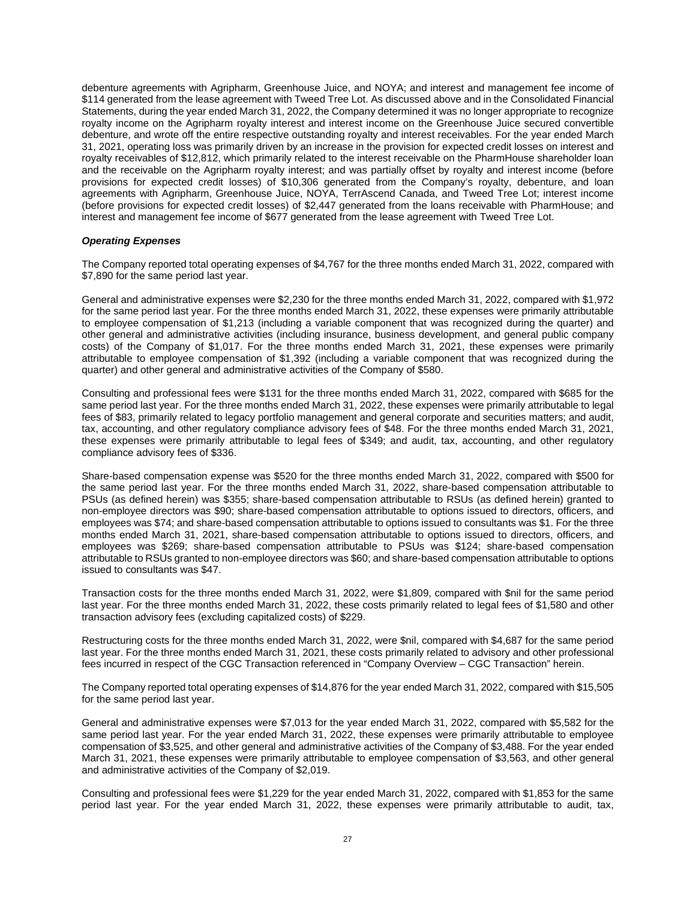debenture agreements with Agripharm, Greenhouse Juice, and NOYA; and interest and management fee income of $114 generated from the lease agreement with Tweed Tree Lot. As discussed above and in the Consolidated Financial Statements, during the year ended March 31, 2022, the Company determined it was no longer appropriate to recognize royalty income on the Agripharm royalty interest and interest income on the Greenhouse Juice secured convertible debenture, and wrote off the entire respective outstanding royalty and interest receivables. For the year ended March 31, 2021, operating loss was primarily driven by an increase in the provision for expected credit losses on interest and royalty receivables of $12,812, which primarily related to the interest receivable on the PharmHouse shareholder loan and the receivable on the Agripharm royalty interest; and was partially offset by royalty and interest income (before provisions for expected credit losses) of $10,306 generated from the Company's royalty, debenture, and loan agreements with Agripharm, Greenhouse Juice, NOYA, TerrAscend Canada, and Tweed Tree Lot; interest income (before provisions for expected credit losses) of $2,447 generated from the loans receivable with PharmHouse; and interest and management fee income of $677 generated from the lease agreement with Tweed Tree Lot.

### *Operating Expenses*

The Company reported total operating expenses of $4,767 for the three months ended March 31, 2022, compared with $7,890 for the same period last year.

General and administrative expenses were $2,230 for the three months ended March 31, 2022, compared with $1,972 for the same period last year. For the three months ended March 31, 2022, these expenses were primarily attributable to employee compensation of $1,213 (including a variable component that was recognized during the quarter) and other general and administrative activities (including insurance, business development, and general public company costs) of the Company of $1,017. For the three months ended March 31, 2021, these expenses were primarily attributable to employee compensation of $1,392 (including a variable component that was recognized during the quarter) and other general and administrative activities of the Company of $580.

Consulting and professional fees were $131 for the three months ended March 31, 2022, compared with $685 for the same period last year. For the three months ended March 31, 2022, these expenses were primarily attributable to legal fees of $83, primarily related to legacy portfolio management and general corporate and securities matters; and audit, tax, accounting, and other regulatory compliance advisory fees of $48. For the three months ended March 31, 2021, these expenses were primarily attributable to legal fees of $349; and audit, tax, accounting, and other regulatory compliance advisory fees of $336.

Share-based compensation expense was $520 for the three months ended March 31, 2022, compared with $500 for the same period last year. For the three months ended March 31, 2022, share-based compensation attributable to PSUs (as defined herein) was $355; share-based compensation attributable to RSUs (as defined herein) granted to non-employee directors was $90; share-based compensation attributable to options issued to directors, officers, and employees was $74; and share-based compensation attributable to options issued to consultants was $1. For the three months ended March 31, 2021, share-based compensation attributable to options issued to directors, officers, and employees was $269; share-based compensation attributable to PSUs was $124; share-based compensation attributable to RSUs granted to non-employee directors was $60; and share-based compensation attributable to options issued to consultants was $47.

Transaction costs for the three months ended March 31, 2022, were $1,809, compared with $nil for the same period last year. For the three months ended March 31, 2022, these costs primarily related to legal fees of $1,580 and other transaction advisory fees (excluding capitalized costs) of $229.

Restructuring costs for the three months ended March 31, 2022, were $nil, compared with $4,687 for the same period last year. For the three months ended March 31, 2021, these costs primarily related to advisory and other professional fees incurred in respect of the CGC Transaction referenced in "Company Overview – CGC Transaction" herein.

The Company reported total operating expenses of $14,876 for the year ended March 31, 2022, compared with $15,505 for the same period last year.

General and administrative expenses were $7,013 for the year ended March 31, 2022, compared with $5,582 for the same period last year. For the year ended March 31, 2022, these expenses were primarily attributable to employee compensation of $3,525, and other general and administrative activities of the Company of $3,488. For the year ended March 31, 2021, these expenses were primarily attributable to employee compensation of $3,563, and other general and administrative activities of the Company of $2,019.

Consulting and professional fees were $1,229 for the year ended March 31, 2022, compared with $1,853 for the same period last year. For the year ended March 31, 2022, these expenses were primarily attributable to audit, tax,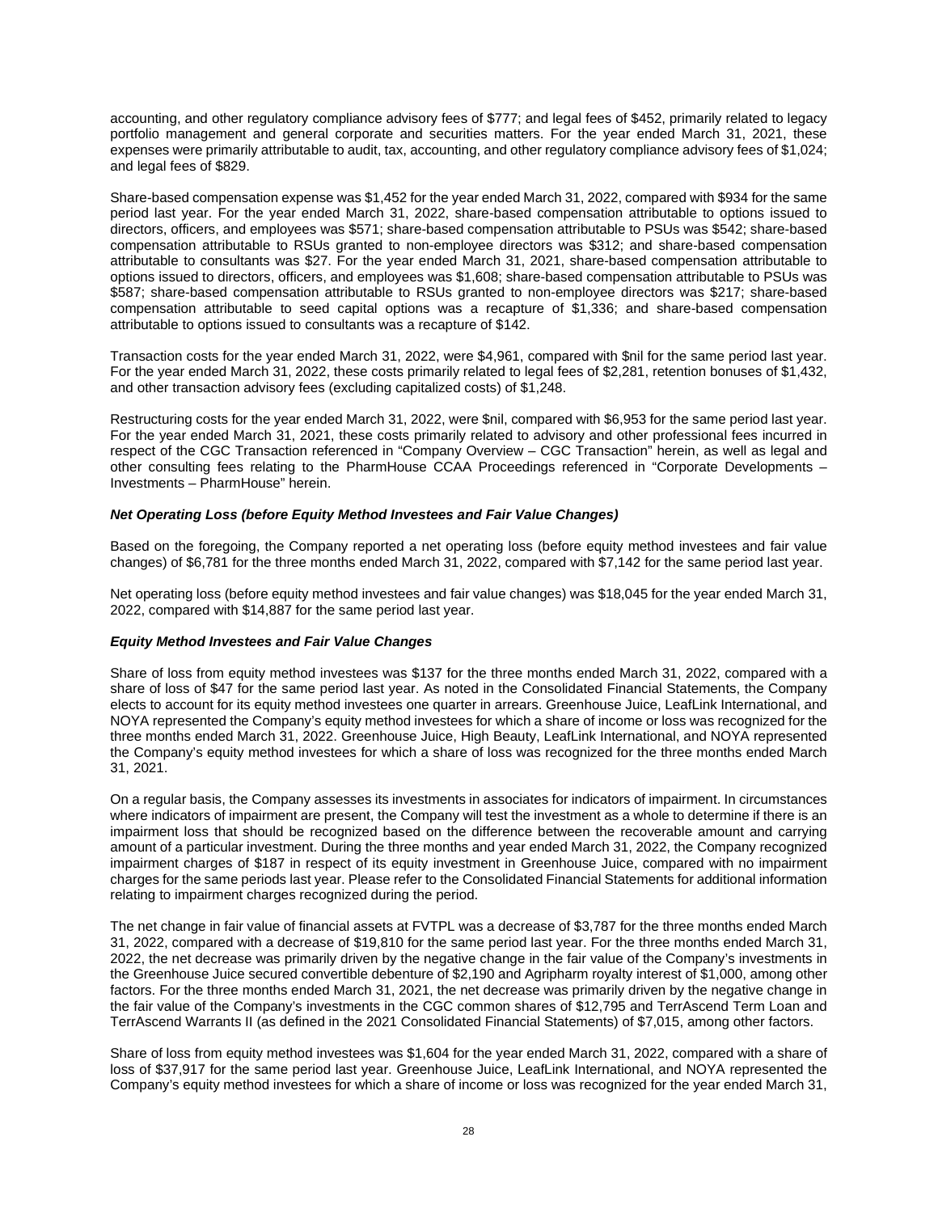accounting, and other regulatory compliance advisory fees of $777; and legal fees of $452, primarily related to legacy portfolio management and general corporate and securities matters. For the year ended March 31, 2021, these expenses were primarily attributable to audit, tax, accounting, and other regulatory compliance advisory fees of $1,024; and legal fees of $829.

Share-based compensation expense was $1,452 for the year ended March 31, 2022, compared with $934 for the same period last year. For the year ended March 31, 2022, share-based compensation attributable to options issued to directors, officers, and employees was $571; share-based compensation attributable to PSUs was $542; share-based compensation attributable to RSUs granted to non-employee directors was $312; and share-based compensation attributable to consultants was $27. For the year ended March 31, 2021, share-based compensation attributable to options issued to directors, officers, and employees was $1,608; share-based compensation attributable to PSUs was $587; share-based compensation attributable to RSUs granted to non-employee directors was $217; share-based compensation attributable to seed capital options was a recapture of $1,336; and share-based compensation attributable to options issued to consultants was a recapture of $142.

Transaction costs for the year ended March 31, 2022, were $4,961, compared with $nil for the same period last year. For the year ended March 31, 2022, these costs primarily related to legal fees of $2,281, retention bonuses of $1,432, and other transaction advisory fees (excluding capitalized costs) of $1,248.

Restructuring costs for the year ended March 31, 2022, were $nil, compared with $6,953 for the same period last year. For the year ended March 31, 2021, these costs primarily related to advisory and other professional fees incurred in respect of the CGC Transaction referenced in "Company Overview – CGC Transaction" herein, as well as legal and other consulting fees relating to the PharmHouse CCAA Proceedings referenced in "Corporate Developments – Investments – PharmHouse" herein.

***Net Operating Loss (before Equity Method Investees and Fair Value Changes)***

Based on the foregoing, the Company reported a net operating loss (before equity method investees and fair value changes) of $6,781 for the three months ended March 31, 2022, compared with $7,142 for the same period last year.

Net operating loss (before equity method investees and fair value changes) was $18,045 for the year ended March 31, 2022, compared with $14,887 for the same period last year.

***Equity Method Investees and Fair Value Changes***

Share of loss from equity method investees was $137 for the three months ended March 31, 2022, compared with a share of loss of $47 for the same period last year. As noted in the Consolidated Financial Statements, the Company elects to account for its equity method investees one quarter in arrears. Greenhouse Juice, LeafLink International, and NOYA represented the Company's equity method investees for which a share of income or loss was recognized for the three months ended March 31, 2022. Greenhouse Juice, High Beauty, LeafLink International, and NOYA represented the Company's equity method investees for which a share of loss was recognized for the three months ended March 31, 2021.

On a regular basis, the Company assesses its investments in associates for indicators of impairment. In circumstances where indicators of impairment are present, the Company will test the investment as a whole to determine if there is an impairment loss that should be recognized based on the difference between the recoverable amount and carrying amount of a particular investment. During the three months and year ended March 31, 2022, the Company recognized impairment charges of $187 in respect of its equity investment in Greenhouse Juice, compared with no impairment charges for the same periods last year. Please refer to the Consolidated Financial Statements for additional information relating to impairment charges recognized during the period.

The net change in fair value of financial assets at FVTPL was a decrease of $3,787 for the three months ended March 31, 2022, compared with a decrease of $19,810 for the same period last year. For the three months ended March 31, 2022, the net decrease was primarily driven by the negative change in the fair value of the Company's investments in the Greenhouse Juice secured convertible debenture of $2,190 and Agripharm royalty interest of $1,000, among other factors. For the three months ended March 31, 2021, the net decrease was primarily driven by the negative change in the fair value of the Company's investments in the CGC common shares of $12,795 and TerrAscend Term Loan and TerrAscend Warrants II (as defined in the 2021 Consolidated Financial Statements) of $7,015, among other factors.

Share of loss from equity method investees was $1,604 for the year ended March 31, 2022, compared with a share of loss of $37,917 for the same period last year. Greenhouse Juice, LeafLink International, and NOYA represented the Company's equity method investees for which a share of income or loss was recognized for the year ended March 31,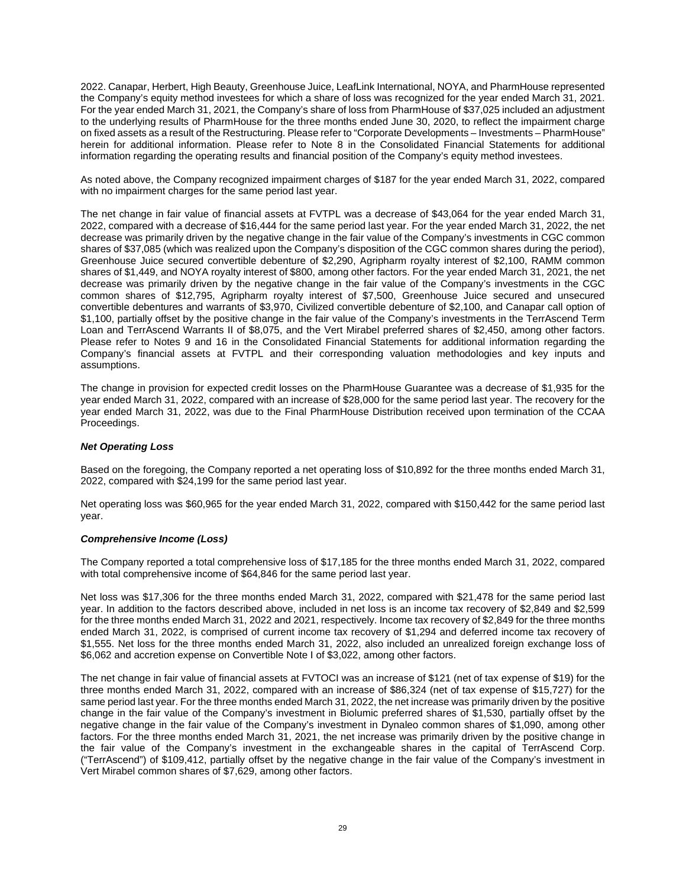2022. Canapar, Herbert, High Beauty, Greenhouse Juice, LeafLink International, NOYA, and PharmHouse represented the Company's equity method investees for which a share of loss was recognized for the year ended March 31, 2021. For the year ended March 31, 2021, the Company's share of loss from PharmHouse of $37,025 included an adjustment to the underlying results of PharmHouse for the three months ended June 30, 2020, to reflect the impairment charge on fixed assets as a result of the Restructuring. Please refer to "Corporate Developments – Investments – PharmHouse" herein for additional information. Please refer to Note 8 in the Consolidated Financial Statements for additional information regarding the operating results and financial position of the Company's equity method investees.

As noted above, the Company recognized impairment charges of $187 for the year ended March 31, 2022, compared with no impairment charges for the same period last year.

The net change in fair value of financial assets at FVTPL was a decrease of $43,064 for the year ended March 31, 2022, compared with a decrease of $16,444 for the same period last year. For the year ended March 31, 2022, the net decrease was primarily driven by the negative change in the fair value of the Company's investments in CGC common shares of $37,085 (which was realized upon the Company's disposition of the CGC common shares during the period), Greenhouse Juice secured convertible debenture of $2,290, Agripharm royalty interest of $2,100, RAMM common shares of $1,449, and NOYA royalty interest of $800, among other factors. For the year ended March 31, 2021, the net decrease was primarily driven by the negative change in the fair value of the Company's investments in the CGC common shares of $12,795, Agripharm royalty interest of $7,500, Greenhouse Juice secured and unsecured convertible debentures and warrants of $3,970, Civilized convertible debenture of $2,100, and Canapar call option of $1,100, partially offset by the positive change in the fair value of the Company's investments in the TerrAscend Term Loan and TerrAscend Warrants II of $8,075, and the Vert Mirabel preferred shares of $2,450, among other factors. Please refer to Notes 9 and 16 in the Consolidated Financial Statements for additional information regarding the Company's financial assets at FVTPL and their corresponding valuation methodologies and key inputs and assumptions.

The change in provision for expected credit losses on the PharmHouse Guarantee was a decrease of $1,935 for the year ended March 31, 2022, compared with an increase of $28,000 for the same period last year. The recovery for the year ended March 31, 2022, was due to the Final PharmHouse Distribution received upon termination of the CCAA Proceedings.

### ***Net Operating Loss***

Based on the foregoing, the Company reported a net operating loss of $10,892 for the three months ended March 31, 2022, compared with $24,199 for the same period last year.

Net operating loss was $60,965 for the year ended March 31, 2022, compared with $150,442 for the same period last year.

### ***Comprehensive Income (Loss)***

The Company reported a total comprehensive loss of $17,185 for the three months ended March 31, 2022, compared with total comprehensive income of $64,846 for the same period last year.

Net loss was $17,306 for the three months ended March 31, 2022, compared with $21,478 for the same period last year. In addition to the factors described above, included in net loss is an income tax recovery of $2,849 and $2,599 for the three months ended March 31, 2022 and 2021, respectively. Income tax recovery of $2,849 for the three months ended March 31, 2022, is comprised of current income tax recovery of $1,294 and deferred income tax recovery of $1,555. Net loss for the three months ended March 31, 2022, also included an unrealized foreign exchange loss of $6,062 and accretion expense on Convertible Note I of $3,022, among other factors.

The net change in fair value of financial assets at FVTOCI was an increase of $121 (net of tax expense of $19) for the three months ended March 31, 2022, compared with an increase of $86,324 (net of tax expense of $15,727) for the same period last year. For the three months ended March 31, 2022, the net increase was primarily driven by the positive change in the fair value of the Company's investment in Biolumic preferred shares of $1,530, partially offset by the negative change in the fair value of the Company's investment in Dynaleo common shares of $1,090, among other factors. For the three months ended March 31, 2021, the net increase was primarily driven by the positive change in the fair value of the Company's investment in the exchangeable shares in the capital of TerrAscend Corp. ("TerrAscend") of $109,412, partially offset by the negative change in the fair value of the Company's investment in Vert Mirabel common shares of $7,629, among other factors.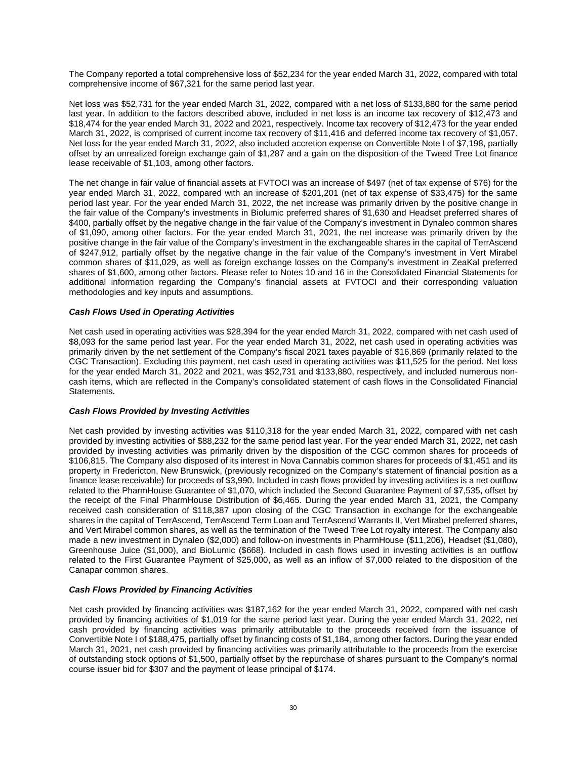The Company reported a total comprehensive loss of $52,234 for the year ended March 31, 2022, compared with total comprehensive income of $67,321 for the same period last year.

Net loss was $52,731 for the year ended March 31, 2022, compared with a net loss of $133,880 for the same period last year. In addition to the factors described above, included in net loss is an income tax recovery of $12,473 and $18,474 for the year ended March 31, 2022 and 2021, respectively. Income tax recovery of $12,473 for the year ended March 31, 2022, is comprised of current income tax recovery of $11,416 and deferred income tax recovery of $1,057. Net loss for the year ended March 31, 2022, also included accretion expense on Convertible Note I of $7,198, partially offset by an unrealized foreign exchange gain of $1,287 and a gain on the disposition of the Tweed Tree Lot finance lease receivable of $1,103, among other factors.

The net change in fair value of financial assets at FVTOCI was an increase of $497 (net of tax expense of $76) for the year ended March 31, 2022, compared with an increase of $201,201 (net of tax expense of $33,475) for the same period last year. For the year ended March 31, 2022, the net increase was primarily driven by the positive change in the fair value of the Company's investments in Biolumic preferred shares of $1,630 and Headset preferred shares of $400, partially offset by the negative change in the fair value of the Company's investment in Dynaleo common shares of $1,090, among other factors. For the year ended March 31, 2021, the net increase was primarily driven by the positive change in the fair value of the Company's investment in the exchangeable shares in the capital of TerrAscend of $247,912, partially offset by the negative change in the fair value of the Company's investment in Vert Mirabel common shares of $11,029, as well as foreign exchange losses on the Company's investment in ZeaKal preferred shares of $1,600, among other factors. Please refer to Notes 10 and 16 in the Consolidated Financial Statements for additional information regarding the Company's financial assets at FVTOCI and their corresponding valuation methodologies and key inputs and assumptions.

***Cash Flows Used in Operating Activities***

Net cash used in operating activities was $28,394 for the year ended March 31, 2022, compared with net cash used of $8,093 for the same period last year. For the year ended March 31, 2022, net cash used in operating activities was primarily driven by the net settlement of the Company's fiscal 2021 taxes payable of $16,869 (primarily related to the CGC Transaction). Excluding this payment, net cash used in operating activities was $11,525 for the period. Net loss for the year ended March 31, 2022 and 2021, was $52,731 and $133,880, respectively, and included numerous non-cash items, which are reflected in the Company's consolidated statement of cash flows in the Consolidated Financial Statements.

***Cash Flows Provided by Investing Activities***

Net cash provided by investing activities was $110,318 for the year ended March 31, 2022, compared with net cash provided by investing activities of $88,232 for the same period last year. For the year ended March 31, 2022, net cash provided by investing activities was primarily driven by the disposition of the CGC common shares for proceeds of $106,815. The Company also disposed of its interest in Nova Cannabis common shares for proceeds of $1,451 and its property in Fredericton, New Brunswick, (previously recognized on the Company's statement of financial position as a finance lease receivable) for proceeds of $3,990. Included in cash flows provided by investing activities is a net outflow related to the PharmHouse Guarantee of $1,070, which included the Second Guarantee Payment of $7,535, offset by the receipt of the Final PharmHouse Distribution of $6,465. During the year ended March 31, 2021, the Company received cash consideration of $118,387 upon closing of the CGC Transaction in exchange for the exchangeable shares in the capital of TerrAscend, TerrAscend Term Loan and TerrAscend Warrants II, Vert Mirabel preferred shares, and Vert Mirabel common shares, as well as the termination of the Tweed Tree Lot royalty interest. The Company also made a new investment in Dynaleo ($2,000) and follow-on investments in PharmHouse ($11,206), Headset ($1,080), Greenhouse Juice ($1,000), and BioLumic ($668). Included in cash flows used in investing activities is an outflow related to the First Guarantee Payment of $25,000, as well as an inflow of $7,000 related to the disposition of the Canapar common shares.

***Cash Flows Provided by Financing Activities***

Net cash provided by financing activities was $187,162 for the year ended March 31, 2022, compared with net cash provided by financing activities of $1,019 for the same period last year. During the year ended March 31, 2022, net cash provided by financing activities was primarily attributable to the proceeds received from the issuance of Convertible Note I of $188,475, partially offset by financing costs of $1,184, among other factors. During the year ended March 31, 2021, net cash provided by financing activities was primarily attributable to the proceeds from the exercise of outstanding stock options of $1,500, partially offset by the repurchase of shares pursuant to the Company's normal course issuer bid for $307 and the payment of lease principal of $174.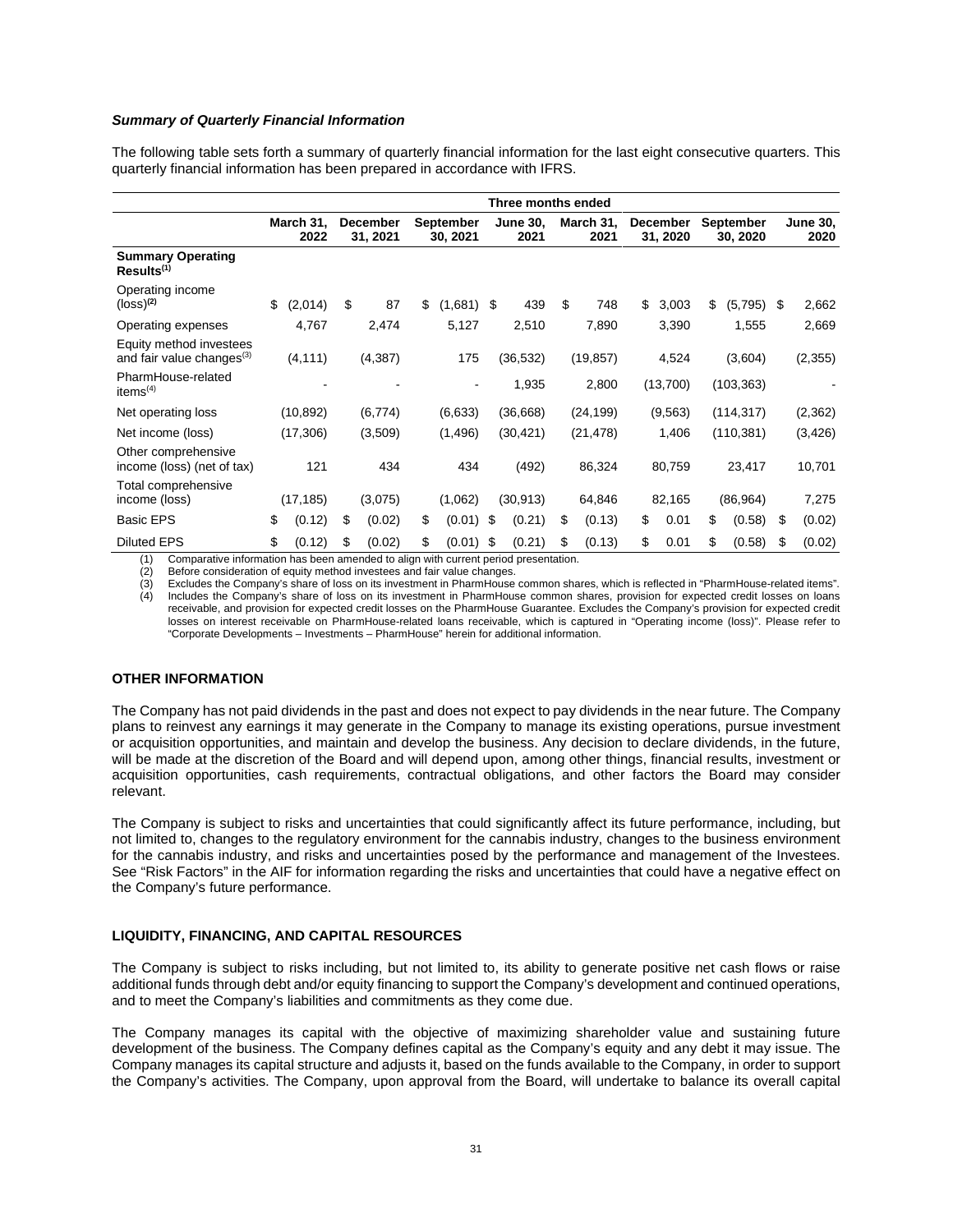***Summary of Quarterly Financial Information***

The following table sets forth a summary of quarterly financial information for the last eight consecutive quarters. This quarterly financial information has been prepared in accordance with IFRS.

| | Three months ended | | | | | | | |
|---|---|---|---|---|---|---|---|---|
| | **March 31, 2022** | **December 31, 2021** | **September 30, 2021** | **June 30, 2021** | **March 31, 2021** | **December 31, 2020** | **September 30, 2020** | **June 30, 2020** |
| **Summary Operating Results[1]** | | | | | | | | |
| Operating income (loss)**[2]** | $ (2,014) | $ 87 | $ (1,681) | $ 439 | $ 748 | $ 3,003 | $ (5,795) | $ 2,662 |
| Operating expenses | 4,767 | 2,474 | 5,127 | 2,510 | 7,890 | 3,390 | 1,555 | 2,669 |
| Equity method investees and fair value changes[3] | (4,111) | (4,387) | 175 | (36,532) | (19,857) | 4,524 | (3,604) | (2,355) |
| PharmHouse-related items[4] | - | - | - | 1,935 | 2,800 | (13,700) | (103,363) | - |
| Net operating loss | (10,892) | (6,774) | (6,633) | (36,668) | (24,199) | (9,563) | (114,317) | (2,362) |
| Net income (loss) | (17,306) | (3,509) | (1,496) | (30,421) | (21,478) | 1,406 | (110,381) | (3,426) |
| Other comprehensive income (loss) (net of tax) | 121 | 434 | 434 | (492) | 86,324 | 80,759 | 23,417 | 10,701 |
| Total comprehensive income (loss) | (17,185) | (3,075) | (1,062) | (30,913) | 64,846 | 82,165 | (86,964) | 7,275 |
| Basic EPS | $ (0.12) | $ (0.02) | $ (0.01) | $ (0.21) | $ (0.13) | $ 0.01 | $ (0.58) | $ (0.02) |
| Diluted EPS | $ (0.12) | $ (0.02) | $ (0.01) | $ (0.21) | $ (0.13) | $ 0.01 | $ (0.58) | $ (0.02) |

(1) Comparative information has been amended to align with current period presentation.
(2) Before consideration of equity method investees and fair value changes.
(3) Excludes the Company's share of loss on its investment in PharmHouse common shares, which is reflected in "PharmHouse-related items".
(4) Includes the Company's share of loss on its investment in PharmHouse common shares, provision for expected credit losses on loans receivable, and provision for expected credit losses on the PharmHouse Guarantee. Excludes the Company's provision for expected credit losses on interest receivable on PharmHouse-related loans receivable, which is captured in "Operating income (loss)". Please refer to "Corporate Developments – Investments – PharmHouse" herein for additional information.

## OTHER INFORMATION

The Company has not paid dividends in the past and does not expect to pay dividends in the near future. The Company plans to reinvest any earnings it may generate in the Company to manage its existing operations, pursue investment or acquisition opportunities, and maintain and develop the business. Any decision to declare dividends, in the future, will be made at the discretion of the Board and will depend upon, among other things, financial results, investment or acquisition opportunities, cash requirements, contractual obligations, and other factors the Board may consider relevant.

The Company is subject to risks and uncertainties that could significantly affect its future performance, including, but not limited to, changes to the regulatory environment for the cannabis industry, changes to the business environment for the cannabis industry, and risks and uncertainties posed by the performance and management of the Investees. See "Risk Factors" in the AIF for information regarding the risks and uncertainties that could have a negative effect on the Company's future performance.

## LIQUIDITY, FINANCING, AND CAPITAL RESOURCES

The Company is subject to risks including, but not limited to, its ability to generate positive net cash flows or raise additional funds through debt and/or equity financing to support the Company's development and continued operations, and to meet the Company's liabilities and commitments as they come due.

The Company manages its capital with the objective of maximizing shareholder value and sustaining future development of the business. The Company defines capital as the Company's equity and any debt it may issue. The Company manages its capital structure and adjusts it, based on the funds available to the Company, in order to support the Company's activities. The Company, upon approval from the Board, will undertake to balance its overall capital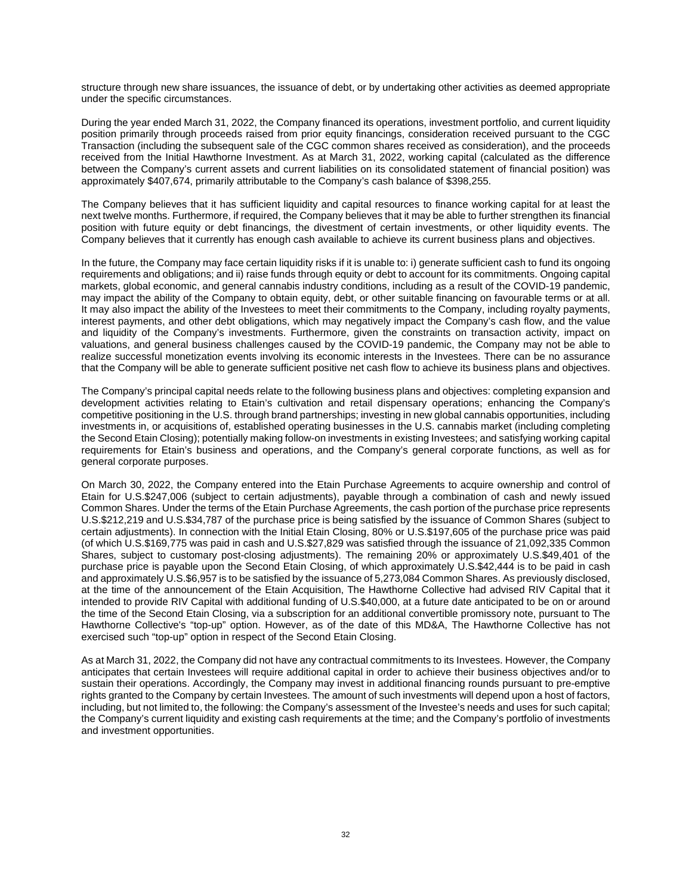structure through new share issuances, the issuance of debt, or by undertaking other activities as deemed appropriate under the specific circumstances.

During the year ended March 31, 2022, the Company financed its operations, investment portfolio, and current liquidity position primarily through proceeds raised from prior equity financings, consideration received pursuant to the CGC Transaction (including the subsequent sale of the CGC common shares received as consideration), and the proceeds received from the Initial Hawthorne Investment. As at March 31, 2022, working capital (calculated as the difference between the Company's current assets and current liabilities on its consolidated statement of financial position) was approximately $407,674, primarily attributable to the Company's cash balance of $398,255.

The Company believes that it has sufficient liquidity and capital resources to finance working capital for at least the next twelve months. Furthermore, if required, the Company believes that it may be able to further strengthen its financial position with future equity or debt financings, the divestment of certain investments, or other liquidity events. The Company believes that it currently has enough cash available to achieve its current business plans and objectives.

In the future, the Company may face certain liquidity risks if it is unable to: i) generate sufficient cash to fund its ongoing requirements and obligations; and ii) raise funds through equity or debt to account for its commitments. Ongoing capital markets, global economic, and general cannabis industry conditions, including as a result of the COVID-19 pandemic, may impact the ability of the Company to obtain equity, debt, or other suitable financing on favourable terms or at all. It may also impact the ability of the Investees to meet their commitments to the Company, including royalty payments, interest payments, and other debt obligations, which may negatively impact the Company's cash flow, and the value and liquidity of the Company's investments. Furthermore, given the constraints on transaction activity, impact on valuations, and general business challenges caused by the COVID-19 pandemic, the Company may not be able to realize successful monetization events involving its economic interests in the Investees. There can be no assurance that the Company will be able to generate sufficient positive net cash flow to achieve its business plans and objectives.

The Company's principal capital needs relate to the following business plans and objectives: completing expansion and development activities relating to Etain's cultivation and retail dispensary operations; enhancing the Company's competitive positioning in the U.S. through brand partnerships; investing in new global cannabis opportunities, including investments in, or acquisitions of, established operating businesses in the U.S. cannabis market (including completing the Second Etain Closing); potentially making follow-on investments in existing Investees; and satisfying working capital requirements for Etain's business and operations, and the Company's general corporate functions, as well as for general corporate purposes.

On March 30, 2022, the Company entered into the Etain Purchase Agreements to acquire ownership and control of Etain for U.S.$247,006 (subject to certain adjustments), payable through a combination of cash and newly issued Common Shares. Under the terms of the Etain Purchase Agreements, the cash portion of the purchase price represents U.S.$212,219 and U.S.$34,787 of the purchase price is being satisfied by the issuance of Common Shares (subject to certain adjustments). In connection with the Initial Etain Closing, 80% or U.S.$197,605 of the purchase price was paid (of which U.S.$169,775 was paid in cash and U.S.$27,829 was satisfied through the issuance of 21,092,335 Common Shares, subject to customary post-closing adjustments). The remaining 20% or approximately U.S.$49,401 of the purchase price is payable upon the Second Etain Closing, of which approximately U.S.$42,444 is to be paid in cash and approximately U.S.$6,957 is to be satisfied by the issuance of 5,273,084 Common Shares. As previously disclosed, at the time of the announcement of the Etain Acquisition, The Hawthorne Collective had advised RIV Capital that it intended to provide RIV Capital with additional funding of U.S.$40,000, at a future date anticipated to be on or around the time of the Second Etain Closing, via a subscription for an additional convertible promissory note, pursuant to The Hawthorne Collective's "top-up" option. However, as of the date of this MD&A, The Hawthorne Collective has not exercised such "top-up" option in respect of the Second Etain Closing.

As at March 31, 2022, the Company did not have any contractual commitments to its Investees. However, the Company anticipates that certain Investees will require additional capital in order to achieve their business objectives and/or to sustain their operations. Accordingly, the Company may invest in additional financing rounds pursuant to pre-emptive rights granted to the Company by certain Investees. The amount of such investments will depend upon a host of factors, including, but not limited to, the following: the Company's assessment of the Investee's needs and uses for such capital; the Company's current liquidity and existing cash requirements at the time; and the Company's portfolio of investments and investment opportunities.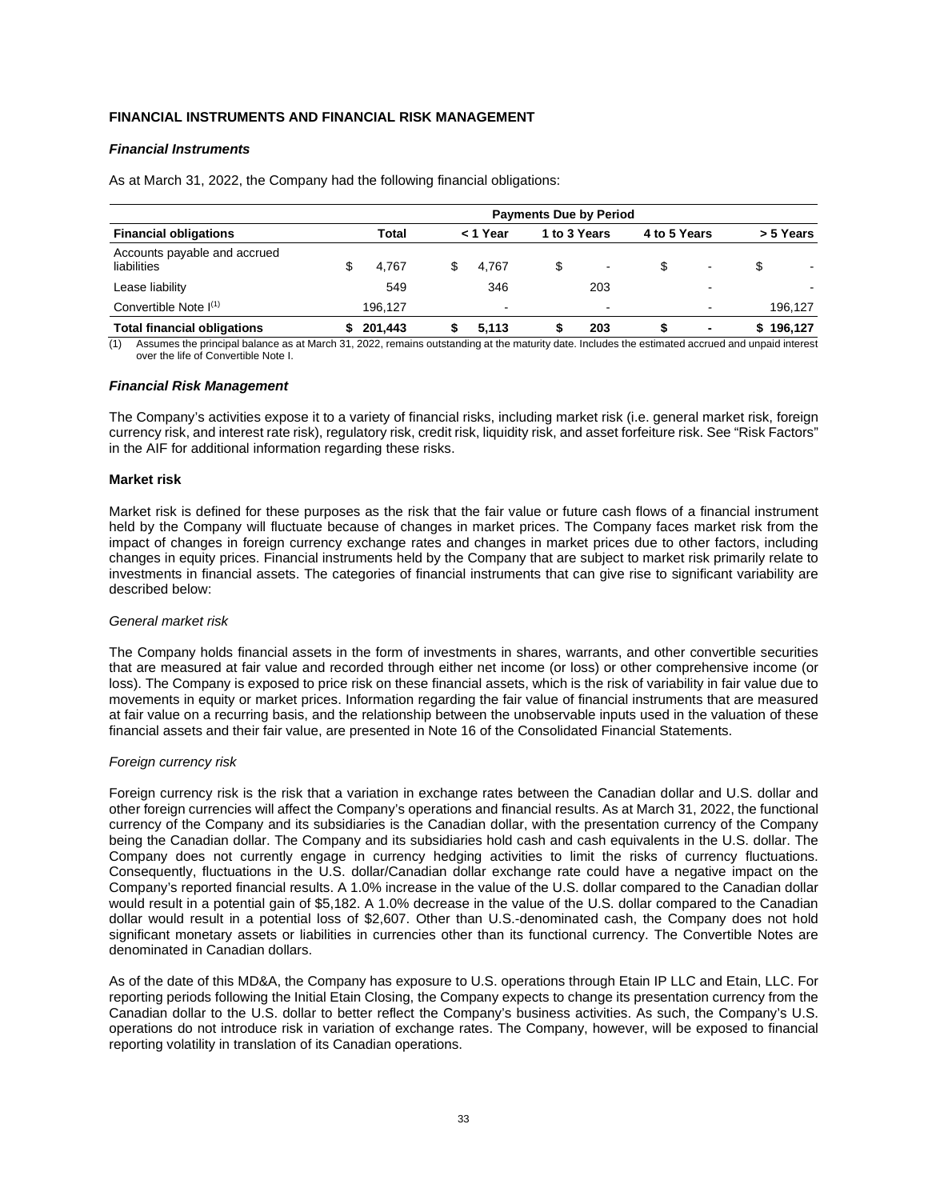## FINANCIAL INSTRUMENTS AND FINANCIAL RISK MANAGEMENT

### *Financial Instruments*

As at March 31, 2022, the Company had the following financial obligations:

| | Payments Due by Period | | | | |
|---|---|---|---|---|---|
| **Financial obligations** | **Total** | **< 1 Year** | **1 to 3 Years** | **4 to 5 Years** | **> 5 Years** |
| Accounts payable and accrued liabilities | $ 4,767 | $ 4,767 | $ - | $ - | $ - |
| Lease liability | 549 | 346 | 203 | - | - |
| Convertible Note I[(1)] | 196,127 | - | - | - | 196,127 |
| **Total financial obligations** | **$ 201,443** | **$ 5,113** | **$ 203** | **$ -** | **$ 196,127** |

(1) Assumes the principal balance as at March 31, 2022, remains outstanding at the maturity date. Includes the estimated accrued and unpaid interest over the life of Convertible Note I.

### *Financial Risk Management*

The Company's activities expose it to a variety of financial risks, including market risk (i.e. general market risk, foreign currency risk, and interest rate risk), regulatory risk, credit risk, liquidity risk, and asset forfeiture risk. See "Risk Factors" in the AIF for additional information regarding these risks.

**Market risk**

Market risk is defined for these purposes as the risk that the fair value or future cash flows of a financial instrument held by the Company will fluctuate because of changes in market prices. The Company faces market risk from the impact of changes in foreign currency exchange rates and changes in market prices due to other factors, including changes in equity prices. Financial instruments held by the Company that are subject to market risk primarily relate to investments in financial assets. The categories of financial instruments that can give rise to significant variability are described below:

*General market risk*

The Company holds financial assets in the form of investments in shares, warrants, and other convertible securities that are measured at fair value and recorded through either net income (or loss) or other comprehensive income (or loss). The Company is exposed to price risk on these financial assets, which is the risk of variability in fair value due to movements in equity or market prices. Information regarding the fair value of financial instruments that are measured at fair value on a recurring basis, and the relationship between the unobservable inputs used in the valuation of these financial assets and their fair value, are presented in Note 16 of the Consolidated Financial Statements.

*Foreign currency risk*

Foreign currency risk is the risk that a variation in exchange rates between the Canadian dollar and U.S. dollar and other foreign currencies will affect the Company's operations and financial results. As at March 31, 2022, the functional currency of the Company and its subsidiaries is the Canadian dollar, with the presentation currency of the Company being the Canadian dollar. The Company and its subsidiaries hold cash and cash equivalents in the U.S. dollar. The Company does not currently engage in currency hedging activities to limit the risks of currency fluctuations. Consequently, fluctuations in the U.S. dollar/Canadian dollar exchange rate could have a negative impact on the Company's reported financial results. A 1.0% increase in the value of the U.S. dollar compared to the Canadian dollar would result in a potential gain of $5,182. A 1.0% decrease in the value of the U.S. dollar compared to the Canadian dollar would result in a potential loss of $2,607. Other than U.S.-denominated cash, the Company does not hold significant monetary assets or liabilities in currencies other than its functional currency. The Convertible Notes are denominated in Canadian dollars.

As of the date of this MD&A, the Company has exposure to U.S. operations through Etain IP LLC and Etain, LLC. For reporting periods following the Initial Etain Closing, the Company expects to change its presentation currency from the Canadian dollar to the U.S. dollar to better reflect the Company's business activities. As such, the Company's U.S. operations do not introduce risk in variation of exchange rates. The Company, however, will be exposed to financial reporting volatility in translation of its Canadian operations.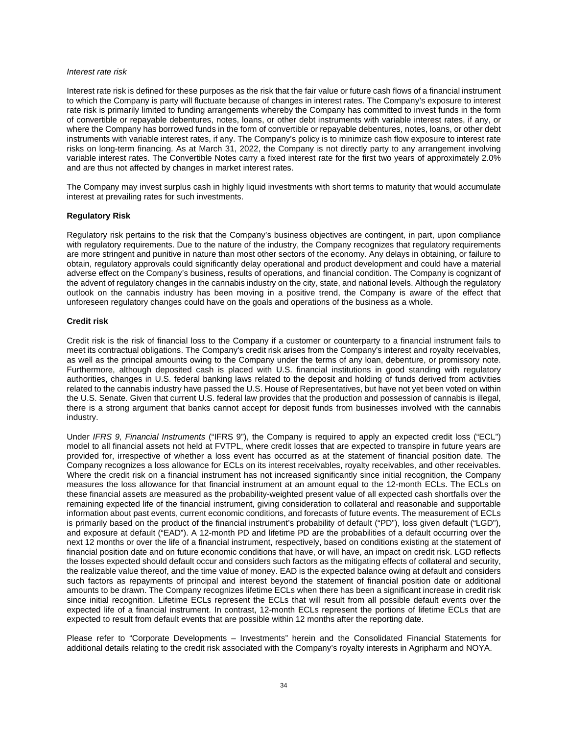*Interest rate risk*

Interest rate risk is defined for these purposes as the risk that the fair value or future cash flows of a financial instrument to which the Company is party will fluctuate because of changes in interest rates. The Company's exposure to interest rate risk is primarily limited to funding arrangements whereby the Company has committed to invest funds in the form of convertible or repayable debentures, notes, loans, or other debt instruments with variable interest rates, if any, or where the Company has borrowed funds in the form of convertible or repayable debentures, notes, loans, or other debt instruments with variable interest rates, if any. The Company's policy is to minimize cash flow exposure to interest rate risks on long-term financing. As at March 31, 2022, the Company is not directly party to any arrangement involving variable interest rates. The Convertible Notes carry a fixed interest rate for the first two years of approximately 2.0% and are thus not affected by changes in market interest rates.

The Company may invest surplus cash in highly liquid investments with short terms to maturity that would accumulate interest at prevailing rates for such investments.

**Regulatory Risk**

Regulatory risk pertains to the risk that the Company's business objectives are contingent, in part, upon compliance with regulatory requirements. Due to the nature of the industry, the Company recognizes that regulatory requirements are more stringent and punitive in nature than most other sectors of the economy. Any delays in obtaining, or failure to obtain, regulatory approvals could significantly delay operational and product development and could have a material adverse effect on the Company's business, results of operations, and financial condition. The Company is cognizant of the advent of regulatory changes in the cannabis industry on the city, state, and national levels. Although the regulatory outlook on the cannabis industry has been moving in a positive trend, the Company is aware of the effect that unforeseen regulatory changes could have on the goals and operations of the business as a whole.

**Credit risk**

Credit risk is the risk of financial loss to the Company if a customer or counterparty to a financial instrument fails to meet its contractual obligations. The Company's credit risk arises from the Company's interest and royalty receivables, as well as the principal amounts owing to the Company under the terms of any loan, debenture, or promissory note. Furthermore, although deposited cash is placed with U.S. financial institutions in good standing with regulatory authorities, changes in U.S. federal banking laws related to the deposit and holding of funds derived from activities related to the cannabis industry have passed the U.S. House of Representatives, but have not yet been voted on within the U.S. Senate. Given that current U.S. federal law provides that the production and possession of cannabis is illegal, there is a strong argument that banks cannot accept for deposit funds from businesses involved with the cannabis industry.

Under *IFRS 9, Financial Instruments* ("IFRS 9"), the Company is required to apply an expected credit loss ("ECL") model to all financial assets not held at FVTPL, where credit losses that are expected to transpire in future years are provided for, irrespective of whether a loss event has occurred as at the statement of financial position date. The Company recognizes a loss allowance for ECLs on its interest receivables, royalty receivables, and other receivables. Where the credit risk on a financial instrument has not increased significantly since initial recognition, the Company measures the loss allowance for that financial instrument at an amount equal to the 12-month ECLs. The ECLs on these financial assets are measured as the probability-weighted present value of all expected cash shortfalls over the remaining expected life of the financial instrument, giving consideration to collateral and reasonable and supportable information about past events, current economic conditions, and forecasts of future events. The measurement of ECLs is primarily based on the product of the financial instrument's probability of default ("PD"), loss given default ("LGD"), and exposure at default ("EAD"). A 12-month PD and lifetime PD are the probabilities of a default occurring over the next 12 months or over the life of a financial instrument, respectively, based on conditions existing at the statement of financial position date and on future economic conditions that have, or will have, an impact on credit risk. LGD reflects the losses expected should default occur and considers such factors as the mitigating effects of collateral and security, the realizable value thereof, and the time value of money. EAD is the expected balance owing at default and considers such factors as repayments of principal and interest beyond the statement of financial position date or additional amounts to be drawn. The Company recognizes lifetime ECLs when there has been a significant increase in credit risk since initial recognition. Lifetime ECLs represent the ECLs that will result from all possible default events over the expected life of a financial instrument. In contrast, 12-month ECLs represent the portions of lifetime ECLs that are expected to result from default events that are possible within 12 months after the reporting date.

Please refer to "Corporate Developments – Investments" herein and the Consolidated Financial Statements for additional details relating to the credit risk associated with the Company's royalty interests in Agripharm and NOYA.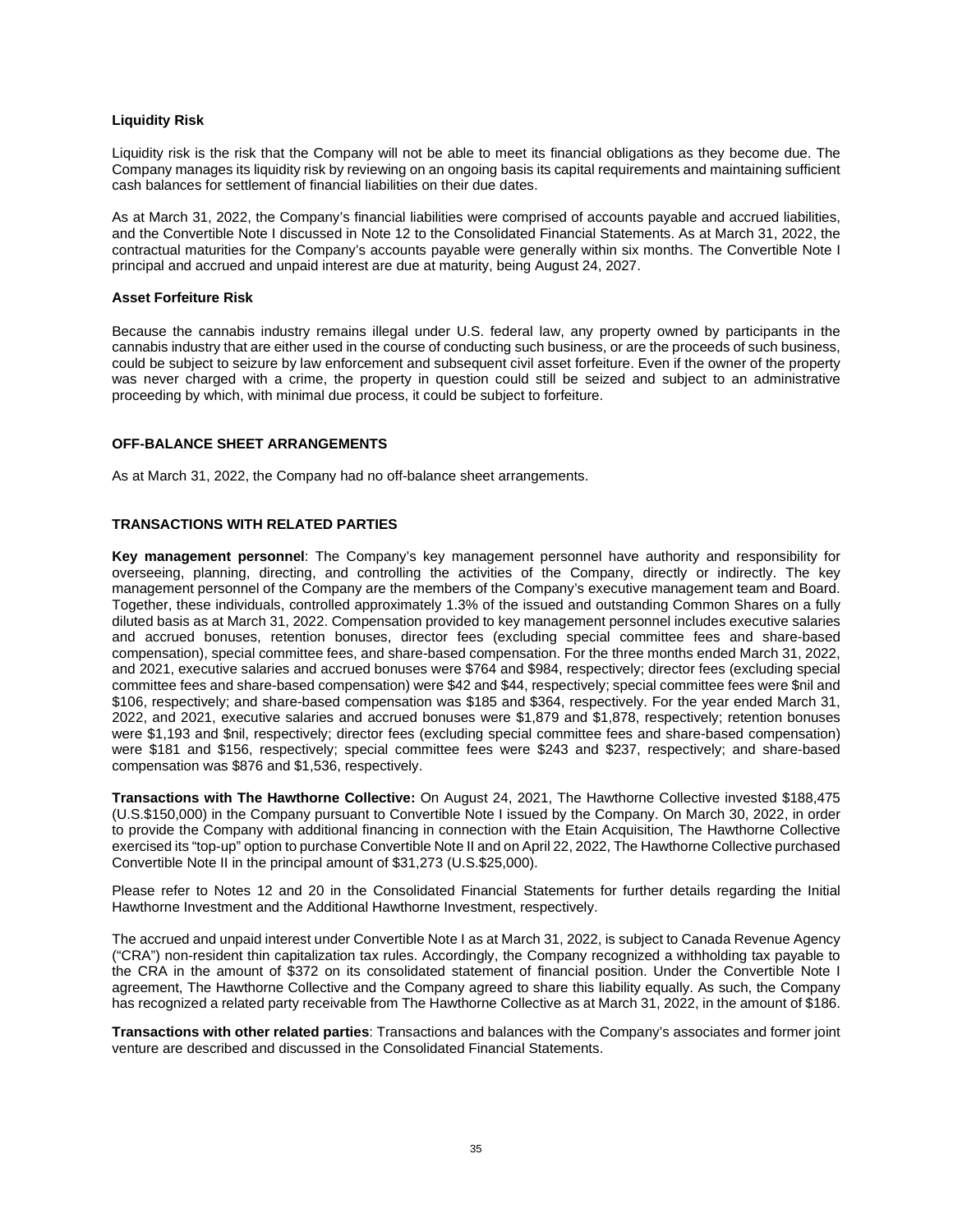### Liquidity Risk

Liquidity risk is the risk that the Company will not be able to meet its financial obligations as they become due. The Company manages its liquidity risk by reviewing on an ongoing basis its capital requirements and maintaining sufficient cash balances for settlement of financial liabilities on their due dates.

As at March 31, 2022, the Company's financial liabilities were comprised of accounts payable and accrued liabilities, and the Convertible Note I discussed in Note 12 to the Consolidated Financial Statements. As at March 31, 2022, the contractual maturities for the Company's accounts payable were generally within six months. The Convertible Note I principal and accrued and unpaid interest are due at maturity, being August 24, 2027.

### Asset Forfeiture Risk

Because the cannabis industry remains illegal under U.S. federal law, any property owned by participants in the cannabis industry that are either used in the course of conducting such business, or are the proceeds of such business, could be subject to seizure by law enforcement and subsequent civil asset forfeiture. Even if the owner of the property was never charged with a crime, the property in question could still be seized and subject to an administrative proceeding by which, with minimal due process, it could be subject to forfeiture.

## OFF-BALANCE SHEET ARRANGEMENTS

As at March 31, 2022, the Company had no off-balance sheet arrangements.

## TRANSACTIONS WITH RELATED PARTIES

**Key management personnel**: The Company's key management personnel have authority and responsibility for overseeing, planning, directing, and controlling the activities of the Company, directly or indirectly. The key management personnel of the Company are the members of the Company's executive management team and Board. Together, these individuals, controlled approximately 1.3% of the issued and outstanding Common Shares on a fully diluted basis as at March 31, 2022. Compensation provided to key management personnel includes executive salaries and accrued bonuses, retention bonuses, director fees (excluding special committee fees and share-based compensation), special committee fees, and share-based compensation. For the three months ended March 31, 2022, and 2021, executive salaries and accrued bonuses were $764 and $984, respectively; director fees (excluding special committee fees and share-based compensation) were $42 and $44, respectively; special committee fees were $nil and $106, respectively; and share-based compensation was $185 and $364, respectively. For the year ended March 31, 2022, and 2021, executive salaries and accrued bonuses were $1,879 and $1,878, respectively; retention bonuses were $1,193 and $nil, respectively; director fees (excluding special committee fees and share-based compensation) were $181 and $156, respectively; special committee fees were $243 and $237, respectively; and share-based compensation was $876 and $1,536, respectively.

**Transactions with The Hawthorne Collective:** On August 24, 2021, The Hawthorne Collective invested $188,475 (U.S.$150,000) in the Company pursuant to Convertible Note I issued by the Company. On March 30, 2022, in order to provide the Company with additional financing in connection with the Etain Acquisition, The Hawthorne Collective exercised its "top-up" option to purchase Convertible Note II and on April 22, 2022, The Hawthorne Collective purchased Convertible Note II in the principal amount of $31,273 (U.S.$25,000).

Please refer to Notes 12 and 20 in the Consolidated Financial Statements for further details regarding the Initial Hawthorne Investment and the Additional Hawthorne Investment, respectively.

The accrued and unpaid interest under Convertible Note I as at March 31, 2022, is subject to Canada Revenue Agency ("CRA") non-resident thin capitalization tax rules. Accordingly, the Company recognized a withholding tax payable to the CRA in the amount of $372 on its consolidated statement of financial position. Under the Convertible Note I agreement, The Hawthorne Collective and the Company agreed to share this liability equally. As such, the Company has recognized a related party receivable from The Hawthorne Collective as at March 31, 2022, in the amount of $186.

**Transactions with other related parties**: Transactions and balances with the Company's associates and former joint venture are described and discussed in the Consolidated Financial Statements.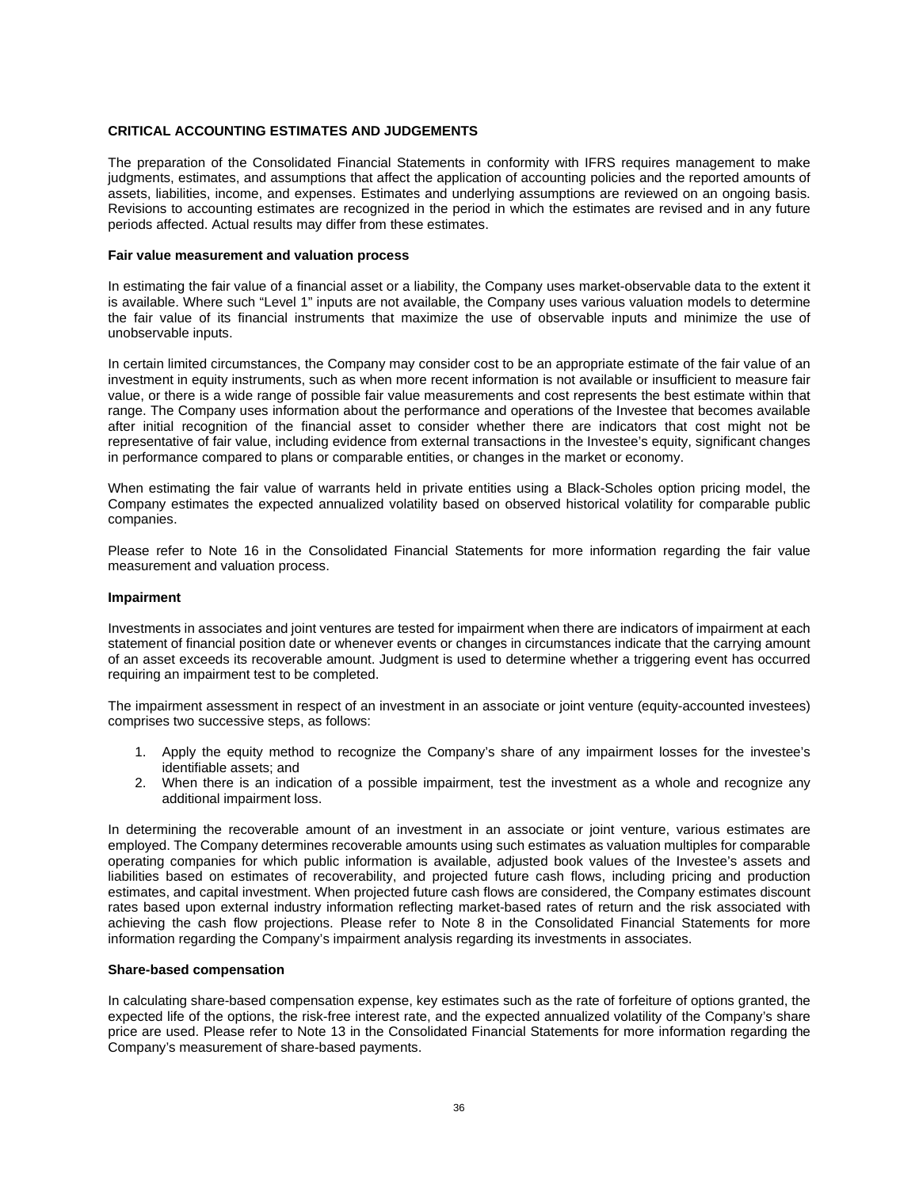## CRITICAL ACCOUNTING ESTIMATES AND JUDGEMENTS

The preparation of the Consolidated Financial Statements in conformity with IFRS requires management to make judgments, estimates, and assumptions that affect the application of accounting policies and the reported amounts of assets, liabilities, income, and expenses. Estimates and underlying assumptions are reviewed on an ongoing basis. Revisions to accounting estimates are recognized in the period in which the estimates are revised and in any future periods affected. Actual results may differ from these estimates.

### Fair value measurement and valuation process

In estimating the fair value of a financial asset or a liability, the Company uses market-observable data to the extent it is available. Where such "Level 1" inputs are not available, the Company uses various valuation models to determine the fair value of its financial instruments that maximize the use of observable inputs and minimize the use of unobservable inputs.

In certain limited circumstances, the Company may consider cost to be an appropriate estimate of the fair value of an investment in equity instruments, such as when more recent information is not available or insufficient to measure fair value, or there is a wide range of possible fair value measurements and cost represents the best estimate within that range. The Company uses information about the performance and operations of the Investee that becomes available after initial recognition of the financial asset to consider whether there are indicators that cost might not be representative of fair value, including evidence from external transactions in the Investee's equity, significant changes in performance compared to plans or comparable entities, or changes in the market or economy.

When estimating the fair value of warrants held in private entities using a Black-Scholes option pricing model, the Company estimates the expected annualized volatility based on observed historical volatility for comparable public companies.

Please refer to Note 16 in the Consolidated Financial Statements for more information regarding the fair value measurement and valuation process.

### Impairment

Investments in associates and joint ventures are tested for impairment when there are indicators of impairment at each statement of financial position date or whenever events or changes in circumstances indicate that the carrying amount of an asset exceeds its recoverable amount. Judgment is used to determine whether a triggering event has occurred requiring an impairment test to be completed.

The impairment assessment in respect of an investment in an associate or joint venture (equity-accounted investees) comprises two successive steps, as follows:

1. Apply the equity method to recognize the Company's share of any impairment losses for the investee's identifiable assets; and
2. When there is an indication of a possible impairment, test the investment as a whole and recognize any additional impairment loss.

In determining the recoverable amount of an investment in an associate or joint venture, various estimates are employed. The Company determines recoverable amounts using such estimates as valuation multiples for comparable operating companies for which public information is available, adjusted book values of the Investee's assets and liabilities based on estimates of recoverability, and projected future cash flows, including pricing and production estimates, and capital investment. When projected future cash flows are considered, the Company estimates discount rates based upon external industry information reflecting market-based rates of return and the risk associated with achieving the cash flow projections. Please refer to Note 8 in the Consolidated Financial Statements for more information regarding the Company's impairment analysis regarding its investments in associates.

### Share-based compensation

In calculating share-based compensation expense, key estimates such as the rate of forfeiture of options granted, the expected life of the options, the risk-free interest rate, and the expected annualized volatility of the Company's share price are used. Please refer to Note 13 in the Consolidated Financial Statements for more information regarding the Company's measurement of share-based payments.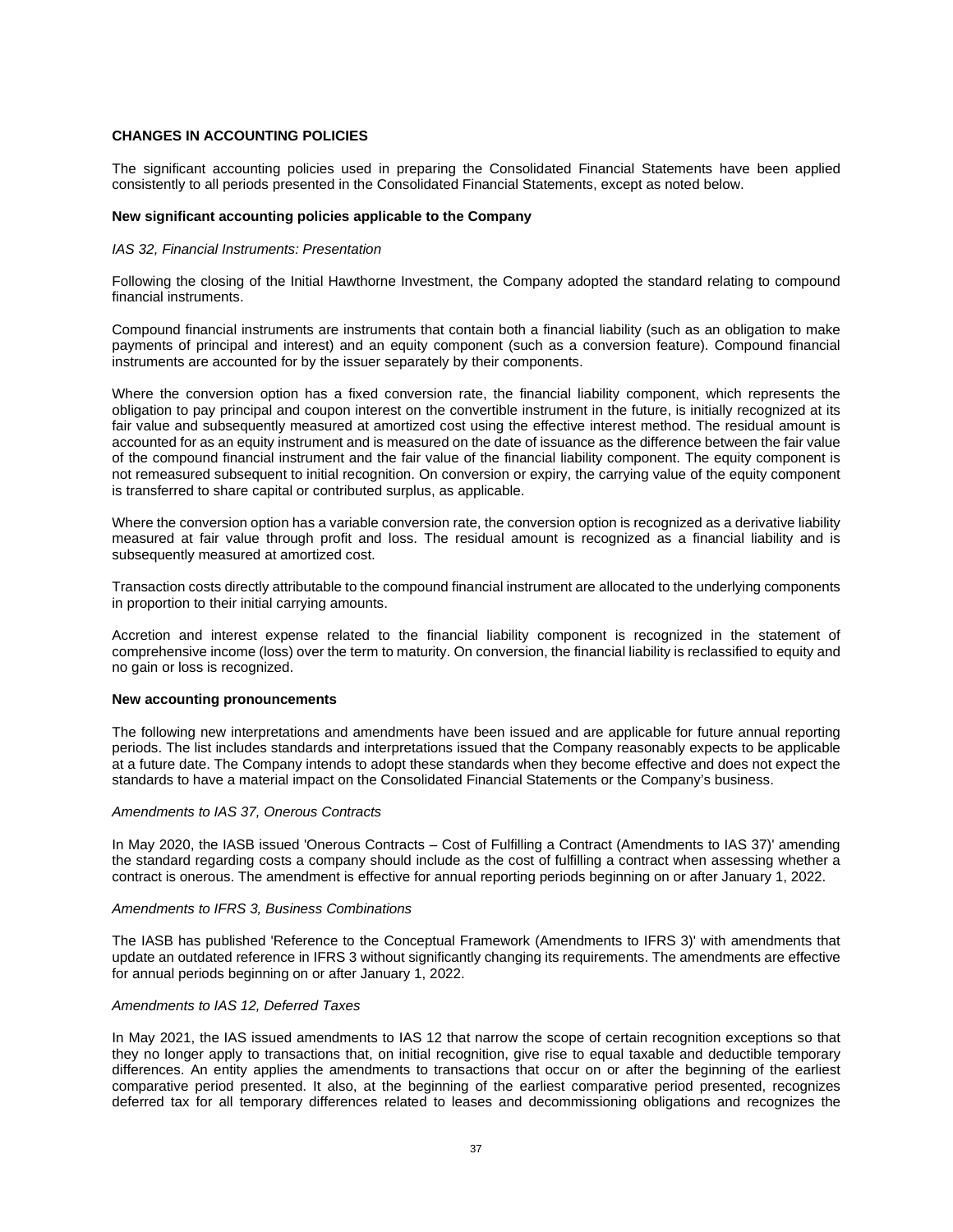## CHANGES IN ACCOUNTING POLICIES

The significant accounting policies used in preparing the Consolidated Financial Statements have been applied consistently to all periods presented in the Consolidated Financial Statements, except as noted below.

### New significant accounting policies applicable to the Company

*IAS 32, Financial Instruments: Presentation*

Following the closing of the Initial Hawthorne Investment, the Company adopted the standard relating to compound financial instruments.

Compound financial instruments are instruments that contain both a financial liability (such as an obligation to make payments of principal and interest) and an equity component (such as a conversion feature). Compound financial instruments are accounted for by the issuer separately by their components.

Where the conversion option has a fixed conversion rate, the financial liability component, which represents the obligation to pay principal and coupon interest on the convertible instrument in the future, is initially recognized at its fair value and subsequently measured at amortized cost using the effective interest method. The residual amount is accounted for as an equity instrument and is measured on the date of issuance as the difference between the fair value of the compound financial instrument and the fair value of the financial liability component. The equity component is not remeasured subsequent to initial recognition. On conversion or expiry, the carrying value of the equity component is transferred to share capital or contributed surplus, as applicable.

Where the conversion option has a variable conversion rate, the conversion option is recognized as a derivative liability measured at fair value through profit and loss. The residual amount is recognized as a financial liability and is subsequently measured at amortized cost.

Transaction costs directly attributable to the compound financial instrument are allocated to the underlying components in proportion to their initial carrying amounts.

Accretion and interest expense related to the financial liability component is recognized in the statement of comprehensive income (loss) over the term to maturity. On conversion, the financial liability is reclassified to equity and no gain or loss is recognized.

### New accounting pronouncements

The following new interpretations and amendments have been issued and are applicable for future annual reporting periods. The list includes standards and interpretations issued that the Company reasonably expects to be applicable at a future date. The Company intends to adopt these standards when they become effective and does not expect the standards to have a material impact on the Consolidated Financial Statements or the Company's business.

*Amendments to IAS 37, Onerous Contracts*

In May 2020, the IASB issued 'Onerous Contracts – Cost of Fulfilling a Contract (Amendments to IAS 37)' amending the standard regarding costs a company should include as the cost of fulfilling a contract when assessing whether a contract is onerous. The amendment is effective for annual reporting periods beginning on or after January 1, 2022.

*Amendments to IFRS 3, Business Combinations*

The IASB has published 'Reference to the Conceptual Framework (Amendments to IFRS 3)' with amendments that update an outdated reference in IFRS 3 without significantly changing its requirements. The amendments are effective for annual periods beginning on or after January 1, 2022.

*Amendments to IAS 12, Deferred Taxes*

In May 2021, the IAS issued amendments to IAS 12 that narrow the scope of certain recognition exceptions so that they no longer apply to transactions that, on initial recognition, give rise to equal taxable and deductible temporary differences. An entity applies the amendments to transactions that occur on or after the beginning of the earliest comparative period presented. It also, at the beginning of the earliest comparative period presented, recognizes deferred tax for all temporary differences related to leases and decommissioning obligations and recognizes the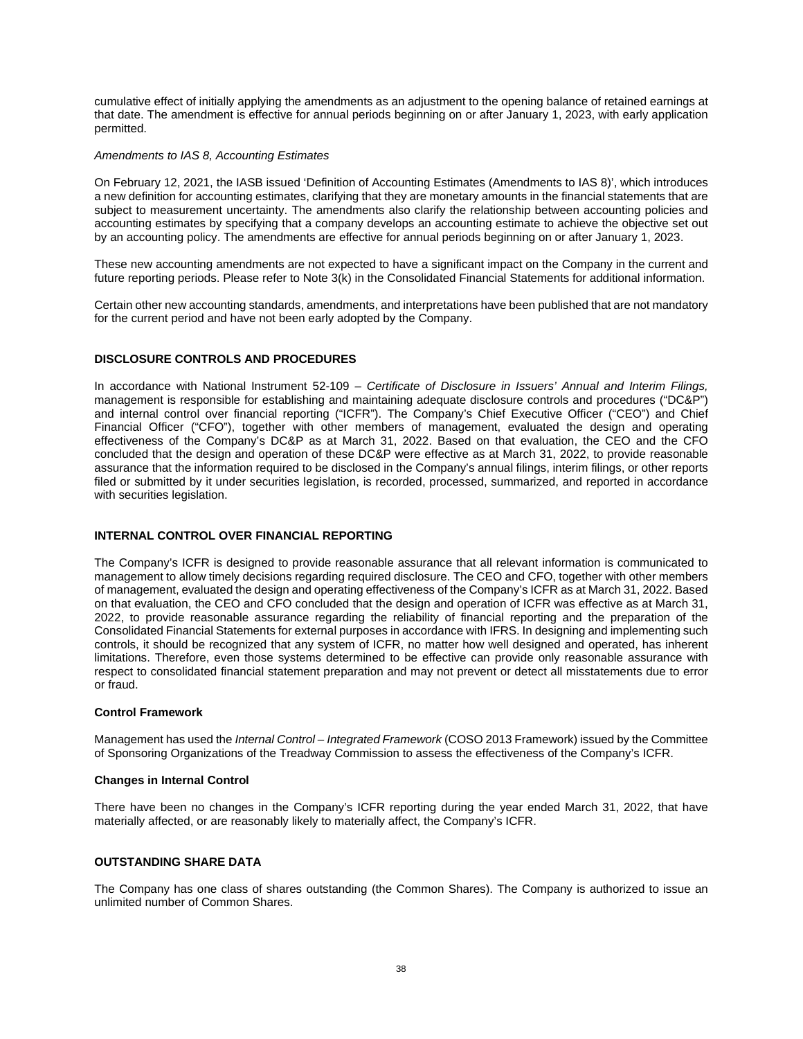cumulative effect of initially applying the amendments as an adjustment to the opening balance of retained earnings at that date. The amendment is effective for annual periods beginning on or after January 1, 2023, with early application permitted.

*Amendments to IAS 8, Accounting Estimates*

On February 12, 2021, the IASB issued 'Definition of Accounting Estimates (Amendments to IAS 8)', which introduces a new definition for accounting estimates, clarifying that they are monetary amounts in the financial statements that are subject to measurement uncertainty. The amendments also clarify the relationship between accounting policies and accounting estimates by specifying that a company develops an accounting estimate to achieve the objective set out by an accounting policy. The amendments are effective for annual periods beginning on or after January 1, 2023.

These new accounting amendments are not expected to have a significant impact on the Company in the current and future reporting periods. Please refer to Note 3(k) in the Consolidated Financial Statements for additional information.

Certain other new accounting standards, amendments, and interpretations have been published that are not mandatory for the current period and have not been early adopted by the Company.

## DISCLOSURE CONTROLS AND PROCEDURES

In accordance with National Instrument 52-109 – *Certificate of Disclosure in Issuers' Annual and Interim Filings,* management is responsible for establishing and maintaining adequate disclosure controls and procedures ("DC&P") and internal control over financial reporting ("ICFR"). The Company's Chief Executive Officer ("CEO") and Chief Financial Officer ("CFO"), together with other members of management, evaluated the design and operating effectiveness of the Company's DC&P as at March 31, 2022. Based on that evaluation, the CEO and the CFO concluded that the design and operation of these DC&P were effective as at March 31, 2022, to provide reasonable assurance that the information required to be disclosed in the Company's annual filings, interim filings, or other reports filed or submitted by it under securities legislation, is recorded, processed, summarized, and reported in accordance with securities legislation.

## INTERNAL CONTROL OVER FINANCIAL REPORTING

The Company's ICFR is designed to provide reasonable assurance that all relevant information is communicated to management to allow timely decisions regarding required disclosure. The CEO and CFO, together with other members of management, evaluated the design and operating effectiveness of the Company's ICFR as at March 31, 2022. Based on that evaluation, the CEO and CFO concluded that the design and operation of ICFR was effective as at March 31, 2022, to provide reasonable assurance regarding the reliability of financial reporting and the preparation of the Consolidated Financial Statements for external purposes in accordance with IFRS. In designing and implementing such controls, it should be recognized that any system of ICFR, no matter how well designed and operated, has inherent limitations. Therefore, even those systems determined to be effective can provide only reasonable assurance with respect to consolidated financial statement preparation and may not prevent or detect all misstatements due to error or fraud.

### Control Framework

Management has used the *Internal Control – Integrated Framework* (COSO 2013 Framework) issued by the Committee of Sponsoring Organizations of the Treadway Commission to assess the effectiveness of the Company's ICFR.

### Changes in Internal Control

There have been no changes in the Company's ICFR reporting during the year ended March 31, 2022, that have materially affected, or are reasonably likely to materially affect, the Company's ICFR.

## OUTSTANDING SHARE DATA

The Company has one class of shares outstanding (the Common Shares). The Company is authorized to issue an unlimited number of Common Shares.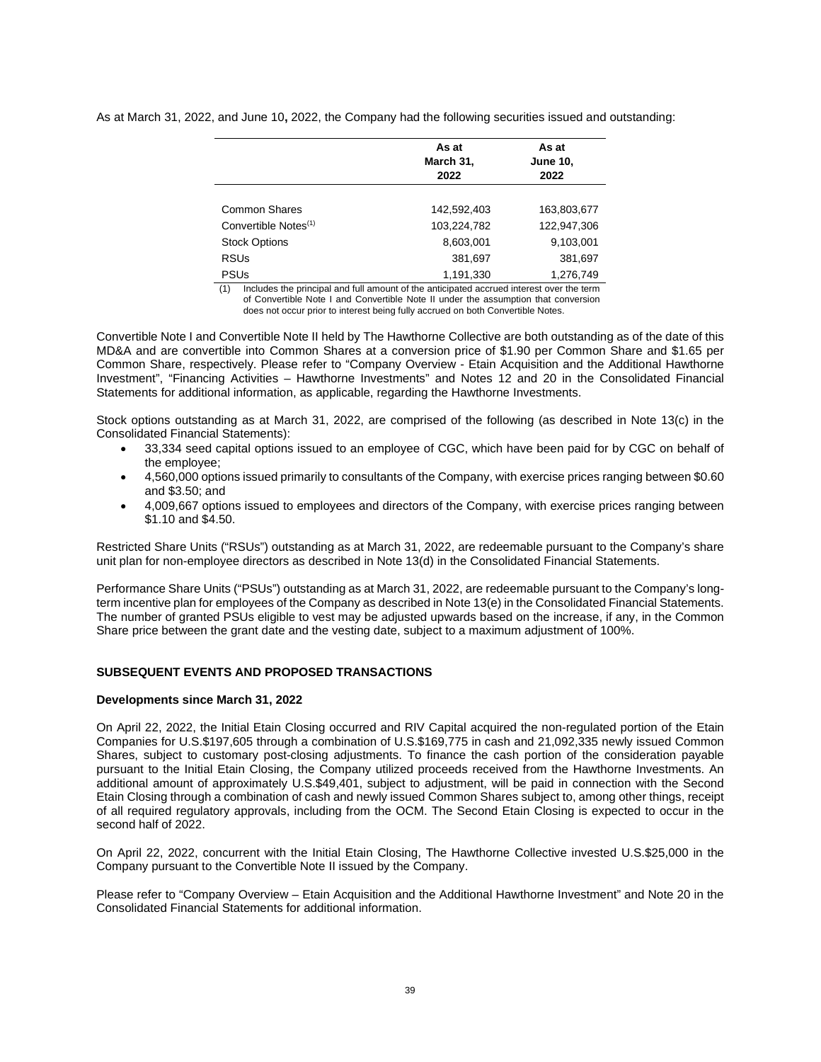As at March 31, 2022, and June 10**,** 2022, the Company had the following securities issued and outstanding:

| | As at March 31, 2022 | As at June 10, 2022 |
|---|---|---|
| Common Shares | 142,592,403 | 163,803,677 |
| Convertible Notes[(1)] | 103,224,782 | 122,947,306 |
| Stock Options | 8,603,001 | 9,103,001 |
| RSUs | 381,697 | 381,697 |
| PSUs | 1,191,330 | 1,276,749 |

(1) Includes the principal and full amount of the anticipated accrued interest over the term of Convertible Note I and Convertible Note II under the assumption that conversion does not occur prior to interest being fully accrued on both Convertible Notes.

Convertible Note I and Convertible Note II held by The Hawthorne Collective are both outstanding as of the date of this MD&A and are convertible into Common Shares at a conversion price of $1.90 per Common Share and $1.65 per Common Share, respectively. Please refer to "Company Overview - Etain Acquisition and the Additional Hawthorne Investment", "Financing Activities – Hawthorne Investments" and Notes 12 and 20 in the Consolidated Financial Statements for additional information, as applicable, regarding the Hawthorne Investments.

Stock options outstanding as at March 31, 2022, are comprised of the following (as described in Note 13(c) in the Consolidated Financial Statements):

- 33,334 seed capital options issued to an employee of CGC, which have been paid for by CGC on behalf of the employee;
- 4,560,000 options issued primarily to consultants of the Company, with exercise prices ranging between $0.60 and $3.50; and
- 4,009,667 options issued to employees and directors of the Company, with exercise prices ranging between $1.10 and $4.50.

Restricted Share Units ("RSUs") outstanding as at March 31, 2022, are redeemable pursuant to the Company's share unit plan for non-employee directors as described in Note 13(d) in the Consolidated Financial Statements.

Performance Share Units ("PSUs") outstanding as at March 31, 2022, are redeemable pursuant to the Company's long-term incentive plan for employees of the Company as described in Note 13(e) in the Consolidated Financial Statements. The number of granted PSUs eligible to vest may be adjusted upwards based on the increase, if any, in the Common Share price between the grant date and the vesting date, subject to a maximum adjustment of 100%.

## SUBSEQUENT EVENTS AND PROPOSED TRANSACTIONS

### Developments since March 31, 2022

On April 22, 2022, the Initial Etain Closing occurred and RIV Capital acquired the non-regulated portion of the Etain Companies for U.S.$197,605 through a combination of U.S.$169,775 in cash and 21,092,335 newly issued Common Shares, subject to customary post-closing adjustments. To finance the cash portion of the consideration payable pursuant to the Initial Etain Closing, the Company utilized proceeds received from the Hawthorne Investments. An additional amount of approximately U.S.$49,401, subject to adjustment, will be paid in connection with the Second Etain Closing through a combination of cash and newly issued Common Shares subject to, among other things, receipt of all required regulatory approvals, including from the OCM. The Second Etain Closing is expected to occur in the second half of 2022.

On April 22, 2022, concurrent with the Initial Etain Closing, The Hawthorne Collective invested U.S.$25,000 in the Company pursuant to the Convertible Note II issued by the Company.

Please refer to "Company Overview – Etain Acquisition and the Additional Hawthorne Investment" and Note 20 in the Consolidated Financial Statements for additional information.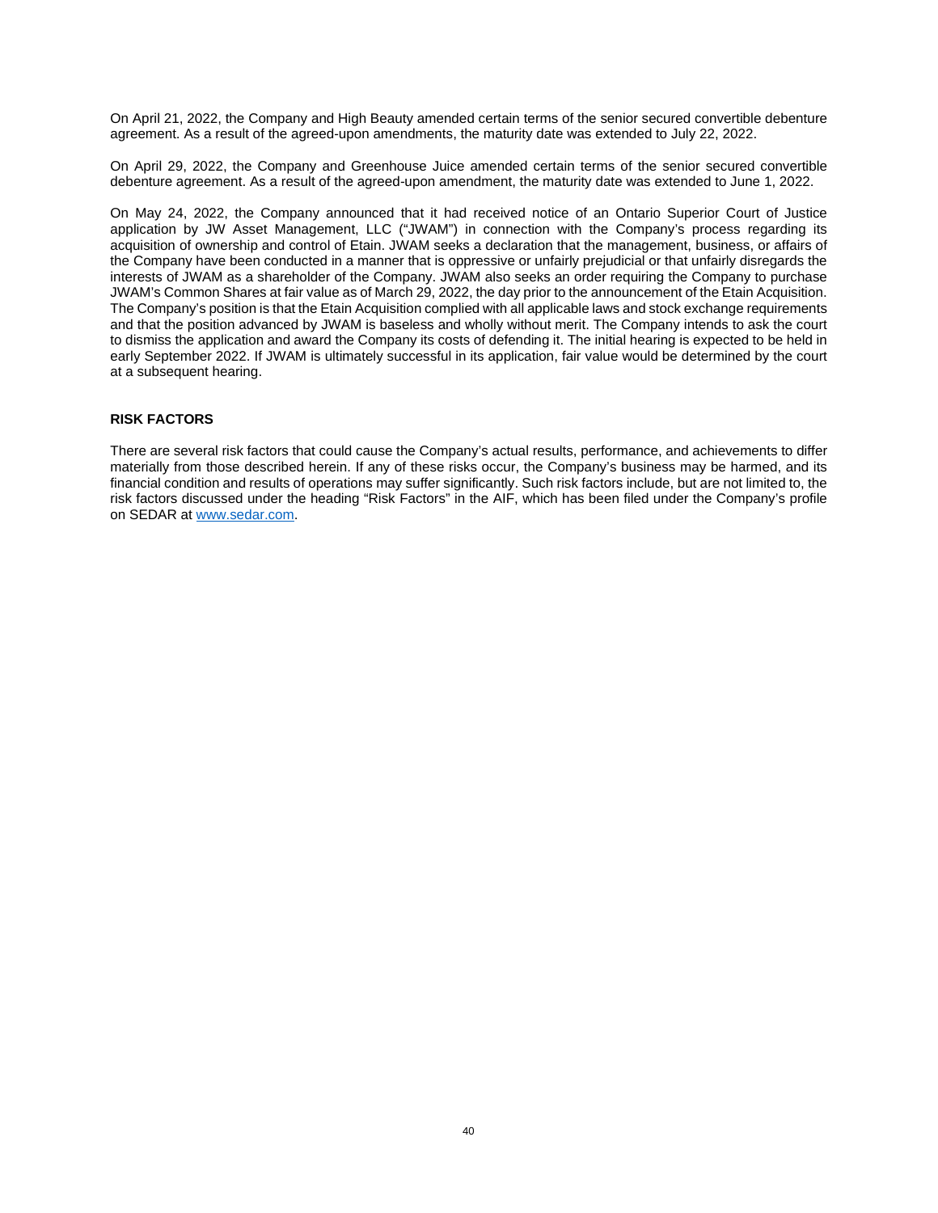On April 21, 2022, the Company and High Beauty amended certain terms of the senior secured convertible debenture agreement. As a result of the agreed-upon amendments, the maturity date was extended to July 22, 2022.

On April 29, 2022, the Company and Greenhouse Juice amended certain terms of the senior secured convertible debenture agreement. As a result of the agreed-upon amendment, the maturity date was extended to June 1, 2022.

On May 24, 2022, the Company announced that it had received notice of an Ontario Superior Court of Justice application by JW Asset Management, LLC ("JWAM") in connection with the Company's process regarding its acquisition of ownership and control of Etain. JWAM seeks a declaration that the management, business, or affairs of the Company have been conducted in a manner that is oppressive or unfairly prejudicial or that unfairly disregards the interests of JWAM as a shareholder of the Company. JWAM also seeks an order requiring the Company to purchase JWAM's Common Shares at fair value as of March 29, 2022, the day prior to the announcement of the Etain Acquisition. The Company's position is that the Etain Acquisition complied with all applicable laws and stock exchange requirements and that the position advanced by JWAM is baseless and wholly without merit. The Company intends to ask the court to dismiss the application and award the Company its costs of defending it. The initial hearing is expected to be held in early September 2022. If JWAM is ultimately successful in its application, fair value would be determined by the court at a subsequent hearing.

## RISK FACTORS

There are several risk factors that could cause the Company's actual results, performance, and achievements to differ materially from those described herein. If any of these risks occur, the Company's business may be harmed, and its financial condition and results of operations may suffer significantly. Such risk factors include, but are not limited to, the risk factors discussed under the heading "Risk Factors" in the AIF, which has been filed under the Company's profile on SEDAR at www.sedar.com.